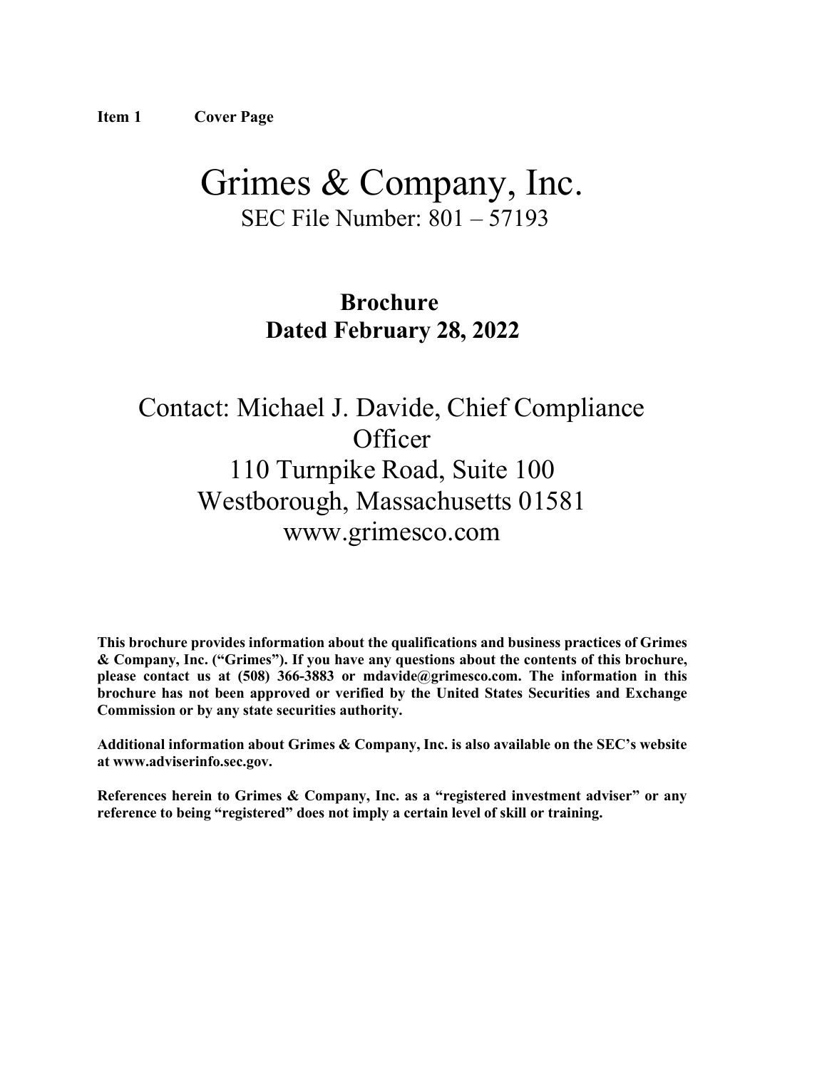**Item 1 Cover Page**

# Grimes & Company, Inc.

SEC File Number: 801 – 57193

## Brochure
## Dated February 28, 2022

Contact: Michael J. Davide, Chief Compliance Officer
110 Turnpike Road, Suite 100
Westborough, Massachusetts 01581
www.grimesco.com

**This brochure provides information about the qualifications and business practices of Grimes & Company, Inc. ("Grimes"). If you have any questions about the contents of this brochure, please contact us at (508) 366-3883 or mdavide@grimesco.com. The information in this brochure has not been approved or verified by the United States Securities and Exchange Commission or by any state securities authority.**

**Additional information about Grimes & Company, Inc. is also available on the SEC's website at www.adviserinfo.sec.gov.**

**References herein to Grimes & Company, Inc. as a "registered investment adviser" or any reference to being "registered" does not imply a certain level of skill or training.**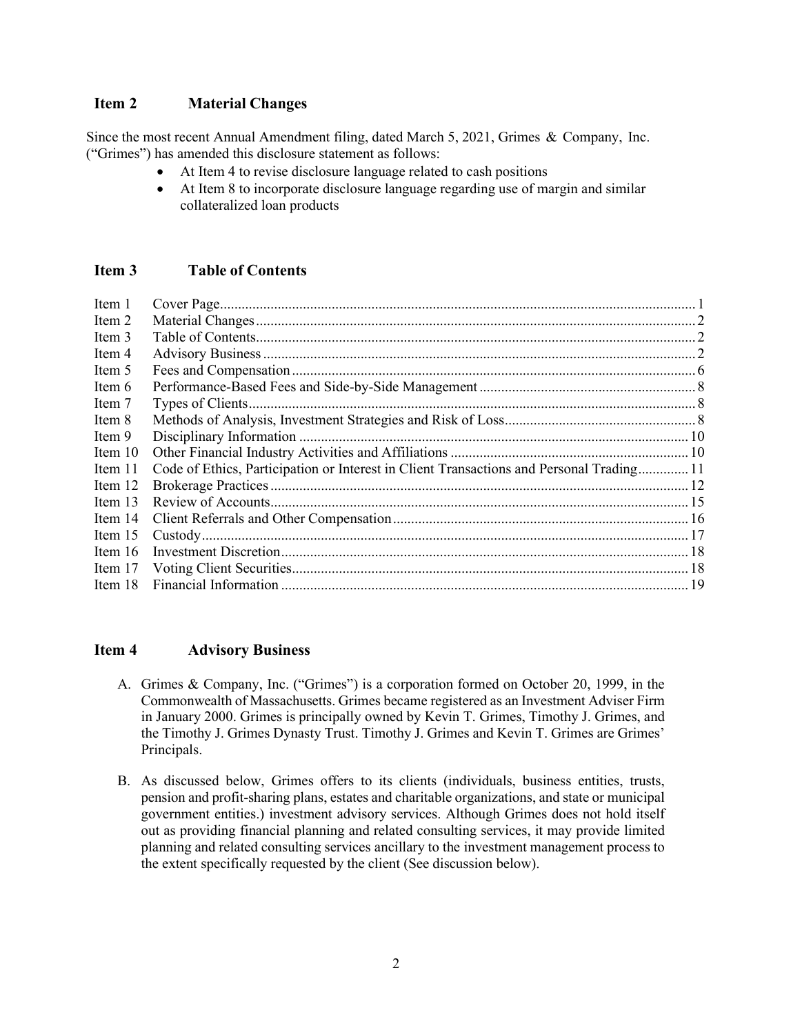## Item 2 Material Changes

Since the most recent Annual Amendment filing, dated March 5, 2021, Grimes & Company, Inc. ("Grimes") has amended this disclosure statement as follows:

- At Item 4 to revise disclosure language related to cash positions
- At Item 8 to incorporate disclosure language regarding use of margin and similar collateralized loan products

## Item 3 Table of Contents

| | | |
|---|---|---|
| Item 1 | Cover Page | 1 |
| Item 2 | Material Changes | 2 |
| Item 3 | Table of Contents | 2 |
| Item 4 | Advisory Business | 2 |
| Item 5 | Fees and Compensation | 6 |
| Item 6 | Performance-Based Fees and Side-by-Side Management | 8 |
| Item 7 | Types of Clients | 8 |
| Item 8 | Methods of Analysis, Investment Strategies and Risk of Loss | 8 |
| Item 9 | Disciplinary Information | 10 |
| Item 10 | Other Financial Industry Activities and Affiliations | 10 |
| Item 11 | Code of Ethics, Participation or Interest in Client Transactions and Personal Trading | 11 |
| Item 12 | Brokerage Practices | 12 |
| Item 13 | Review of Accounts | 15 |
| Item 14 | Client Referrals and Other Compensation | 16 |
| Item 15 | Custody | 17 |
| Item 16 | Investment Discretion | 18 |
| Item 17 | Voting Client Securities | 18 |
| Item 18 | Financial Information | 19 |

## Item 4 Advisory Business

A. Grimes & Company, Inc. ("Grimes") is a corporation formed on October 20, 1999, in the Commonwealth of Massachusetts. Grimes became registered as an Investment Adviser Firm in January 2000. Grimes is principally owned by Kevin T. Grimes, Timothy J. Grimes, and the Timothy J. Grimes Dynasty Trust. Timothy J. Grimes and Kevin T. Grimes are Grimes' Principals.

B. As discussed below, Grimes offers to its clients (individuals, business entities, trusts, pension and profit-sharing plans, estates and charitable organizations, and state or municipal government entities.) investment advisory services. Although Grimes does not hold itself out as providing financial planning and related consulting services, it may provide limited planning and related consulting services ancillary to the investment management process to the extent specifically requested by the client (See discussion below).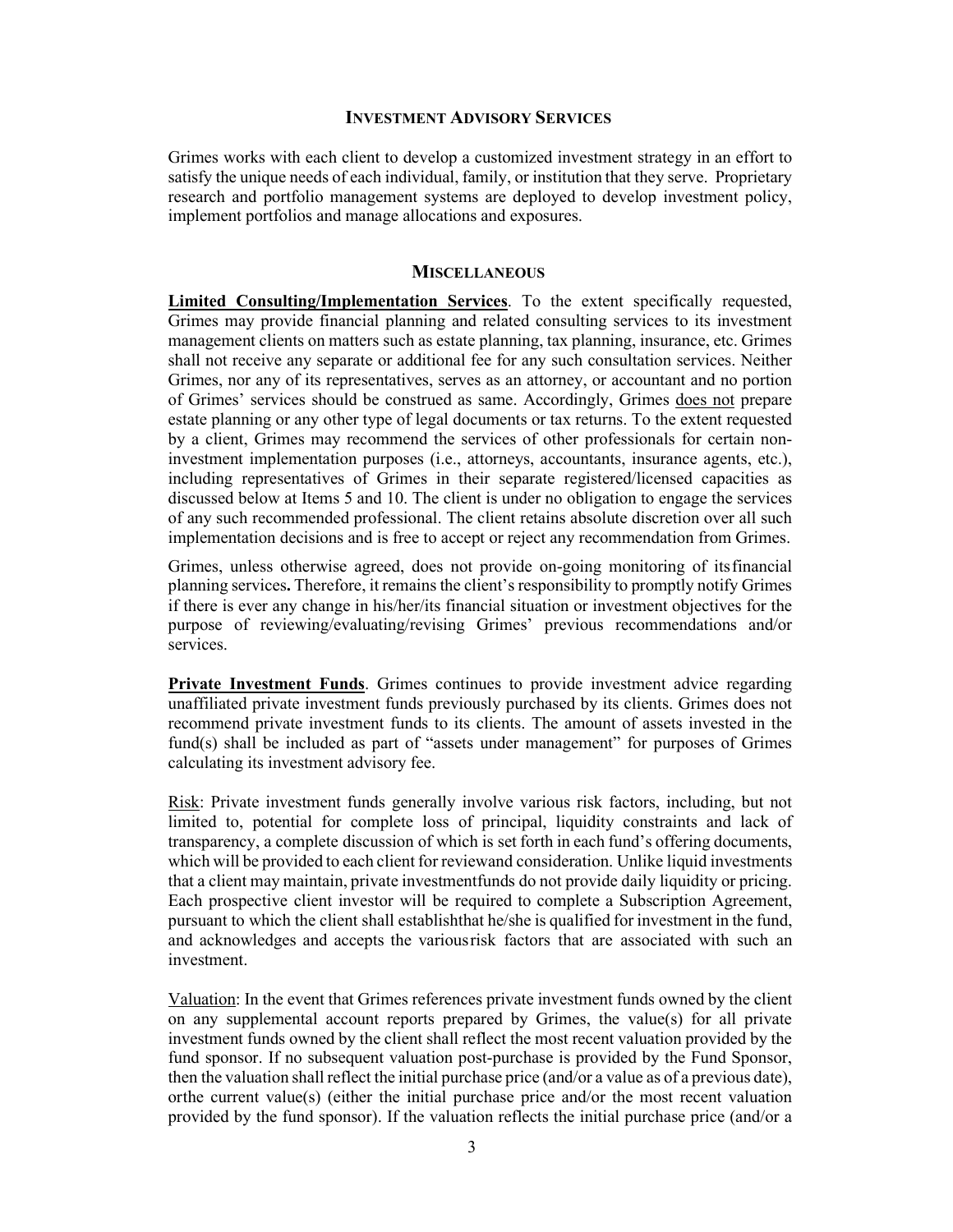## INVESTMENT ADVISORY SERVICES

Grimes works with each client to develop a customized investment strategy in an effort to satisfy the unique needs of each individual, family, or institution that they serve. Proprietary research and portfolio management systems are deployed to develop investment policy, implement portfolios and manage allocations and exposures.

## MISCELLANEOUS

**Limited Consulting/Implementation Services**. To the extent specifically requested, Grimes may provide financial planning and related consulting services to its investment management clients on matters such as estate planning, tax planning, insurance, etc. Grimes shall not receive any separate or additional fee for any such consultation services. Neither Grimes, nor any of its representatives, serves as an attorney, or accountant and no portion of Grimes' services should be construed as same. Accordingly, Grimes does not prepare estate planning or any other type of legal documents or tax returns. To the extent requested by a client, Grimes may recommend the services of other professionals for certain non-investment implementation purposes (i.e., attorneys, accountants, insurance agents, etc.), including representatives of Grimes in their separate registered/licensed capacities as discussed below at Items 5 and 10. The client is under no obligation to engage the services of any such recommended professional. The client retains absolute discretion over all such implementation decisions and is free to accept or reject any recommendation from Grimes.

Grimes, unless otherwise agreed, does not provide on-going monitoring of its financial planning services. Therefore, it remains the client's responsibility to promptly notify Grimes if there is ever any change in his/her/its financial situation or investment objectives for the purpose of reviewing/evaluating/revising Grimes' previous recommendations and/or services.

**Private Investment Funds**. Grimes continues to provide investment advice regarding unaffiliated private investment funds previously purchased by its clients. Grimes does not recommend private investment funds to its clients. The amount of assets invested in the fund(s) shall be included as part of "assets under management" for purposes of Grimes calculating its investment advisory fee.

Risk: Private investment funds generally involve various risk factors, including, but not limited to, potential for complete loss of principal, liquidity constraints and lack of transparency, a complete discussion of which is set forth in each fund's offering documents, which will be provided to each client for review and consideration. Unlike liquid investments that a client may maintain, private investment funds do not provide daily liquidity or pricing. Each prospective client investor will be required to complete a Subscription Agreement, pursuant to which the client shall establish that he/she is qualified for investment in the fund, and acknowledges and accepts the various risk factors that are associated with such an investment.

Valuation: In the event that Grimes references private investment funds owned by the client on any supplemental account reports prepared by Grimes, the value(s) for all private investment funds owned by the client shall reflect the most recent valuation provided by the fund sponsor. If no subsequent valuation post-purchase is provided by the Fund Sponsor, then the valuation shall reflect the initial purchase price (and/or a value as of a previous date), or the current value(s) (either the initial purchase price and/or the most recent valuation provided by the fund sponsor). If the valuation reflects the initial purchase price (and/or a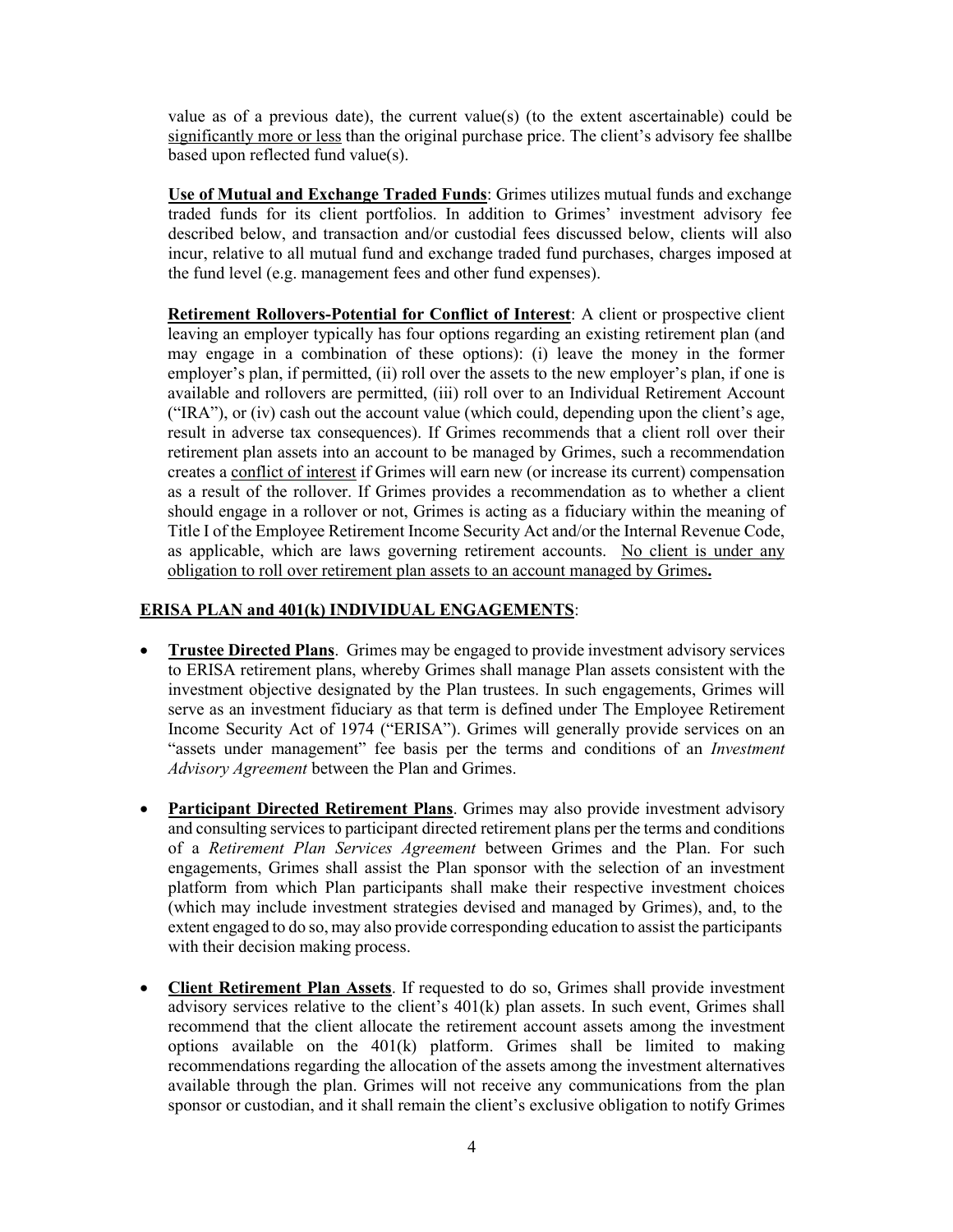value as of a previous date), the current value(s) (to the extent ascertainable) could be significantly more or less than the original purchase price. The client's advisory fee shallbe based upon reflected fund value(s).

**Use of Mutual and Exchange Traded Funds**: Grimes utilizes mutual funds and exchange traded funds for its client portfolios. In addition to Grimes' investment advisory fee described below, and transaction and/or custodial fees discussed below, clients will also incur, relative to all mutual fund and exchange traded fund purchases, charges imposed at the fund level (e.g. management fees and other fund expenses).

**Retirement Rollovers-Potential for Conflict of Interest**: A client or prospective client leaving an employer typically has four options regarding an existing retirement plan (and may engage in a combination of these options): (i) leave the money in the former employer's plan, if permitted, (ii) roll over the assets to the new employer's plan, if one is available and rollovers are permitted, (iii) roll over to an Individual Retirement Account ("IRA"), or (iv) cash out the account value (which could, depending upon the client's age, result in adverse tax consequences). If Grimes recommends that a client roll over their retirement plan assets into an account to be managed by Grimes, such a recommendation creates a conflict of interest if Grimes will earn new (or increase its current) compensation as a result of the rollover. If Grimes provides a recommendation as to whether a client should engage in a rollover or not, Grimes is acting as a fiduciary within the meaning of Title I of the Employee Retirement Income Security Act and/or the Internal Revenue Code, as applicable, which are laws governing retirement accounts. No client is under any obligation to roll over retirement plan assets to an account managed by Grimes**.**

**ERISA PLAN and 401(k) INDIVIDUAL ENGAGEMENTS**:

- **Trustee Directed Plans**. Grimes may be engaged to provide investment advisory services to ERISA retirement plans, whereby Grimes shall manage Plan assets consistent with the investment objective designated by the Plan trustees. In such engagements, Grimes will serve as an investment fiduciary as that term is defined under The Employee Retirement Income Security Act of 1974 ("ERISA"). Grimes will generally provide services on an "assets under management" fee basis per the terms and conditions of an *Investment Advisory Agreement* between the Plan and Grimes.

- **Participant Directed Retirement Plans**. Grimes may also provide investment advisory and consulting services to participant directed retirement plans per the terms and conditions of a *Retirement Plan Services Agreement* between Grimes and the Plan. For such engagements, Grimes shall assist the Plan sponsor with the selection of an investment platform from which Plan participants shall make their respective investment choices (which may include investment strategies devised and managed by Grimes), and, to the extent engaged to do so, may also provide corresponding education to assist the participants with their decision making process.

- **Client Retirement Plan Assets**. If requested to do so, Grimes shall provide investment advisory services relative to the client's 401(k) plan assets. In such event, Grimes shall recommend that the client allocate the retirement account assets among the investment options available on the 401(k) platform. Grimes shall be limited to making recommendations regarding the allocation of the assets among the investment alternatives available through the plan. Grimes will not receive any communications from the plan sponsor or custodian, and it shall remain the client's exclusive obligation to notify Grimes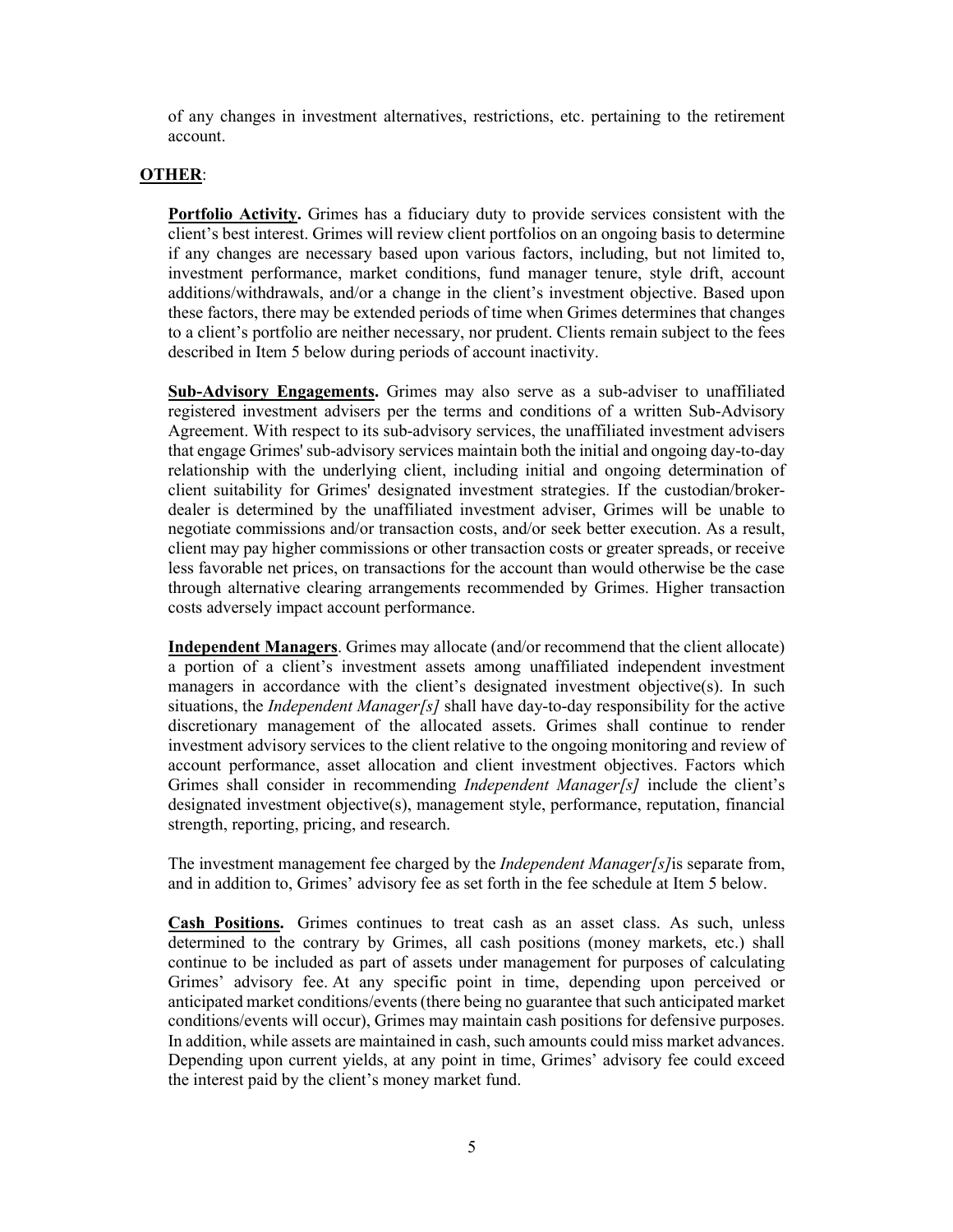of any changes in investment alternatives, restrictions, etc. pertaining to the retirement account.

**OTHER**:

**Portfolio Activity.** Grimes has a fiduciary duty to provide services consistent with the client's best interest. Grimes will review client portfolios on an ongoing basis to determine if any changes are necessary based upon various factors, including, but not limited to, investment performance, market conditions, fund manager tenure, style drift, account additions/withdrawals, and/or a change in the client's investment objective. Based upon these factors, there may be extended periods of time when Grimes determines that changes to a client's portfolio are neither necessary, nor prudent. Clients remain subject to the fees described in Item 5 below during periods of account inactivity.

**Sub-Advisory Engagements.** Grimes may also serve as a sub-adviser to unaffiliated registered investment advisers per the terms and conditions of a written Sub-Advisory Agreement. With respect to its sub-advisory services, the unaffiliated investment advisers that engage Grimes' sub-advisory services maintain both the initial and ongoing day-to-day relationship with the underlying client, including initial and ongoing determination of client suitability for Grimes' designated investment strategies. If the custodian/broker-dealer is determined by the unaffiliated investment adviser, Grimes will be unable to negotiate commissions and/or transaction costs, and/or seek better execution. As a result, client may pay higher commissions or other transaction costs or greater spreads, or receive less favorable net prices, on transactions for the account than would otherwise be the case through alternative clearing arrangements recommended by Grimes. Higher transaction costs adversely impact account performance.

**Independent Managers**. Grimes may allocate (and/or recommend that the client allocate) a portion of a client's investment assets among unaffiliated independent investment managers in accordance with the client's designated investment objective(s). In such situations, the *Independent Manager[s]* shall have day-to-day responsibility for the active discretionary management of the allocated assets. Grimes shall continue to render investment advisory services to the client relative to the ongoing monitoring and review of account performance, asset allocation and client investment objectives. Factors which Grimes shall consider in recommending *Independent Manager[s]* include the client's designated investment objective(s), management style, performance, reputation, financial strength, reporting, pricing, and research.

The investment management fee charged by the *Independent Manager[s]*is separate from, and in addition to, Grimes' advisory fee as set forth in the fee schedule at Item 5 below.

**Cash Positions.** Grimes continues to treat cash as an asset class. As such, unless determined to the contrary by Grimes, all cash positions (money markets, etc.) shall continue to be included as part of assets under management for purposes of calculating Grimes' advisory fee. At any specific point in time, depending upon perceived or anticipated market conditions/events (there being no guarantee that such anticipated market conditions/events will occur), Grimes may maintain cash positions for defensive purposes. In addition, while assets are maintained in cash, such amounts could miss market advances. Depending upon current yields, at any point in time, Grimes' advisory fee could exceed the interest paid by the client's money market fund.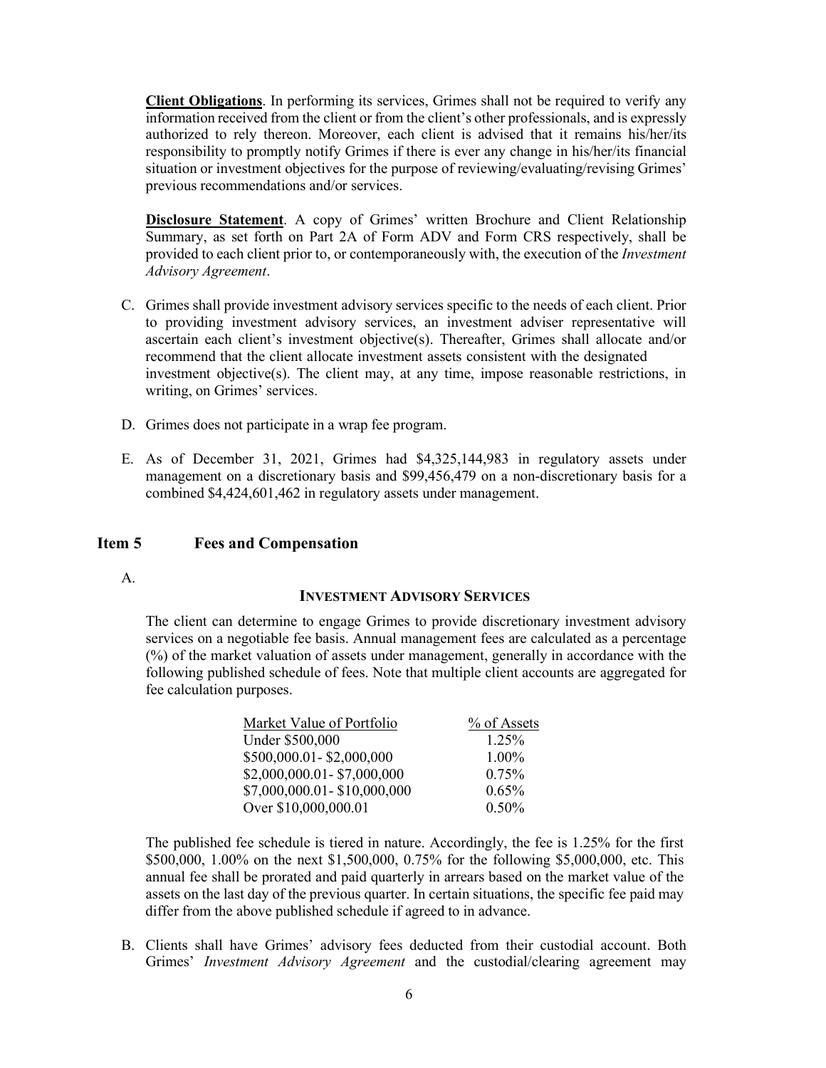**Client Obligations**. In performing its services, Grimes shall not be required to verify any information received from the client or from the client's other professionals, and is expressly authorized to rely thereon. Moreover, each client is advised that it remains his/her/its responsibility to promptly notify Grimes if there is ever any change in his/her/its financial situation or investment objectives for the purpose of reviewing/evaluating/revising Grimes' previous recommendations and/or services.

**Disclosure Statement**. A copy of Grimes' written Brochure and Client Relationship Summary, as set forth on Part 2A of Form ADV and Form CRS respectively, shall be provided to each client prior to, or contemporaneously with, the execution of the *Investment Advisory Agreement*.

C. Grimes shall provide investment advisory services specific to the needs of each client. Prior to providing investment advisory services, an investment adviser representative will ascertain each client's investment objective(s). Thereafter, Grimes shall allocate and/or recommend that the client allocate investment assets consistent with the designated investment objective(s). The client may, at any time, impose reasonable restrictions, in writing, on Grimes' services.

D. Grimes does not participate in a wrap fee program.

E. As of December 31, 2021, Grimes had $4,325,144,983 in regulatory assets under management on a discretionary basis and $99,456,479 on a non-discretionary basis for a combined $4,424,601,462 in regulatory assets under management.

## Item 5 Fees and Compensation

A.

**INVESTMENT ADVISORY SERVICES**

The client can determine to engage Grimes to provide discretionary investment advisory services on a negotiable fee basis. Annual management fees are calculated as a percentage (%) of the market valuation of assets under management, generally in accordance with the following published schedule of fees. Note that multiple client accounts are aggregated for fee calculation purposes.

| Market Value of Portfolio | % of Assets |
|---|---|
| Under $500,000 | 1.25% |
| $500,000.01- $2,000,000 | 1.00% |
| $2,000,000.01- $7,000,000 | 0.75% |
| $7,000,000.01- $10,000,000 | 0.65% |
| Over $10,000,000.01 | 0.50% |

The published fee schedule is tiered in nature. Accordingly, the fee is 1.25% for the first $500,000, 1.00% on the next $1,500,000, 0.75% for the following $5,000,000, etc. This annual fee shall be prorated and paid quarterly in arrears based on the market value of the assets on the last day of the previous quarter. In certain situations, the specific fee paid may differ from the above published schedule if agreed to in advance.

B. Clients shall have Grimes' advisory fees deducted from their custodial account. Both Grimes' *Investment Advisory Agreement* and the custodial/clearing agreement may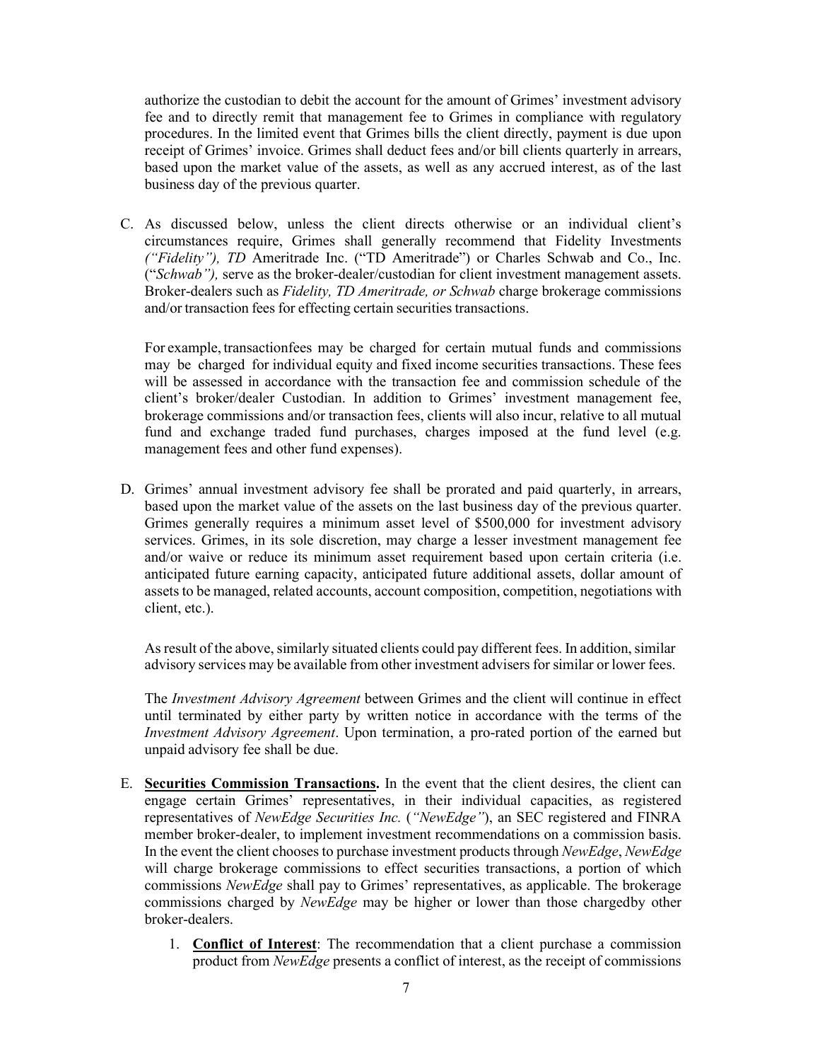authorize the custodian to debit the account for the amount of Grimes' investment advisory fee and to directly remit that management fee to Grimes in compliance with regulatory procedures. In the limited event that Grimes bills the client directly, payment is due upon receipt of Grimes' invoice. Grimes shall deduct fees and/or bill clients quarterly in arrears, based upon the market value of the assets, as well as any accrued interest, as of the last business day of the previous quarter.

C. As discussed below, unless the client directs otherwise or an individual client's circumstances require, Grimes shall generally recommend that Fidelity Investments *("Fidelity"), TD* Ameritrade Inc. ("TD Ameritrade") or Charles Schwab and Co., Inc. ("*Schwab"),* serve as the broker-dealer/custodian for client investment management assets. Broker-dealers such as *Fidelity, TD Ameritrade, or Schwab* charge brokerage commissions and/or transaction fees for effecting certain securities transactions.

   For example, transactionfees may be charged for certain mutual funds and commissions may be charged for individual equity and fixed income securities transactions. These fees will be assessed in accordance with the transaction fee and commission schedule of the client's broker/dealer Custodian. In addition to Grimes' investment management fee, brokerage commissions and/or transaction fees, clients will also incur, relative to all mutual fund and exchange traded fund purchases, charges imposed at the fund level (e.g. management fees and other fund expenses).

D. Grimes' annual investment advisory fee shall be prorated and paid quarterly, in arrears, based upon the market value of the assets on the last business day of the previous quarter. Grimes generally requires a minimum asset level of $500,000 for investment advisory services. Grimes, in its sole discretion, may charge a lesser investment management fee and/or waive or reduce its minimum asset requirement based upon certain criteria (i.e. anticipated future earning capacity, anticipated future additional assets, dollar amount of assets to be managed, related accounts, account composition, competition, negotiations with client, etc.).

   As result of the above, similarly situated clients could pay different fees. In addition, similar advisory services may be available from other investment advisers for similar or lower fees.

   The *Investment Advisory Agreement* between Grimes and the client will continue in effect until terminated by either party by written notice in accordance with the terms of the *Investment Advisory Agreement*. Upon termination, a pro-rated portion of the earned but unpaid advisory fee shall be due.

E. **Securities Commission Transactions.** In the event that the client desires, the client can engage certain Grimes' representatives, in their individual capacities, as registered representatives of *NewEdge Securities Inc.* (*"NewEdge"*), an SEC registered and FINRA member broker-dealer, to implement investment recommendations on a commission basis. In the event the client chooses to purchase investment products through *NewEdge*, *NewEdge* will charge brokerage commissions to effect securities transactions, a portion of which commissions *NewEdge* shall pay to Grimes' representatives, as applicable. The brokerage commissions charged by *NewEdge* may be higher or lower than those chargedby other broker-dealers.

   1. **Conflict of Interest**: The recommendation that a client purchase a commission product from *NewEdge* presents a conflict of interest, as the receipt of commissions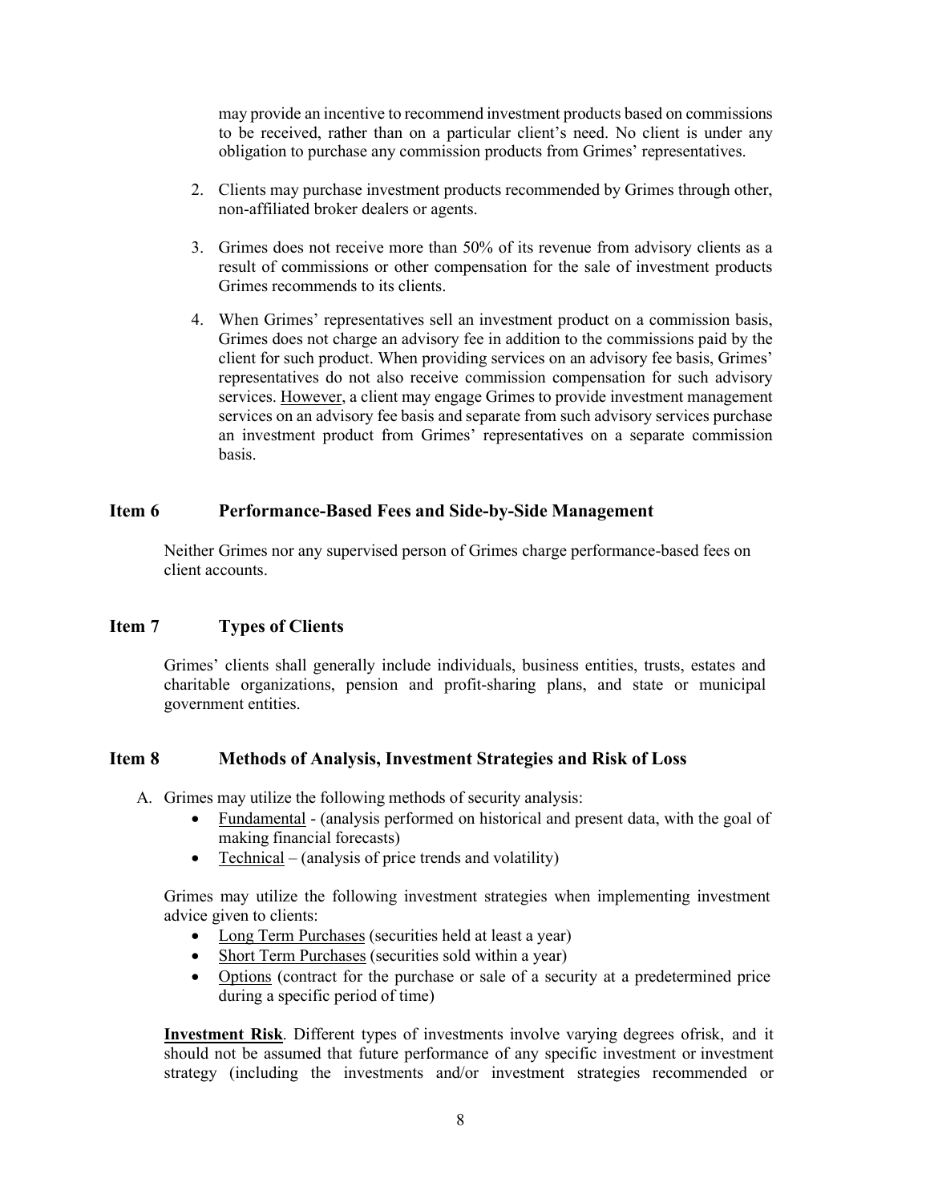may provide an incentive to recommend investment products based on commissions to be received, rather than on a particular client's need. No client is under any obligation to purchase any commission products from Grimes' representatives.

2. Clients may purchase investment products recommended by Grimes through other, non-affiliated broker dealers or agents.

3. Grimes does not receive more than 50% of its revenue from advisory clients as a result of commissions or other compensation for the sale of investment products Grimes recommends to its clients.

4. When Grimes' representatives sell an investment product on a commission basis, Grimes does not charge an advisory fee in addition to the commissions paid by the client for such product. When providing services on an advisory fee basis, Grimes' representatives do not also receive commission compensation for such advisory services. <u>However</u>, a client may engage Grimes to provide investment management services on an advisory fee basis and separate from such advisory services purchase an investment product from Grimes' representatives on a separate commission basis.

## Item 6 Performance-Based Fees and Side-by-Side Management

Neither Grimes nor any supervised person of Grimes charge performance-based fees on client accounts.

## Item 7 Types of Clients

Grimes' clients shall generally include individuals, business entities, trusts, estates and charitable organizations, pension and profit-sharing plans, and state or municipal government entities.

## Item 8 Methods of Analysis, Investment Strategies and Risk of Loss

A. Grimes may utilize the following methods of security analysis:
   - <u>Fundamental</u> - (analysis performed on historical and present data, with the goal of making financial forecasts)
   - <u>Technical</u> – (analysis of price trends and volatility)

   Grimes may utilize the following investment strategies when implementing investment advice given to clients:
   - <u>Long Term Purchases</u> (securities held at least a year)
   - <u>Short Term Purchases</u> (securities sold within a year)
   - <u>Options</u> (contract for the purchase or sale of a security at a predetermined price during a specific period of time)

   **<u>Investment Risk</u>**. Different types of investments involve varying degrees ofrisk, and it should not be assumed that future performance of any specific investment or investment strategy (including the investments and/or investment strategies recommended or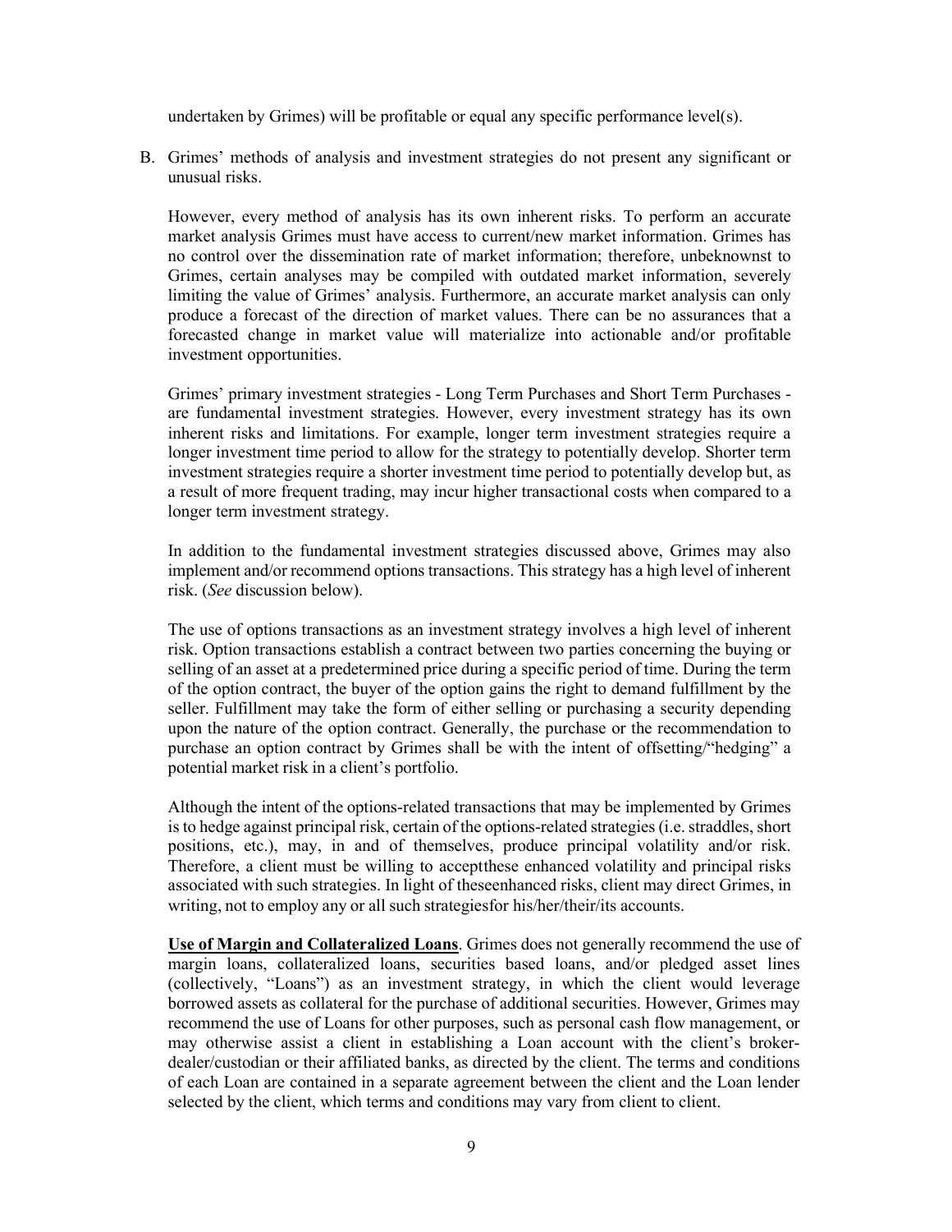undertaken by Grimes) will be profitable or equal any specific performance level(s).

B. Grimes' methods of analysis and investment strategies do not present any significant or unusual risks.

   However, every method of analysis has its own inherent risks. To perform an accurate market analysis Grimes must have access to current/new market information. Grimes has no control over the dissemination rate of market information; therefore, unbeknownst to Grimes, certain analyses may be compiled with outdated market information, severely limiting the value of Grimes' analysis. Furthermore, an accurate market analysis can only produce a forecast of the direction of market values. There can be no assurances that a forecasted change in market value will materialize into actionable and/or profitable investment opportunities.

   Grimes' primary investment strategies - Long Term Purchases and Short Term Purchases - are fundamental investment strategies. However, every investment strategy has its own inherent risks and limitations. For example, longer term investment strategies require a longer investment time period to allow for the strategy to potentially develop. Shorter term investment strategies require a shorter investment time period to potentially develop but, as a result of more frequent trading, may incur higher transactional costs when compared to a longer term investment strategy.

   In addition to the fundamental investment strategies discussed above, Grimes may also implement and/or recommend options transactions. This strategy has a high level of inherent risk. (*See* discussion below).

   The use of options transactions as an investment strategy involves a high level of inherent risk. Option transactions establish a contract between two parties concerning the buying or selling of an asset at a predetermined price during a specific period of time. During the term of the option contract, the buyer of the option gains the right to demand fulfillment by the seller. Fulfillment may take the form of either selling or purchasing a security depending upon the nature of the option contract. Generally, the purchase or the recommendation to purchase an option contract by Grimes shall be with the intent of offsetting/"hedging" a potential market risk in a client's portfolio.

   Although the intent of the options-related transactions that may be implemented by Grimes is to hedge against principal risk, certain of the options-related strategies (i.e. straddles, short positions, etc.), may, in and of themselves, produce principal volatility and/or risk. Therefore, a client must be willing to acceptthese enhanced volatility and principal risks associated with such strategies. In light of theseenhanced risks, client may direct Grimes, in writing, not to employ any or all such strategiesfor his/her/their/its accounts.

   **Use of Margin and Collateralized Loans**. Grimes does not generally recommend the use of margin loans, collateralized loans, securities based loans, and/or pledged asset lines (collectively, "Loans") as an investment strategy, in which the client would leverage borrowed assets as collateral for the purchase of additional securities. However, Grimes may recommend the use of Loans for other purposes, such as personal cash flow management, or may otherwise assist a client in establishing a Loan account with the client's broker-dealer/custodian or their affiliated banks, as directed by the client. The terms and conditions of each Loan are contained in a separate agreement between the client and the Loan lender selected by the client, which terms and conditions may vary from client to client.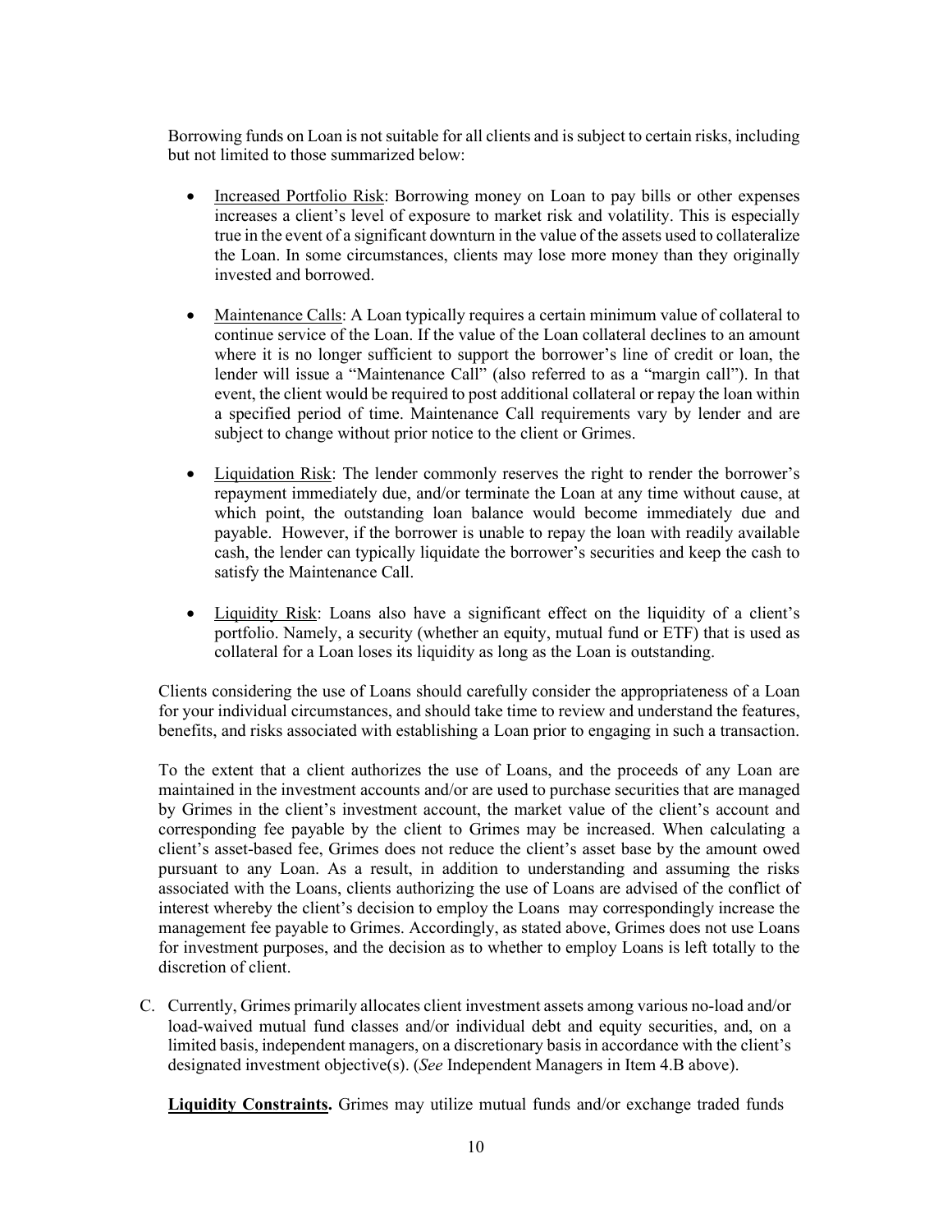Borrowing funds on Loan is not suitable for all clients and is subject to certain risks, including but not limited to those summarized below:

- Increased Portfolio Risk: Borrowing money on Loan to pay bills or other expenses increases a client's level of exposure to market risk and volatility. This is especially true in the event of a significant downturn in the value of the assets used to collateralize the Loan. In some circumstances, clients may lose more money than they originally invested and borrowed.

- Maintenance Calls: A Loan typically requires a certain minimum value of collateral to continue service of the Loan. If the value of the Loan collateral declines to an amount where it is no longer sufficient to support the borrower's line of credit or loan, the lender will issue a "Maintenance Call" (also referred to as a "margin call"). In that event, the client would be required to post additional collateral or repay the loan within a specified period of time. Maintenance Call requirements vary by lender and are subject to change without prior notice to the client or Grimes.

- Liquidation Risk: The lender commonly reserves the right to render the borrower's repayment immediately due, and/or terminate the Loan at any time without cause, at which point, the outstanding loan balance would become immediately due and payable. However, if the borrower is unable to repay the loan with readily available cash, the lender can typically liquidate the borrower's securities and keep the cash to satisfy the Maintenance Call.

- Liquidity Risk: Loans also have a significant effect on the liquidity of a client's portfolio. Namely, a security (whether an equity, mutual fund or ETF) that is used as collateral for a Loan loses its liquidity as long as the Loan is outstanding.

Clients considering the use of Loans should carefully consider the appropriateness of a Loan for your individual circumstances, and should take time to review and understand the features, benefits, and risks associated with establishing a Loan prior to engaging in such a transaction.

To the extent that a client authorizes the use of Loans, and the proceeds of any Loan are maintained in the investment accounts and/or are used to purchase securities that are managed by Grimes in the client's investment account, the market value of the client's account and corresponding fee payable by the client to Grimes may be increased. When calculating a client's asset-based fee, Grimes does not reduce the client's asset base by the amount owed pursuant to any Loan. As a result, in addition to understanding and assuming the risks associated with the Loans, clients authorizing the use of Loans are advised of the conflict of interest whereby the client's decision to employ the Loans may correspondingly increase the management fee payable to Grimes. Accordingly, as stated above, Grimes does not use Loans for investment purposes, and the decision as to whether to employ Loans is left totally to the discretion of client.

C. Currently, Grimes primarily allocates client investment assets among various no-load and/or load-waived mutual fund classes and/or individual debt and equity securities, and, on a limited basis, independent managers, on a discretionary basis in accordance with the client's designated investment objective(s). (*See* Independent Managers in Item 4.B above).

**Liquidity Constraints.** Grimes may utilize mutual funds and/or exchange traded funds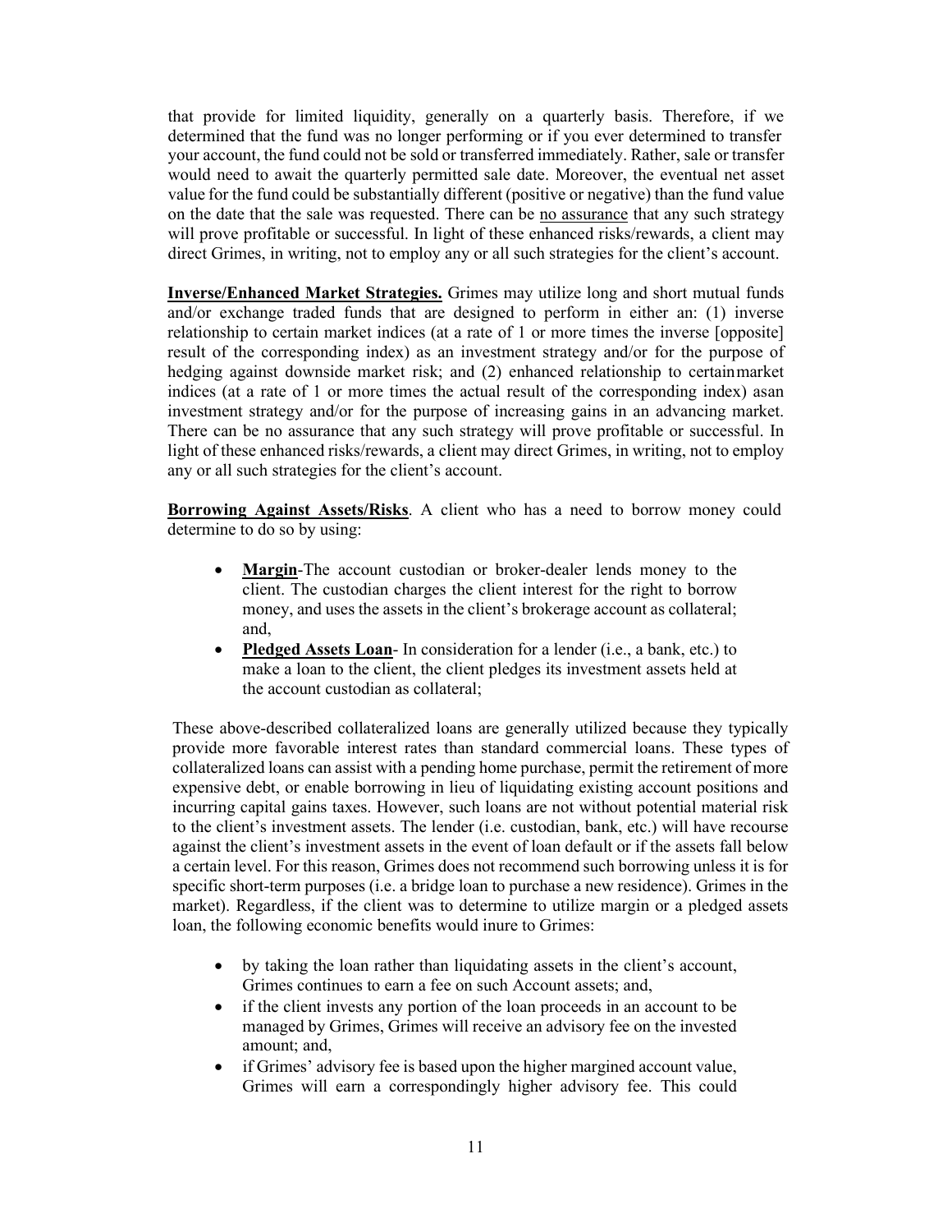that provide for limited liquidity, generally on a quarterly basis. Therefore, if we determined that the fund was no longer performing or if you ever determined to transfer your account, the fund could not be sold or transferred immediately. Rather, sale or transfer would need to await the quarterly permitted sale date. Moreover, the eventual net asset value for the fund could be substantially different (positive or negative) than the fund value on the date that the sale was requested. There can be no assurance that any such strategy will prove profitable or successful. In light of these enhanced risks/rewards, a client may direct Grimes, in writing, not to employ any or all such strategies for the client's account.

**Inverse/Enhanced Market Strategies.** Grimes may utilize long and short mutual funds and/or exchange traded funds that are designed to perform in either an: (1) inverse relationship to certain market indices (at a rate of 1 or more times the inverse [opposite] result of the corresponding index) as an investment strategy and/or for the purpose of hedging against downside market risk; and (2) enhanced relationship to certainmarket indices (at a rate of 1 or more times the actual result of the corresponding index) asan investment strategy and/or for the purpose of increasing gains in an advancing market. There can be no assurance that any such strategy will prove profitable or successful. In light of these enhanced risks/rewards, a client may direct Grimes, in writing, not to employ any or all such strategies for the client's account.

**Borrowing Against Assets/Risks**. A client who has a need to borrow money could determine to do so by using:

- **Margin**-The account custodian or broker-dealer lends money to the client. The custodian charges the client interest for the right to borrow money, and uses the assets in the client's brokerage account as collateral; and,
- **Pledged Assets Loan**- In consideration for a lender (i.e., a bank, etc.) to make a loan to the client, the client pledges its investment assets held at the account custodian as collateral;

These above-described collateralized loans are generally utilized because they typically provide more favorable interest rates than standard commercial loans. These types of collateralized loans can assist with a pending home purchase, permit the retirement of more expensive debt, or enable borrowing in lieu of liquidating existing account positions and incurring capital gains taxes. However, such loans are not without potential material risk to the client's investment assets. The lender (i.e. custodian, bank, etc.) will have recourse against the client's investment assets in the event of loan default or if the assets fall below a certain level. For this reason, Grimes does not recommend such borrowing unless it is for specific short-term purposes (i.e. a bridge loan to purchase a new residence). Grimes in the market). Regardless, if the client was to determine to utilize margin or a pledged assets loan, the following economic benefits would inure to Grimes:

- by taking the loan rather than liquidating assets in the client's account, Grimes continues to earn a fee on such Account assets; and,
- if the client invests any portion of the loan proceeds in an account to be managed by Grimes, Grimes will receive an advisory fee on the invested amount; and,
- if Grimes' advisory fee is based upon the higher margined account value, Grimes will earn a correspondingly higher advisory fee. This could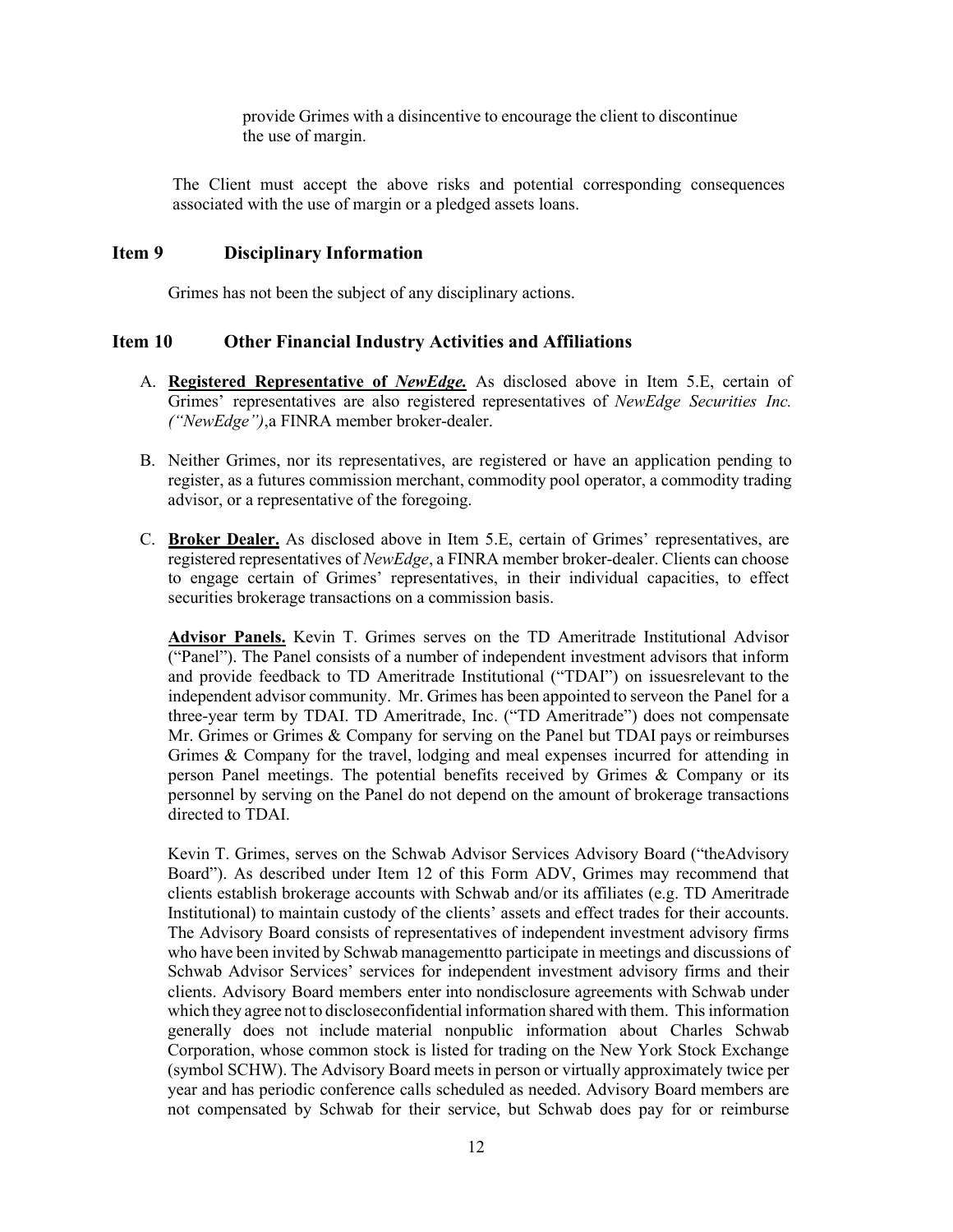provide Grimes with a disincentive to encourage the client to discontinue the use of margin.

The Client must accept the above risks and potential corresponding consequences associated with the use of margin or a pledged assets loans.

## Item 9 Disciplinary Information

Grimes has not been the subject of any disciplinary actions.

## Item 10 Other Financial Industry Activities and Affiliations

A. **Registered Representative of *NewEdge.*** As disclosed above in Item 5.E, certain of Grimes' representatives are also registered representatives of *NewEdge Securities Inc. ("NewEdge")*,a FINRA member broker-dealer.

B. Neither Grimes, nor its representatives, are registered or have an application pending to register, as a futures commission merchant, commodity pool operator, a commodity trading advisor, or a representative of the foregoing.

C. **Broker Dealer.** As disclosed above in Item 5.E, certain of Grimes' representatives, are registered representatives of *NewEdge*, a FINRA member broker-dealer. Clients can choose to engage certain of Grimes' representatives, in their individual capacities, to effect securities brokerage transactions on a commission basis.

   **Advisor Panels.** Kevin T. Grimes serves on the TD Ameritrade Institutional Advisor ("Panel"). The Panel consists of a number of independent investment advisors that inform and provide feedback to TD Ameritrade Institutional ("TDAI") on issuesrelevant to the independent advisor community. Mr. Grimes has been appointed to serveon the Panel for a three-year term by TDAI. TD Ameritrade, Inc. ("TD Ameritrade") does not compensate Mr. Grimes or Grimes & Company for serving on the Panel but TDAI pays or reimburses Grimes & Company for the travel, lodging and meal expenses incurred for attending in person Panel meetings. The potential benefits received by Grimes & Company or its personnel by serving on the Panel do not depend on the amount of brokerage transactions directed to TDAI.

   Kevin T. Grimes, serves on the Schwab Advisor Services Advisory Board ("theAdvisory Board"). As described under Item 12 of this Form ADV, Grimes may recommend that clients establish brokerage accounts with Schwab and/or its affiliates (e.g. TD Ameritrade Institutional) to maintain custody of the clients' assets and effect trades for their accounts. The Advisory Board consists of representatives of independent investment advisory firms who have been invited by Schwab managementto participate in meetings and discussions of Schwab Advisor Services' services for independent investment advisory firms and their clients. Advisory Board members enter into nondisclosure agreements with Schwab under which they agree not to discloseconfidential information shared with them. This information generally does not include material nonpublic information about Charles Schwab Corporation, whose common stock is listed for trading on the New York Stock Exchange (symbol SCHW). The Advisory Board meets in person or virtually approximately twice per year and has periodic conference calls scheduled as needed. Advisory Board members are not compensated by Schwab for their service, but Schwab does pay for or reimburse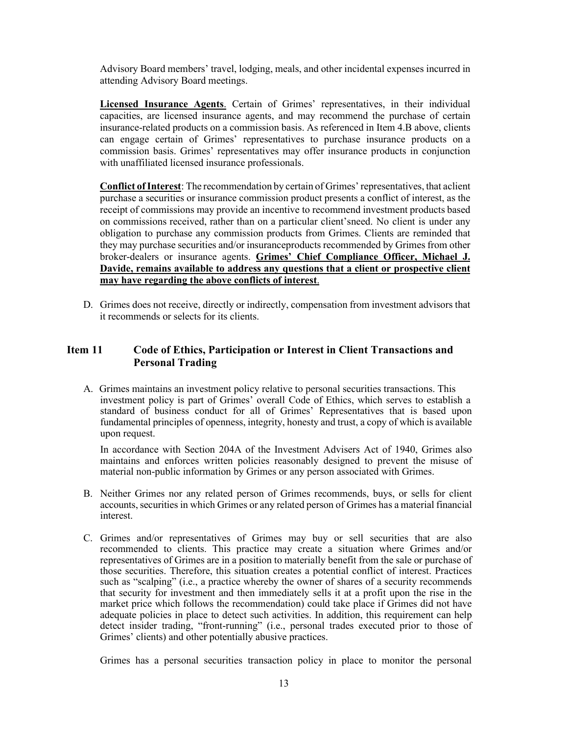Advisory Board members' travel, lodging, meals, and other incidental expenses incurred in attending Advisory Board meetings.

**Licensed Insurance Agents**. Certain of Grimes' representatives, in their individual capacities, are licensed insurance agents, and may recommend the purchase of certain insurance-related products on a commission basis. As referenced in Item 4.B above, clients can engage certain of Grimes' representatives to purchase insurance products on a commission basis. Grimes' representatives may offer insurance products in conjunction with unaffiliated licensed insurance professionals.

**Conflict of Interest**: The recommendation by certain of Grimes' representatives, that aclient purchase a securities or insurance commission product presents a conflict of interest, as the receipt of commissions may provide an incentive to recommend investment products based on commissions received, rather than on a particular client'sneed. No client is under any obligation to purchase any commission products from Grimes. Clients are reminded that they may purchase securities and/or insuranceproducts recommended by Grimes from other broker-dealers or insurance agents. **Grimes' Chief Compliance Officer, Michael J. Davide, remains available to address any questions that a client or prospective client may have regarding the above conflicts of interest**.

D. Grimes does not receive, directly or indirectly, compensation from investment advisors that it recommends or selects for its clients.

## Item 11 Code of Ethics, Participation or Interest in Client Transactions and Personal Trading

A. Grimes maintains an investment policy relative to personal securities transactions. This investment policy is part of Grimes' overall Code of Ethics, which serves to establish a standard of business conduct for all of Grimes' Representatives that is based upon fundamental principles of openness, integrity, honesty and trust, a copy of which is available upon request.

In accordance with Section 204A of the Investment Advisers Act of 1940, Grimes also maintains and enforces written policies reasonably designed to prevent the misuse of material non-public information by Grimes or any person associated with Grimes.

B. Neither Grimes nor any related person of Grimes recommends, buys, or sells for client accounts, securities in which Grimes or any related person of Grimes has a material financial interest.

C. Grimes and/or representatives of Grimes may buy or sell securities that are also recommended to clients. This practice may create a situation where Grimes and/or representatives of Grimes are in a position to materially benefit from the sale or purchase of those securities. Therefore, this situation creates a potential conflict of interest. Practices such as "scalping" (i.e., a practice whereby the owner of shares of a security recommends that security for investment and then immediately sells it at a profit upon the rise in the market price which follows the recommendation) could take place if Grimes did not have adequate policies in place to detect such activities. In addition, this requirement can help detect insider trading, "front-running" (i.e., personal trades executed prior to those of Grimes' clients) and other potentially abusive practices.

Grimes has a personal securities transaction policy in place to monitor the personal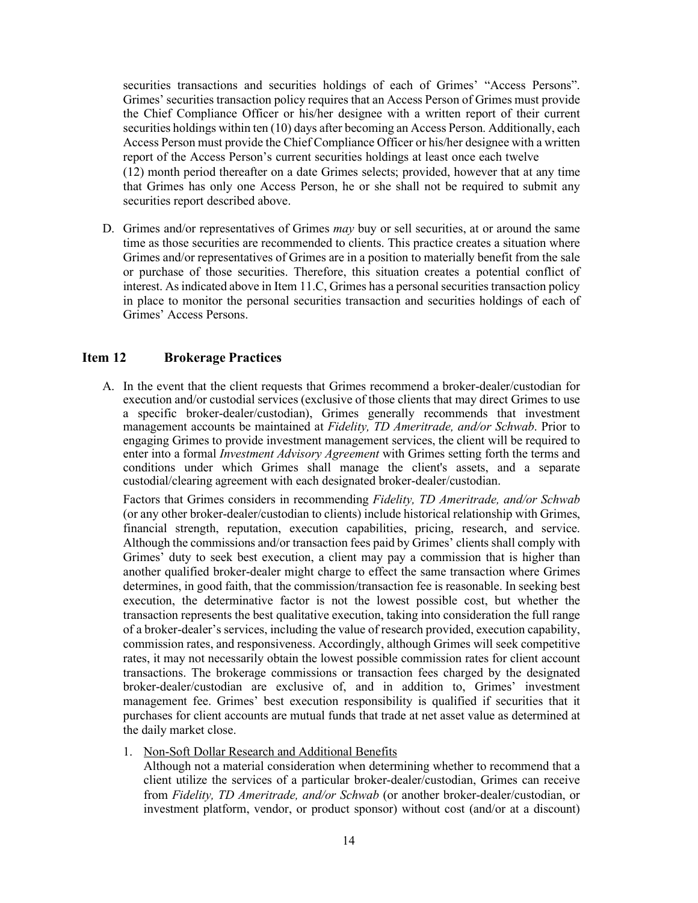securities transactions and securities holdings of each of Grimes' "Access Persons". Grimes' securities transaction policy requires that an Access Person of Grimes must provide the Chief Compliance Officer or his/her designee with a written report of their current securities holdings within ten (10) days after becoming an Access Person. Additionally, each Access Person must provide the Chief Compliance Officer or his/her designee with a written report of the Access Person's current securities holdings at least once each twelve (12) month period thereafter on a date Grimes selects; provided, however that at any time that Grimes has only one Access Person, he or she shall not be required to submit any securities report described above.

D. Grimes and/or representatives of Grimes *may* buy or sell securities, at or around the same time as those securities are recommended to clients. This practice creates a situation where Grimes and/or representatives of Grimes are in a position to materially benefit from the sale or purchase of those securities. Therefore, this situation creates a potential conflict of interest. As indicated above in Item 11.C, Grimes has a personal securities transaction policy in place to monitor the personal securities transaction and securities holdings of each of Grimes' Access Persons.

## Item 12 Brokerage Practices

A. In the event that the client requests that Grimes recommend a broker-dealer/custodian for execution and/or custodial services (exclusive of those clients that may direct Grimes to use a specific broker-dealer/custodian), Grimes generally recommends that investment management accounts be maintained at *Fidelity, TD Ameritrade, and/or Schwab*. Prior to engaging Grimes to provide investment management services, the client will be required to enter into a formal *Investment Advisory Agreement* with Grimes setting forth the terms and conditions under which Grimes shall manage the client's assets, and a separate custodial/clearing agreement with each designated broker-dealer/custodian.

Factors that Grimes considers in recommending *Fidelity, TD Ameritrade, and/or Schwab* (or any other broker-dealer/custodian to clients) include historical relationship with Grimes, financial strength, reputation, execution capabilities, pricing, research, and service. Although the commissions and/or transaction fees paid by Grimes' clients shall comply with Grimes' duty to seek best execution, a client may pay a commission that is higher than another qualified broker-dealer might charge to effect the same transaction where Grimes determines, in good faith, that the commission/transaction fee is reasonable. In seeking best execution, the determinative factor is not the lowest possible cost, but whether the transaction represents the best qualitative execution, taking into consideration the full range of a broker-dealer's services, including the value of research provided, execution capability, commission rates, and responsiveness. Accordingly, although Grimes will seek competitive rates, it may not necessarily obtain the lowest possible commission rates for client account transactions. The brokerage commissions or transaction fees charged by the designated broker-dealer/custodian are exclusive of, and in addition to, Grimes' investment management fee. Grimes' best execution responsibility is qualified if securities that it purchases for client accounts are mutual funds that trade at net asset value as determined at the daily market close.

1. Non-Soft Dollar Research and Additional Benefits

   Although not a material consideration when determining whether to recommend that a client utilize the services of a particular broker-dealer/custodian, Grimes can receive from *Fidelity, TD Ameritrade, and/or Schwab* (or another broker-dealer/custodian, or investment platform, vendor, or product sponsor) without cost (and/or at a discount)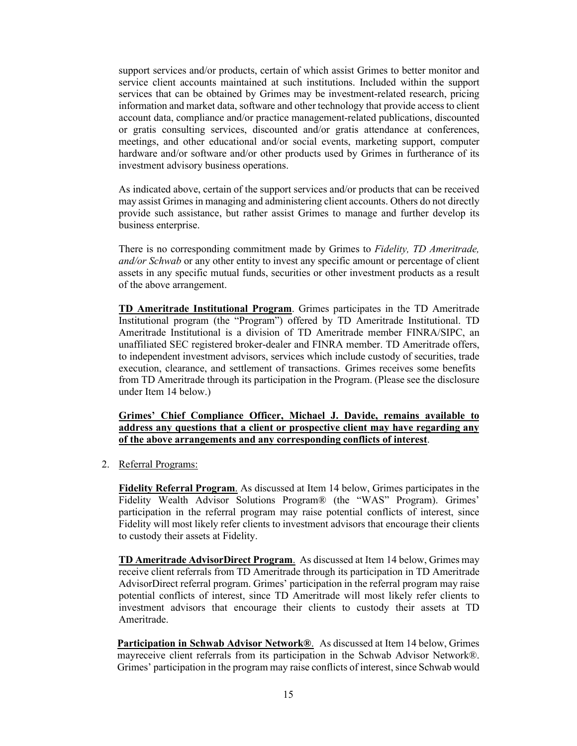support services and/or products, certain of which assist Grimes to better monitor and service client accounts maintained at such institutions. Included within the support services that can be obtained by Grimes may be investment-related research, pricing information and market data, software and other technology that provide access to client account data, compliance and/or practice management-related publications, discounted or gratis consulting services, discounted and/or gratis attendance at conferences, meetings, and other educational and/or social events, marketing support, computer hardware and/or software and/or other products used by Grimes in furtherance of its investment advisory business operations.

As indicated above, certain of the support services and/or products that can be received may assist Grimes in managing and administering client accounts. Others do not directly provide such assistance, but rather assist Grimes to manage and further develop its business enterprise.

There is no corresponding commitment made by Grimes to *Fidelity, TD Ameritrade, and/or Schwab* or any other entity to invest any specific amount or percentage of client assets in any specific mutual funds, securities or other investment products as a result of the above arrangement.

**TD Ameritrade Institutional Program**. Grimes participates in the TD Ameritrade Institutional program (the "Program") offered by TD Ameritrade Institutional. TD Ameritrade Institutional is a division of TD Ameritrade member FINRA/SIPC, an unaffiliated SEC registered broker-dealer and FINRA member. TD Ameritrade offers, to independent investment advisors, services which include custody of securities, trade execution, clearance, and settlement of transactions. Grimes receives some benefits from TD Ameritrade through its participation in the Program. (Please see the disclosure under Item 14 below.)

**Grimes' Chief Compliance Officer, Michael J. Davide, remains available to address any questions that a client or prospective client may have regarding any of the above arrangements and any corresponding conflicts of interest**.

2. Referral Programs:

**Fidelity Referral Program**. As discussed at Item 14 below, Grimes participates in the Fidelity Wealth Advisor Solutions Program® (the "WAS" Program). Grimes' participation in the referral program may raise potential conflicts of interest, since Fidelity will most likely refer clients to investment advisors that encourage their clients to custody their assets at Fidelity.

**TD Ameritrade AdvisorDirect Program**. As discussed at Item 14 below, Grimes may receive client referrals from TD Ameritrade through its participation in TD Ameritrade AdvisorDirect referral program. Grimes' participation in the referral program may raise potential conflicts of interest, since TD Ameritrade will most likely refer clients to investment advisors that encourage their clients to custody their assets at TD Ameritrade.

**Participation in Schwab Advisor Network®**. As discussed at Item 14 below, Grimes mayreceive client referrals from its participation in the Schwab Advisor Network®. Grimes' participation in the program may raise conflicts of interest, since Schwab would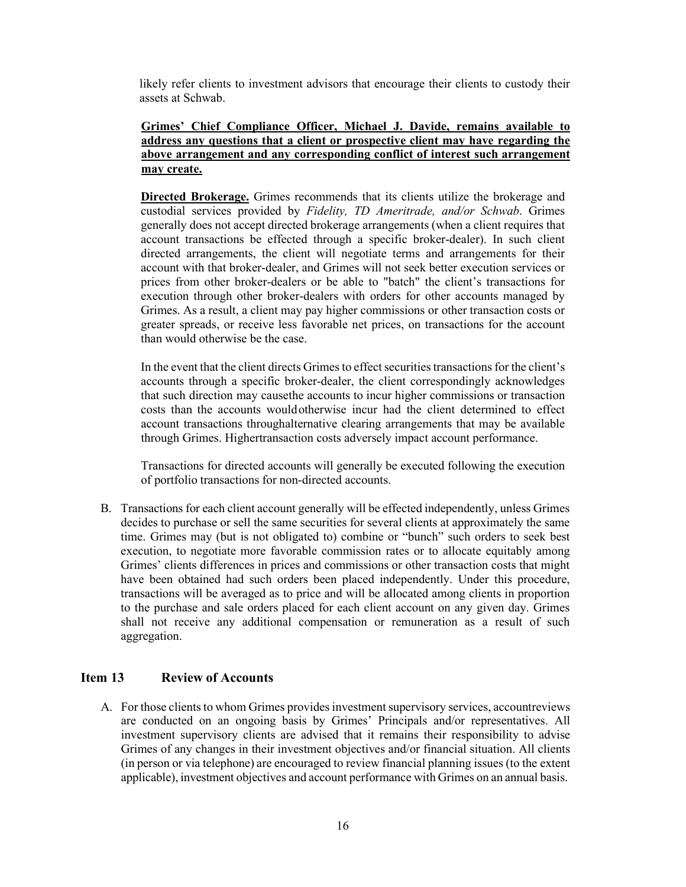likely refer clients to investment advisors that encourage their clients to custody their assets at Schwab.

**Grimes' Chief Compliance Officer, Michael J. Davide, remains available to address any questions that a client or prospective client may have regarding the above arrangement and any corresponding conflict of interest such arrangement may create.**

**Directed Brokerage.** Grimes recommends that its clients utilize the brokerage and custodial services provided by *Fidelity, TD Ameritrade, and/or Schwab*. Grimes generally does not accept directed brokerage arrangements (when a client requires that account transactions be effected through a specific broker-dealer). In such client directed arrangements, the client will negotiate terms and arrangements for their account with that broker-dealer, and Grimes will not seek better execution services or prices from other broker-dealers or be able to "batch" the client's transactions for execution through other broker-dealers with orders for other accounts managed by Grimes. As a result, a client may pay higher commissions or other transaction costs or greater spreads, or receive less favorable net prices, on transactions for the account than would otherwise be the case.

In the event that the client directs Grimes to effect securities transactions for the client's accounts through a specific broker-dealer, the client correspondingly acknowledges that such direction may causethe accounts to incur higher commissions or transaction costs than the accounts wouldotherwise incur had the client determined to effect account transactions throughalternative clearing arrangements that may be available through Grimes. Highertransaction costs adversely impact account performance.

Transactions for directed accounts will generally be executed following the execution of portfolio transactions for non-directed accounts.

B. Transactions for each client account generally will be effected independently, unless Grimes decides to purchase or sell the same securities for several clients at approximately the same time. Grimes may (but is not obligated to) combine or "bunch" such orders to seek best execution, to negotiate more favorable commission rates or to allocate equitably among Grimes' clients differences in prices and commissions or other transaction costs that might have been obtained had such orders been placed independently. Under this procedure, transactions will be averaged as to price and will be allocated among clients in proportion to the purchase and sale orders placed for each client account on any given day. Grimes shall not receive any additional compensation or remuneration as a result of such aggregation.

## Item 13 Review of Accounts

A. For those clients to whom Grimes provides investment supervisory services, accountreviews are conducted on an ongoing basis by Grimes' Principals and/or representatives. All investment supervisory clients are advised that it remains their responsibility to advise Grimes of any changes in their investment objectives and/or financial situation. All clients (in person or via telephone) are encouraged to review financial planning issues (to the extent applicable), investment objectives and account performance with Grimes on an annual basis.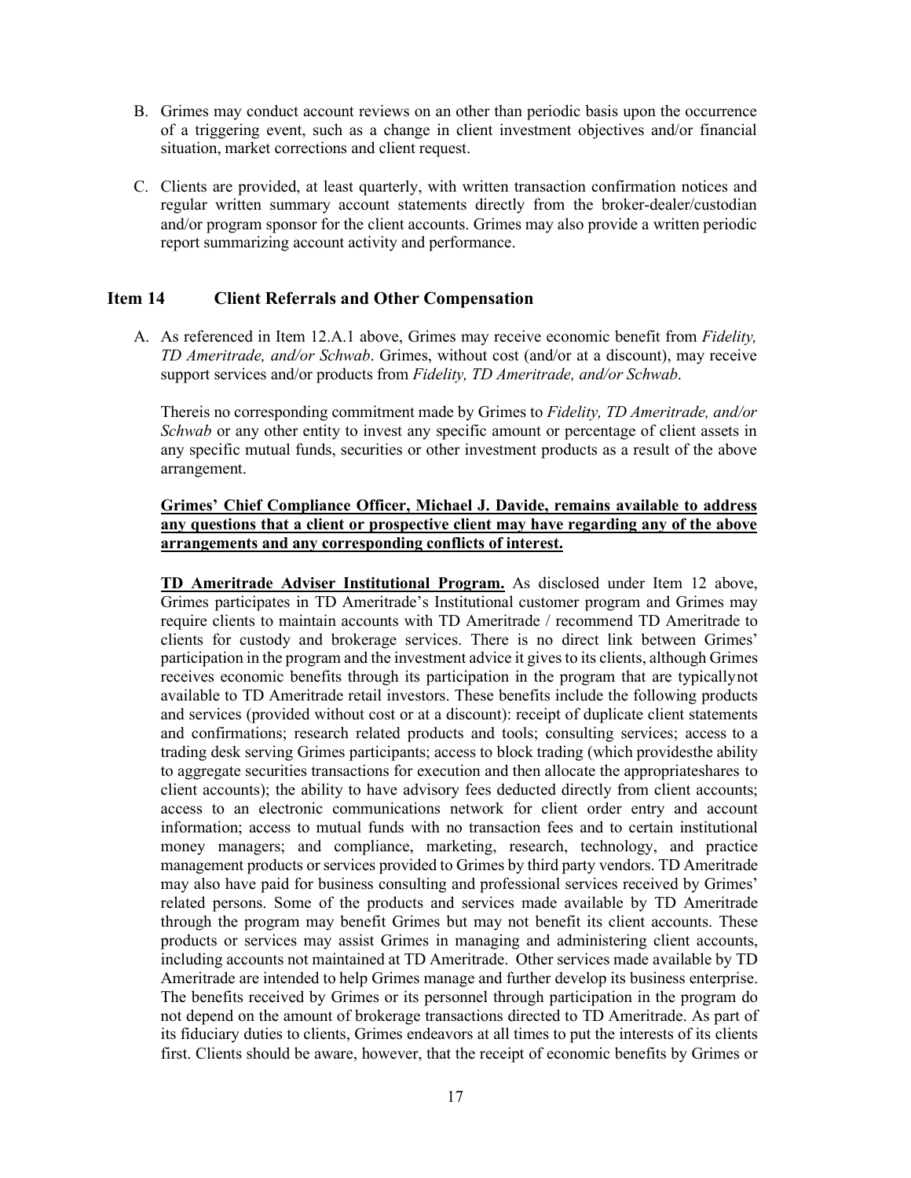B. Grimes may conduct account reviews on an other than periodic basis upon the occurrence of a triggering event, such as a change in client investment objectives and/or financial situation, market corrections and client request.

C. Clients are provided, at least quarterly, with written transaction confirmation notices and regular written summary account statements directly from the broker-dealer/custodian and/or program sponsor for the client accounts. Grimes may also provide a written periodic report summarizing account activity and performance.

## Item 14 Client Referrals and Other Compensation

A. As referenced in Item 12.A.1 above, Grimes may receive economic benefit from *Fidelity, TD Ameritrade, and/or Schwab*. Grimes, without cost (and/or at a discount), may receive support services and/or products from *Fidelity, TD Ameritrade, and/or Schwab*.

Thereis no corresponding commitment made by Grimes to *Fidelity, TD Ameritrade, and/or Schwab* or any other entity to invest any specific amount or percentage of client assets in any specific mutual funds, securities or other investment products as a result of the above arrangement.

**Grimes' Chief Compliance Officer, Michael J. Davide, remains available to address any questions that a client or prospective client may have regarding any of the above arrangements and any corresponding conflicts of interest.**

**TD Ameritrade Adviser Institutional Program.** As disclosed under Item 12 above, Grimes participates in TD Ameritrade's Institutional customer program and Grimes may require clients to maintain accounts with TD Ameritrade / recommend TD Ameritrade to clients for custody and brokerage services. There is no direct link between Grimes' participation in the program and the investment advice it gives to its clients, although Grimes receives economic benefits through its participation in the program that are typicallynot available to TD Ameritrade retail investors. These benefits include the following products and services (provided without cost or at a discount): receipt of duplicate client statements and confirmations; research related products and tools; consulting services; access to a trading desk serving Grimes participants; access to block trading (which providesthe ability to aggregate securities transactions for execution and then allocate the appropriateshares to client accounts); the ability to have advisory fees deducted directly from client accounts; access to an electronic communications network for client order entry and account information; access to mutual funds with no transaction fees and to certain institutional money managers; and compliance, marketing, research, technology, and practice management products or services provided to Grimes by third party vendors. TD Ameritrade may also have paid for business consulting and professional services received by Grimes' related persons. Some of the products and services made available by TD Ameritrade through the program may benefit Grimes but may not benefit its client accounts. These products or services may assist Grimes in managing and administering client accounts, including accounts not maintained at TD Ameritrade. Other services made available by TD Ameritrade are intended to help Grimes manage and further develop its business enterprise. The benefits received by Grimes or its personnel through participation in the program do not depend on the amount of brokerage transactions directed to TD Ameritrade. As part of its fiduciary duties to clients, Grimes endeavors at all times to put the interests of its clients first. Clients should be aware, however, that the receipt of economic benefits by Grimes or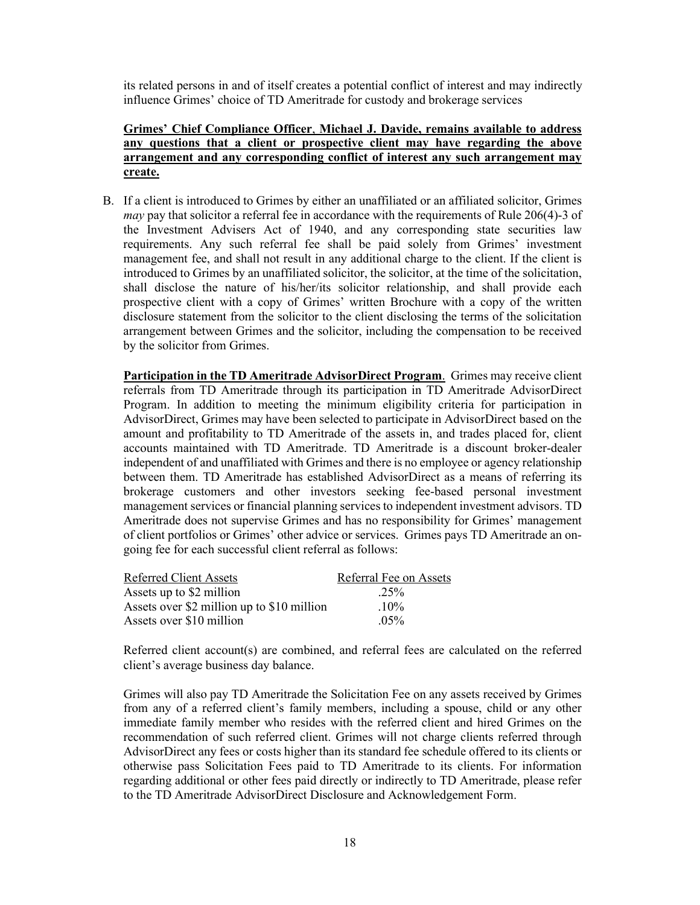its related persons in and of itself creates a potential conflict of interest and may indirectly influence Grimes' choice of TD Ameritrade for custody and brokerage services

**Grimes' Chief Compliance Officer, Michael J. Davide, remains available to address any questions that a client or prospective client may have regarding the above arrangement and any corresponding conflict of interest any such arrangement may create.**

B. If a client is introduced to Grimes by either an unaffiliated or an affiliated solicitor, Grimes *may* pay that solicitor a referral fee in accordance with the requirements of Rule 206(4)-3 of the Investment Advisers Act of 1940, and any corresponding state securities law requirements. Any such referral fee shall be paid solely from Grimes' investment management fee, and shall not result in any additional charge to the client. If the client is introduced to Grimes by an unaffiliated solicitor, the solicitor, at the time of the solicitation, shall disclose the nature of his/her/its solicitor relationship, and shall provide each prospective client with a copy of Grimes' written Brochure with a copy of the written disclosure statement from the solicitor to the client disclosing the terms of the solicitation arrangement between Grimes and the solicitor, including the compensation to be received by the solicitor from Grimes.

**Participation in the TD Ameritrade AdvisorDirect Program**. Grimes may receive client referrals from TD Ameritrade through its participation in TD Ameritrade AdvisorDirect Program. In addition to meeting the minimum eligibility criteria for participation in AdvisorDirect, Grimes may have been selected to participate in AdvisorDirect based on the amount and profitability to TD Ameritrade of the assets in, and trades placed for, client accounts maintained with TD Ameritrade. TD Ameritrade is a discount broker-dealer independent of and unaffiliated with Grimes and there is no employee or agency relationship between them. TD Ameritrade has established AdvisorDirect as a means of referring its brokerage customers and other investors seeking fee-based personal investment management services or financial planning services to independent investment advisors. TD Ameritrade does not supervise Grimes and has no responsibility for Grimes' management of client portfolios or Grimes' other advice or services. Grimes pays TD Ameritrade an on-going fee for each successful client referral as follows:

| Referred Client Assets | Referral Fee on Assets |
|---|---|
| Assets up to $2 million | .25% |
| Assets over $2 million up to $10 million | .10% |
| Assets over $10 million | .05% |

Referred client account(s) are combined, and referral fees are calculated on the referred client's average business day balance.

Grimes will also pay TD Ameritrade the Solicitation Fee on any assets received by Grimes from any of a referred client's family members, including a spouse, child or any other immediate family member who resides with the referred client and hired Grimes on the recommendation of such referred client. Grimes will not charge clients referred through AdvisorDirect any fees or costs higher than its standard fee schedule offered to its clients or otherwise pass Solicitation Fees paid to TD Ameritrade to its clients. For information regarding additional or other fees paid directly or indirectly to TD Ameritrade, please refer to the TD Ameritrade AdvisorDirect Disclosure and Acknowledgement Form.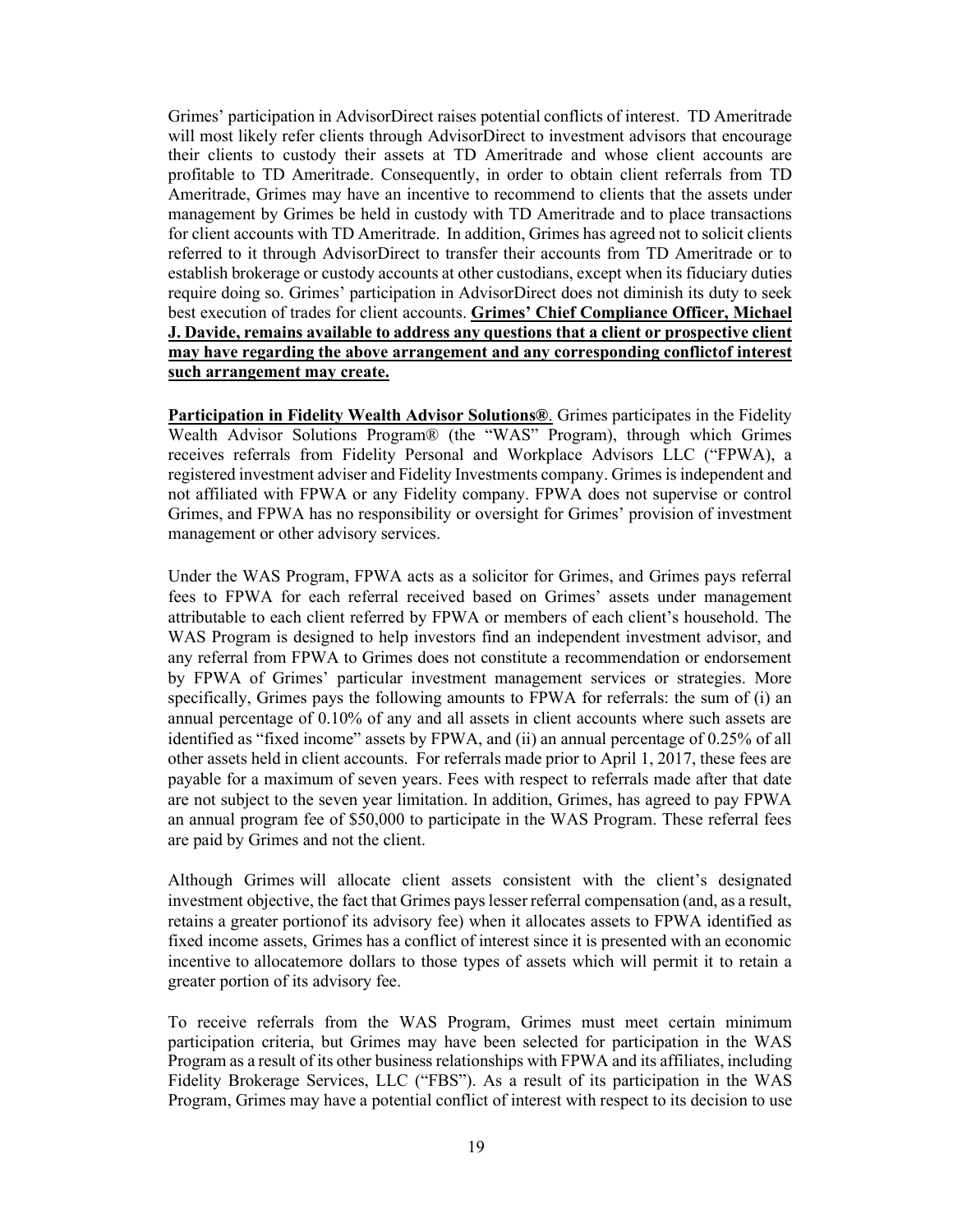Grimes' participation in AdvisorDirect raises potential conflicts of interest. TD Ameritrade will most likely refer clients through AdvisorDirect to investment advisors that encourage their clients to custody their assets at TD Ameritrade and whose client accounts are profitable to TD Ameritrade. Consequently, in order to obtain client referrals from TD Ameritrade, Grimes may have an incentive to recommend to clients that the assets under management by Grimes be held in custody with TD Ameritrade and to place transactions for client accounts with TD Ameritrade. In addition, Grimes has agreed not to solicit clients referred to it through AdvisorDirect to transfer their accounts from TD Ameritrade or to establish brokerage or custody accounts at other custodians, except when its fiduciary duties require doing so. Grimes' participation in AdvisorDirect does not diminish its duty to seek best execution of trades for client accounts. **Grimes' Chief Compliance Officer, Michael J. Davide, remains available to address any questions that a client or prospective client may have regarding the above arrangement and any corresponding conflictof interest such arrangement may create.**

**Participation in Fidelity Wealth Advisor Solutions®**. Grimes participates in the Fidelity Wealth Advisor Solutions Program® (the "WAS" Program), through which Grimes receives referrals from Fidelity Personal and Workplace Advisors LLC ("FPWA), a registered investment adviser and Fidelity Investments company. Grimes is independent and not affiliated with FPWA or any Fidelity company. FPWA does not supervise or control Grimes, and FPWA has no responsibility or oversight for Grimes' provision of investment management or other advisory services.

Under the WAS Program, FPWA acts as a solicitor for Grimes, and Grimes pays referral fees to FPWA for each referral received based on Grimes' assets under management attributable to each client referred by FPWA or members of each client's household. The WAS Program is designed to help investors find an independent investment advisor, and any referral from FPWA to Grimes does not constitute a recommendation or endorsement by FPWA of Grimes' particular investment management services or strategies. More specifically, Grimes pays the following amounts to FPWA for referrals: the sum of (i) an annual percentage of 0.10% of any and all assets in client accounts where such assets are identified as "fixed income" assets by FPWA, and (ii) an annual percentage of 0.25% of all other assets held in client accounts. For referrals made prior to April 1, 2017, these fees are payable for a maximum of seven years. Fees with respect to referrals made after that date are not subject to the seven year limitation. In addition, Grimes, has agreed to pay FPWA an annual program fee of $50,000 to participate in the WAS Program. These referral fees are paid by Grimes and not the client.

Although Grimes will allocate client assets consistent with the client's designated investment objective, the fact that Grimes pays lesser referral compensation (and, as a result, retains a greater portionof its advisory fee) when it allocates assets to FPWA identified as fixed income assets, Grimes has a conflict of interest since it is presented with an economic incentive to allocatemore dollars to those types of assets which will permit it to retain a greater portion of its advisory fee.

To receive referrals from the WAS Program, Grimes must meet certain minimum participation criteria, but Grimes may have been selected for participation in the WAS Program as a result of its other business relationships with FPWA and its affiliates, including Fidelity Brokerage Services, LLC ("FBS"). As a result of its participation in the WAS Program, Grimes may have a potential conflict of interest with respect to its decision to use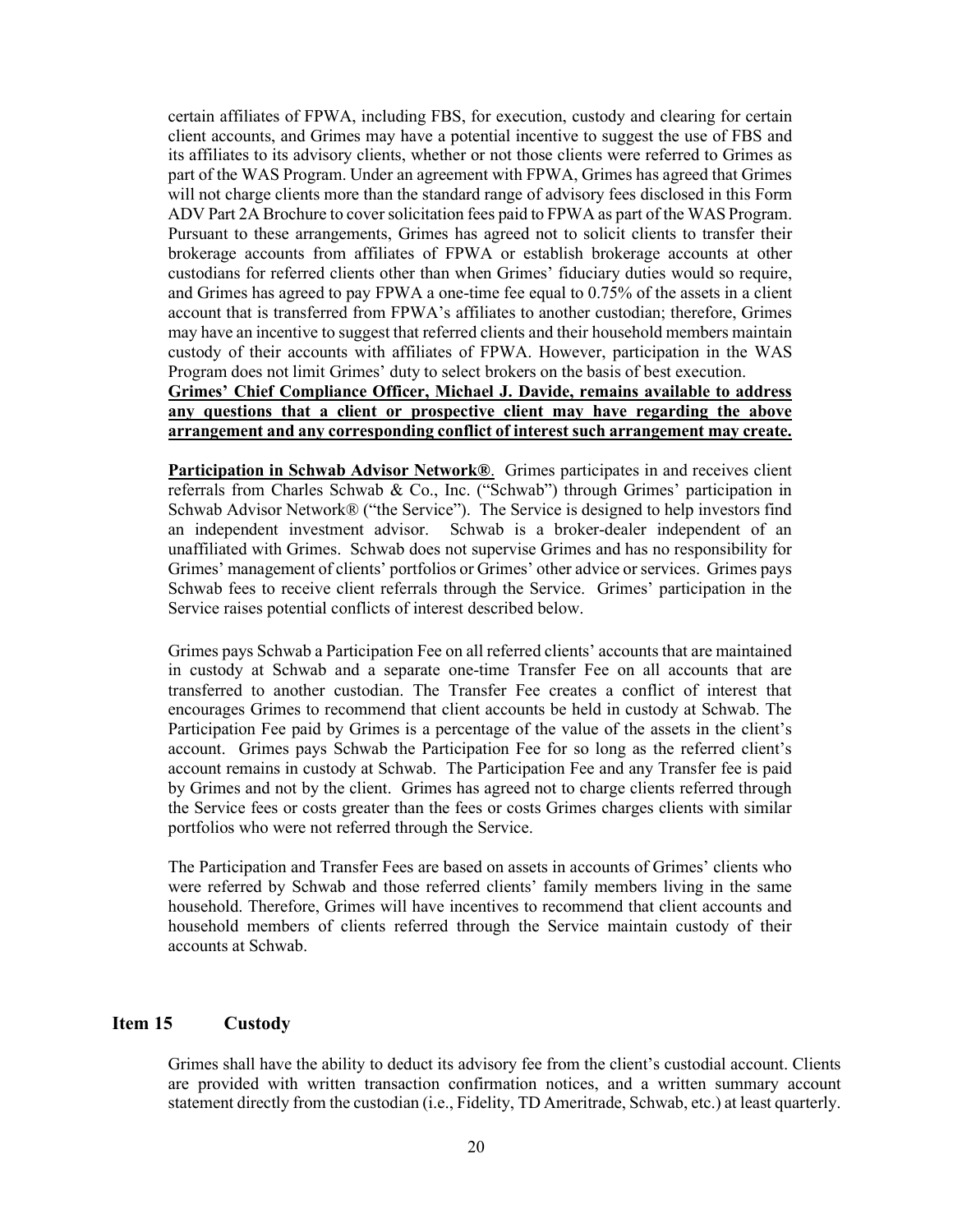certain affiliates of FPWA, including FBS, for execution, custody and clearing for certain client accounts, and Grimes may have a potential incentive to suggest the use of FBS and its affiliates to its advisory clients, whether or not those clients were referred to Grimes as part of the WAS Program. Under an agreement with FPWA, Grimes has agreed that Grimes will not charge clients more than the standard range of advisory fees disclosed in this Form ADV Part 2A Brochure to cover solicitation fees paid to FPWA as part of the WAS Program. Pursuant to these arrangements, Grimes has agreed not to solicit clients to transfer their brokerage accounts from affiliates of FPWA or establish brokerage accounts at other custodians for referred clients other than when Grimes' fiduciary duties would so require, and Grimes has agreed to pay FPWA a one-time fee equal to 0.75% of the assets in a client account that is transferred from FPWA's affiliates to another custodian; therefore, Grimes may have an incentive to suggest that referred clients and their household members maintain custody of their accounts with affiliates of FPWA. However, participation in the WAS Program does not limit Grimes' duty to select brokers on the basis of best execution. **Grimes' Chief Compliance Officer, Michael J. Davide, remains available to address any questions that a client or prospective client may have regarding the above arrangement and any corresponding conflict of interest such arrangement may create.**

**Participation in Schwab Advisor Network®**. Grimes participates in and receives client referrals from Charles Schwab & Co., Inc. ("Schwab") through Grimes' participation in Schwab Advisor Network® ("the Service"). The Service is designed to help investors find an independent investment advisor. Schwab is a broker-dealer independent of an unaffiliated with Grimes. Schwab does not supervise Grimes and has no responsibility for Grimes' management of clients' portfolios or Grimes' other advice or services. Grimes pays Schwab fees to receive client referrals through the Service. Grimes' participation in the Service raises potential conflicts of interest described below.

Grimes pays Schwab a Participation Fee on all referred clients' accounts that are maintained in custody at Schwab and a separate one-time Transfer Fee on all accounts that are transferred to another custodian. The Transfer Fee creates a conflict of interest that encourages Grimes to recommend that client accounts be held in custody at Schwab. The Participation Fee paid by Grimes is a percentage of the value of the assets in the client's account. Grimes pays Schwab the Participation Fee for so long as the referred client's account remains in custody at Schwab. The Participation Fee and any Transfer fee is paid by Grimes and not by the client. Grimes has agreed not to charge clients referred through the Service fees or costs greater than the fees or costs Grimes charges clients with similar portfolios who were not referred through the Service.

The Participation and Transfer Fees are based on assets in accounts of Grimes' clients who were referred by Schwab and those referred clients' family members living in the same household. Therefore, Grimes will have incentives to recommend that client accounts and household members of clients referred through the Service maintain custody of their accounts at Schwab.

## Item 15 Custody

Grimes shall have the ability to deduct its advisory fee from the client's custodial account. Clients are provided with written transaction confirmation notices, and a written summary account statement directly from the custodian (i.e., Fidelity, TD Ameritrade, Schwab, etc.) at least quarterly.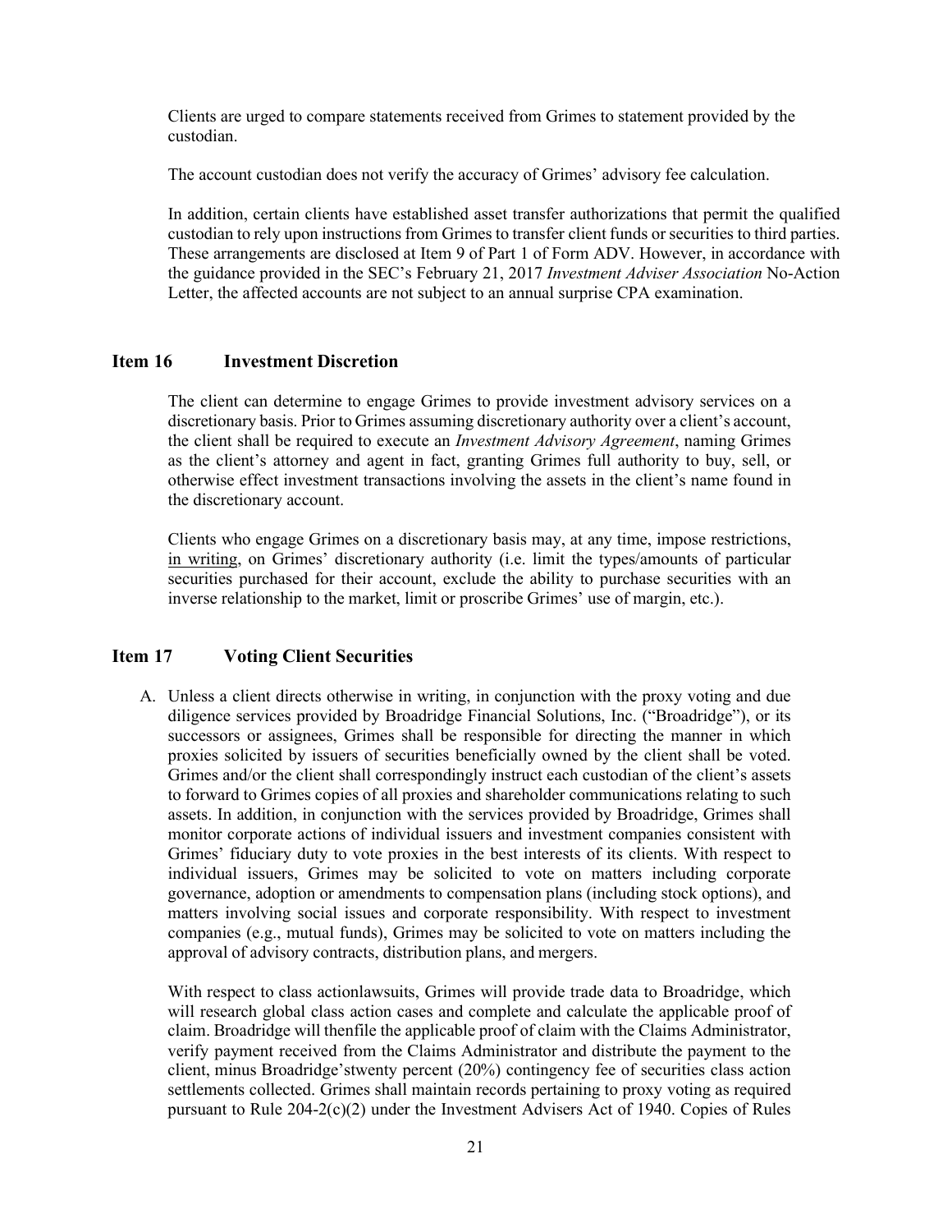Clients are urged to compare statements received from Grimes to statement provided by the custodian.

The account custodian does not verify the accuracy of Grimes' advisory fee calculation.

In addition, certain clients have established asset transfer authorizations that permit the qualified custodian to rely upon instructions from Grimes to transfer client funds or securities to third parties. These arrangements are disclosed at Item 9 of Part 1 of Form ADV. However, in accordance with the guidance provided in the SEC's February 21, 2017 *Investment Adviser Association* No-Action Letter, the affected accounts are not subject to an annual surprise CPA examination.

## Item 16 Investment Discretion

The client can determine to engage Grimes to provide investment advisory services on a discretionary basis. Prior to Grimes assuming discretionary authority over a client's account, the client shall be required to execute an *Investment Advisory Agreement*, naming Grimes as the client's attorney and agent in fact, granting Grimes full authority to buy, sell, or otherwise effect investment transactions involving the assets in the client's name found in the discretionary account.

Clients who engage Grimes on a discretionary basis may, at any time, impose restrictions, <u>in writing</u>, on Grimes' discretionary authority (i.e. limit the types/amounts of particular securities purchased for their account, exclude the ability to purchase securities with an inverse relationship to the market, limit or proscribe Grimes' use of margin, etc.).

## Item 17 Voting Client Securities

A. Unless a client directs otherwise in writing, in conjunction with the proxy voting and due diligence services provided by Broadridge Financial Solutions, Inc. ("Broadridge"), or its successors or assignees, Grimes shall be responsible for directing the manner in which proxies solicited by issuers of securities beneficially owned by the client shall be voted. Grimes and/or the client shall correspondingly instruct each custodian of the client's assets to forward to Grimes copies of all proxies and shareholder communications relating to such assets. In addition, in conjunction with the services provided by Broadridge, Grimes shall monitor corporate actions of individual issuers and investment companies consistent with Grimes' fiduciary duty to vote proxies in the best interests of its clients. With respect to individual issuers, Grimes may be solicited to vote on matters including corporate governance, adoption or amendments to compensation plans (including stock options), and matters involving social issues and corporate responsibility. With respect to investment companies (e.g., mutual funds), Grimes may be solicited to vote on matters including the approval of advisory contracts, distribution plans, and mergers.

   With respect to class actionlawsuits, Grimes will provide trade data to Broadridge, which will research global class action cases and complete and calculate the applicable proof of claim. Broadridge will thenfile the applicable proof of claim with the Claims Administrator, verify payment received from the Claims Administrator and distribute the payment to the client, minus Broadridge'stwenty percent (20%) contingency fee of securities class action settlements collected. Grimes shall maintain records pertaining to proxy voting as required pursuant to Rule 204-2(c)(2) under the Investment Advisers Act of 1940. Copies of Rules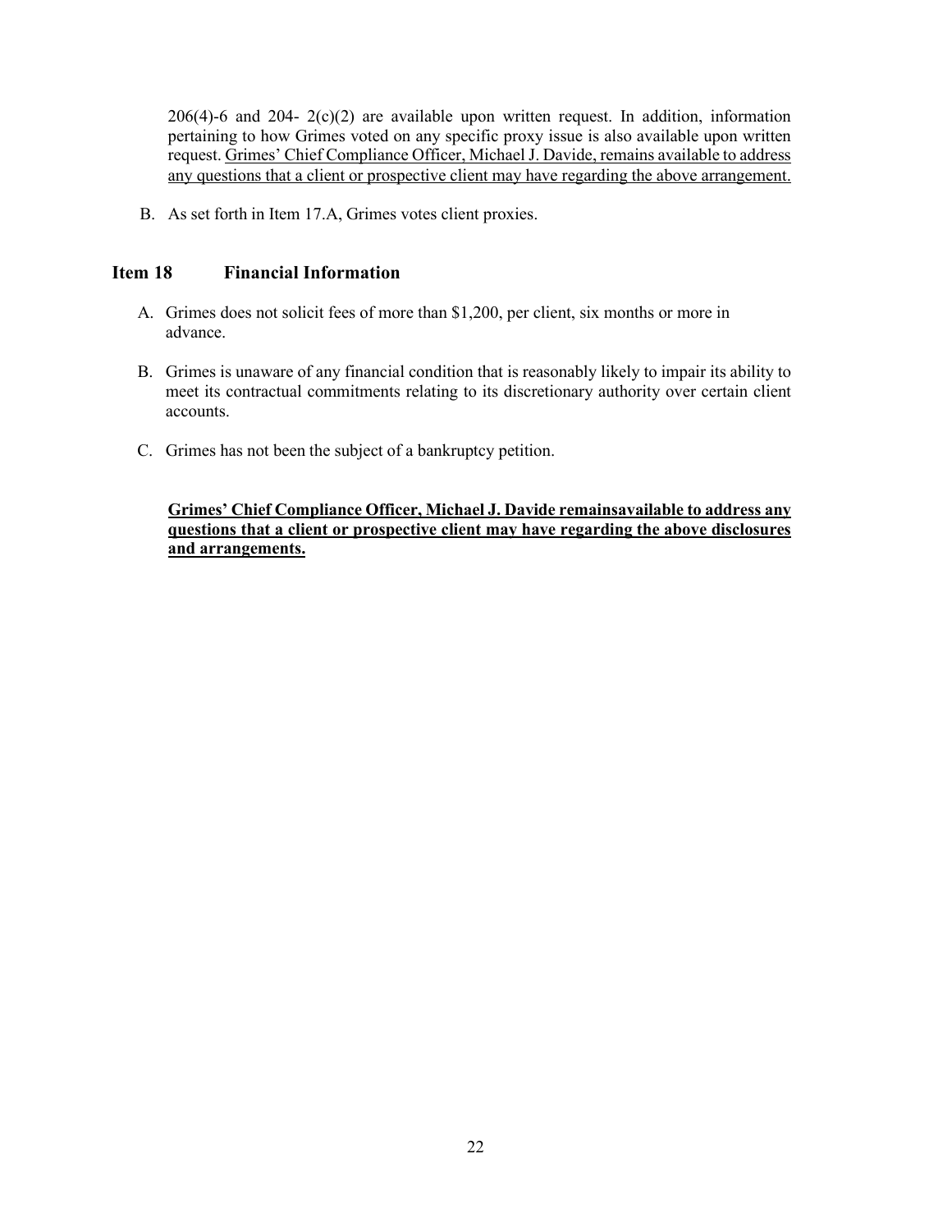206(4)-6 and 204- 2(c)(2) are available upon written request. In addition, information pertaining to how Grimes voted on any specific proxy issue is also available upon written request. Grimes' Chief Compliance Officer, Michael J. Davide, remains available to address any questions that a client or prospective client may have regarding the above arrangement.

B. As set forth in Item 17.A, Grimes votes client proxies.

## Item 18 Financial Information

A. Grimes does not solicit fees of more than $1,200, per client, six months or more in advance.

B. Grimes is unaware of any financial condition that is reasonably likely to impair its ability to meet its contractual commitments relating to its discretionary authority over certain client accounts.

C. Grimes has not been the subject of a bankruptcy petition.

**Grimes' Chief Compliance Officer, Michael J. Davide remainsavailable to address any questions that a client or prospective client may have regarding the above disclosures and arrangements.**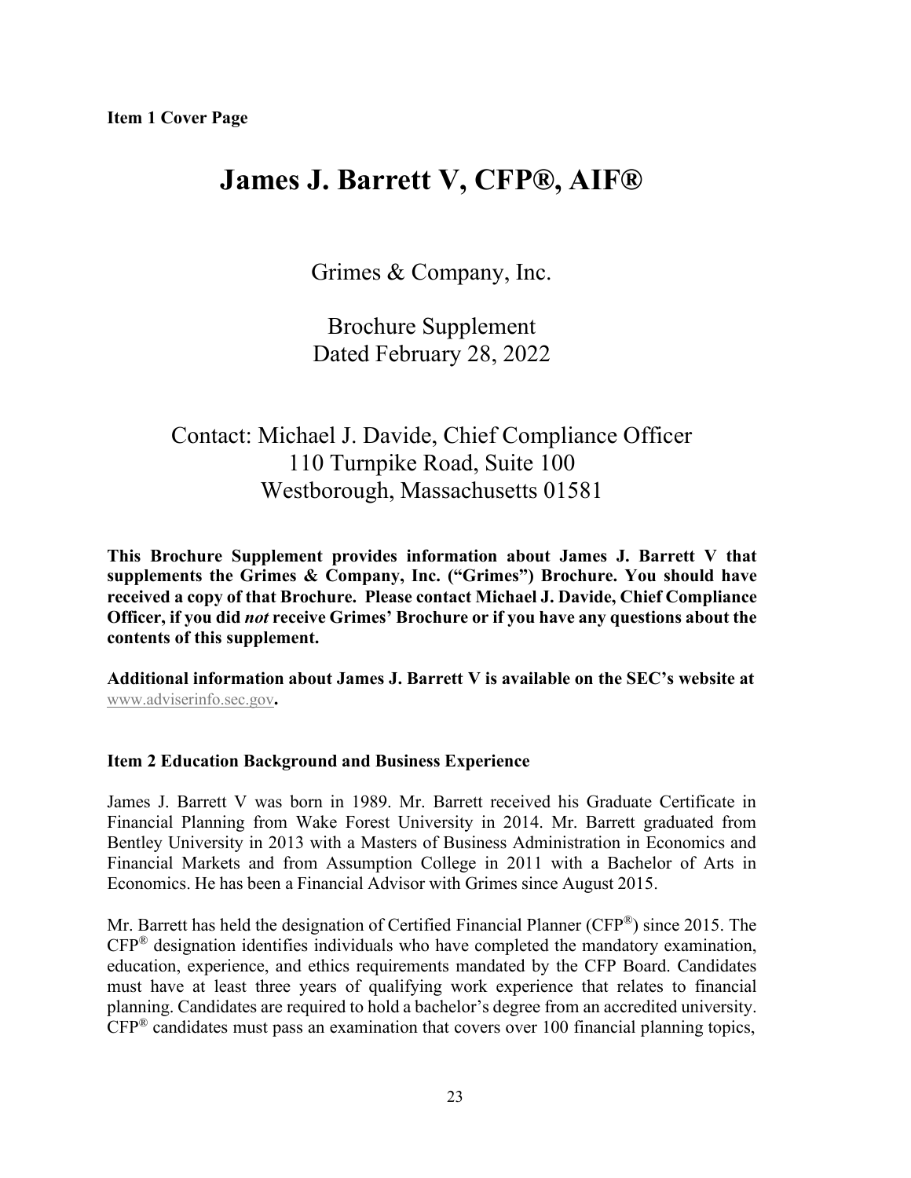**Item 1 Cover Page**

# James J. Barrett V, CFP®, AIF®

Grimes & Company, Inc.

Brochure Supplement
Dated February 28, 2022

Contact: Michael J. Davide, Chief Compliance Officer
110 Turnpike Road, Suite 100
Westborough, Massachusetts 01581

**This Brochure Supplement provides information about James J. Barrett V that supplements the Grimes & Company, Inc. ("Grimes") Brochure. You should have received a copy of that Brochure. Please contact Michael J. Davide, Chief Compliance Officer, if you did *not* receive Grimes' Brochure or if you have any questions about the contents of this supplement.**

**Additional information about James J. Barrett V is available on the SEC's website at** www.adviserinfo.sec.gov**.**

**Item 2 Education Background and Business Experience**

James J. Barrett V was born in 1989. Mr. Barrett received his Graduate Certificate in Financial Planning from Wake Forest University in 2014. Mr. Barrett graduated from Bentley University in 2013 with a Masters of Business Administration in Economics and Financial Markets and from Assumption College in 2011 with a Bachelor of Arts in Economics. He has been a Financial Advisor with Grimes since August 2015.

Mr. Barrett has held the designation of Certified Financial Planner (CFP®) since 2015. The CFP® designation identifies individuals who have completed the mandatory examination, education, experience, and ethics requirements mandated by the CFP Board. Candidates must have at least three years of qualifying work experience that relates to financial planning. Candidates are required to hold a bachelor's degree from an accredited university. CFP® candidates must pass an examination that covers over 100 financial planning topics,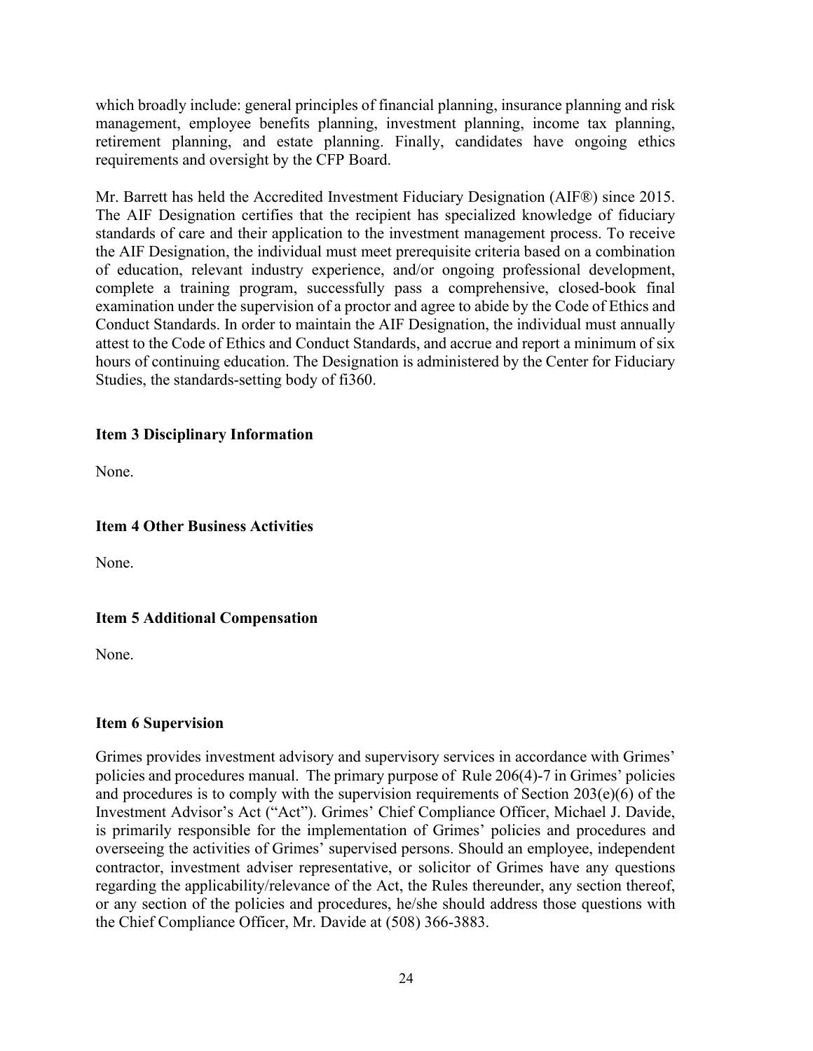which broadly include: general principles of financial planning, insurance planning and risk management, employee benefits planning, investment planning, income tax planning, retirement planning, and estate planning. Finally, candidates have ongoing ethics requirements and oversight by the CFP Board.

Mr. Barrett has held the Accredited Investment Fiduciary Designation (AIF®) since 2015. The AIF Designation certifies that the recipient has specialized knowledge of fiduciary standards of care and their application to the investment management process. To receive the AIF Designation, the individual must meet prerequisite criteria based on a combination of education, relevant industry experience, and/or ongoing professional development, complete a training program, successfully pass a comprehensive, closed-book final examination under the supervision of a proctor and agree to abide by the Code of Ethics and Conduct Standards. In order to maintain the AIF Designation, the individual must annually attest to the Code of Ethics and Conduct Standards, and accrue and report a minimum of six hours of continuing education. The Designation is administered by the Center for Fiduciary Studies, the standards-setting body of fi360.

**Item 3 Disciplinary Information**

None.

**Item 4 Other Business Activities**

None.

**Item 5 Additional Compensation**

None.

**Item 6 Supervision**

Grimes provides investment advisory and supervisory services in accordance with Grimes' policies and procedures manual. The primary purpose of Rule 206(4)-7 in Grimes' policies and procedures is to comply with the supervision requirements of Section 203(e)(6) of the Investment Advisor's Act ("Act"). Grimes' Chief Compliance Officer, Michael J. Davide, is primarily responsible for the implementation of Grimes' policies and procedures and overseeing the activities of Grimes' supervised persons. Should an employee, independent contractor, investment adviser representative, or solicitor of Grimes have any questions regarding the applicability/relevance of the Act, the Rules thereunder, any section thereof, or any section of the policies and procedures, he/she should address those questions with the Chief Compliance Officer, Mr. Davide at (508) 366-3883.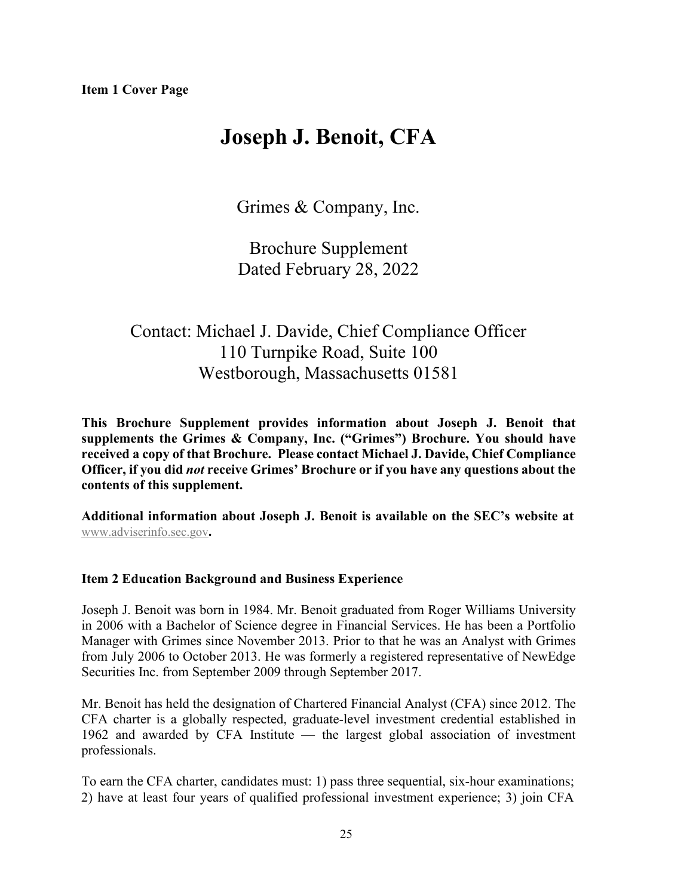**Item 1 Cover Page**

# Joseph J. Benoit, CFA

Grimes & Company, Inc.

Brochure Supplement
Dated February 28, 2022

Contact: Michael J. Davide, Chief Compliance Officer
110 Turnpike Road, Suite 100
Westborough, Massachusetts 01581

**This Brochure Supplement provides information about Joseph J. Benoit that supplements the Grimes & Company, Inc. ("Grimes") Brochure. You should have received a copy of that Brochure. Please contact Michael J. Davide, Chief Compliance Officer, if you did *not* receive Grimes' Brochure or if you have any questions about the contents of this supplement.**

**Additional information about Joseph J. Benoit is available on the SEC's website at** www.adviserinfo.sec.gov**.**

**Item 2 Education Background and Business Experience**

Joseph J. Benoit was born in 1984. Mr. Benoit graduated from Roger Williams University in 2006 with a Bachelor of Science degree in Financial Services. He has been a Portfolio Manager with Grimes since November 2013. Prior to that he was an Analyst with Grimes from July 2006 to October 2013. He was formerly a registered representative of NewEdge Securities Inc. from September 2009 through September 2017.

Mr. Benoit has held the designation of Chartered Financial Analyst (CFA) since 2012. The CFA charter is a globally respected, graduate-level investment credential established in 1962 and awarded by CFA Institute — the largest global association of investment professionals.

To earn the CFA charter, candidates must: 1) pass three sequential, six-hour examinations; 2) have at least four years of qualified professional investment experience; 3) join CFA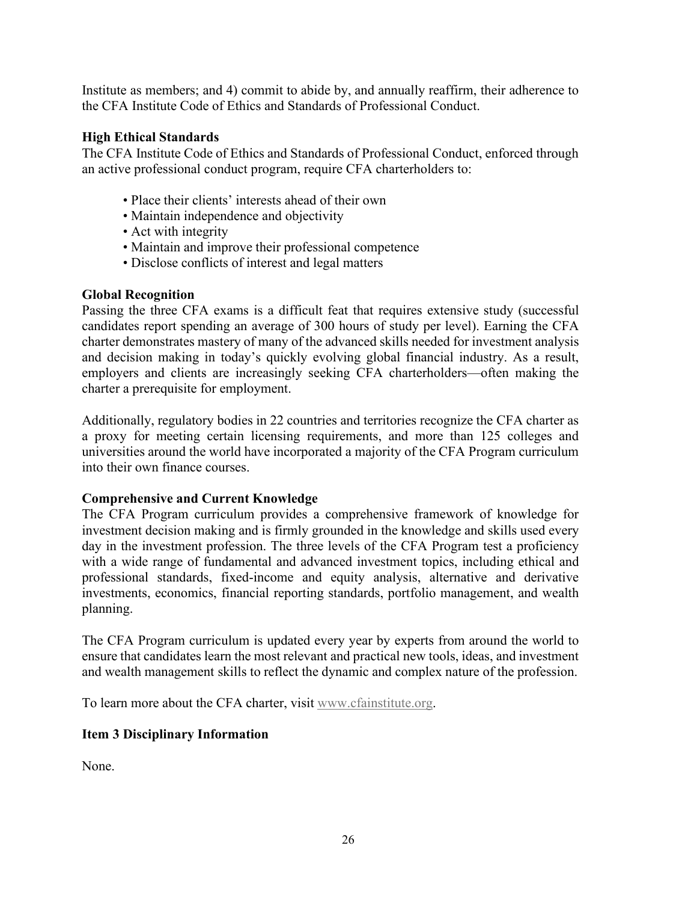Institute as members; and 4) commit to abide by, and annually reaffirm, their adherence to the CFA Institute Code of Ethics and Standards of Professional Conduct.

**High Ethical Standards**

The CFA Institute Code of Ethics and Standards of Professional Conduct, enforced through an active professional conduct program, require CFA charterholders to:

- Place their clients' interests ahead of their own
- Maintain independence and objectivity
- Act with integrity
- Maintain and improve their professional competence
- Disclose conflicts of interest and legal matters

**Global Recognition**

Passing the three CFA exams is a difficult feat that requires extensive study (successful candidates report spending an average of 300 hours of study per level). Earning the CFA charter demonstrates mastery of many of the advanced skills needed for investment analysis and decision making in today's quickly evolving global financial industry. As a result, employers and clients are increasingly seeking CFA charterholders—often making the charter a prerequisite for employment.

Additionally, regulatory bodies in 22 countries and territories recognize the CFA charter as a proxy for meeting certain licensing requirements, and more than 125 colleges and universities around the world have incorporated a majority of the CFA Program curriculum into their own finance courses.

**Comprehensive and Current Knowledge**

The CFA Program curriculum provides a comprehensive framework of knowledge for investment decision making and is firmly grounded in the knowledge and skills used every day in the investment profession. The three levels of the CFA Program test a proficiency with a wide range of fundamental and advanced investment topics, including ethical and professional standards, fixed-income and equity analysis, alternative and derivative investments, economics, financial reporting standards, portfolio management, and wealth planning.

The CFA Program curriculum is updated every year by experts from around the world to ensure that candidates learn the most relevant and practical new tools, ideas, and investment and wealth management skills to reflect the dynamic and complex nature of the profession.

To learn more about the CFA charter, visit www.cfainstitute.org.

## Item 3 Disciplinary Information

None.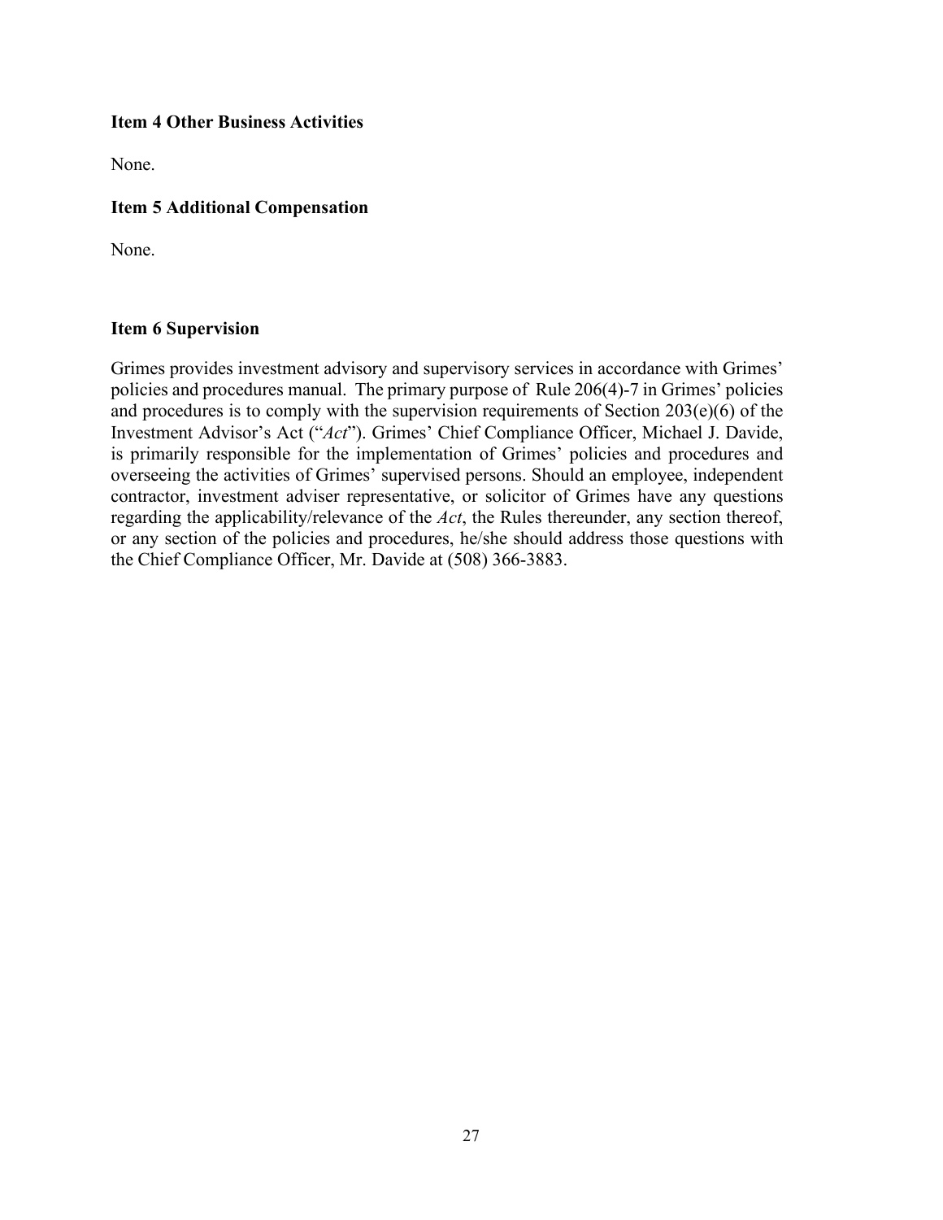**Item 4 Other Business Activities**

None.

**Item 5 Additional Compensation**

None.

**Item 6 Supervision**

Grimes provides investment advisory and supervisory services in accordance with Grimes' policies and procedures manual. The primary purpose of Rule 206(4)-7 in Grimes' policies and procedures is to comply with the supervision requirements of Section 203(e)(6) of the Investment Advisor's Act ("*Act*"). Grimes' Chief Compliance Officer, Michael J. Davide, is primarily responsible for the implementation of Grimes' policies and procedures and overseeing the activities of Grimes' supervised persons. Should an employee, independent contractor, investment adviser representative, or solicitor of Grimes have any questions regarding the applicability/relevance of the *Act*, the Rules thereunder, any section thereof, or any section of the policies and procedures, he/she should address those questions with the Chief Compliance Officer, Mr. Davide at (508) 366-3883.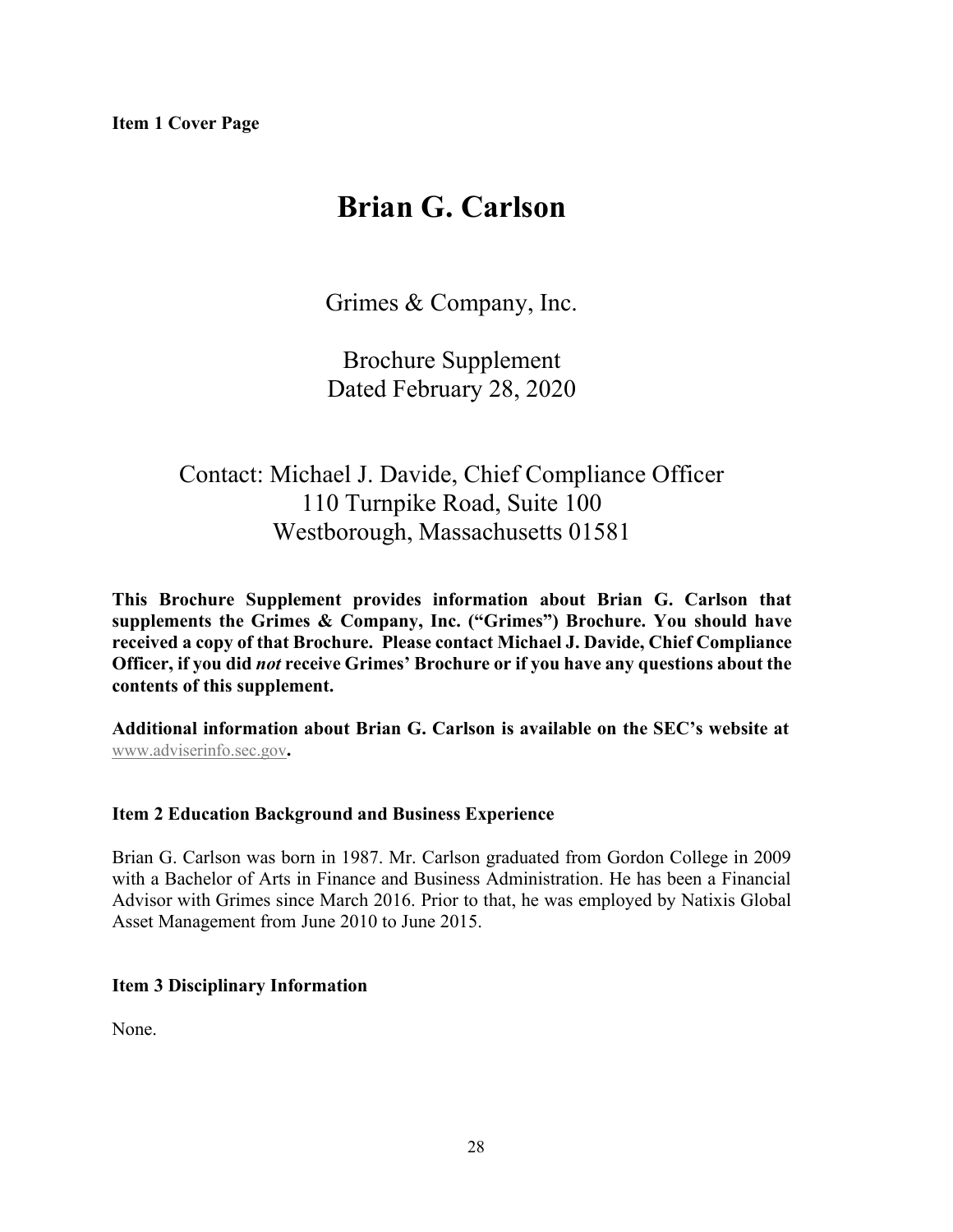**Item 1 Cover Page**

# Brian G. Carlson

Grimes & Company, Inc.

Brochure Supplement
Dated February 28, 2020

Contact: Michael J. Davide, Chief Compliance Officer
110 Turnpike Road, Suite 100
Westborough, Massachusetts 01581

**This Brochure Supplement provides information about Brian G. Carlson that supplements the Grimes & Company, Inc. ("Grimes") Brochure. You should have received a copy of that Brochure. Please contact Michael J. Davide, Chief Compliance Officer, if you did *not* receive Grimes' Brochure or if you have any questions about the contents of this supplement.**

**Additional information about Brian G. Carlson is available on the SEC's website at** www.adviserinfo.sec.gov**.**

### Item 2 Education Background and Business Experience

Brian G. Carlson was born in 1987. Mr. Carlson graduated from Gordon College in 2009 with a Bachelor of Arts in Finance and Business Administration. He has been a Financial Advisor with Grimes since March 2016. Prior to that, he was employed by Natixis Global Asset Management from June 2010 to June 2015.

### Item 3 Disciplinary Information

None.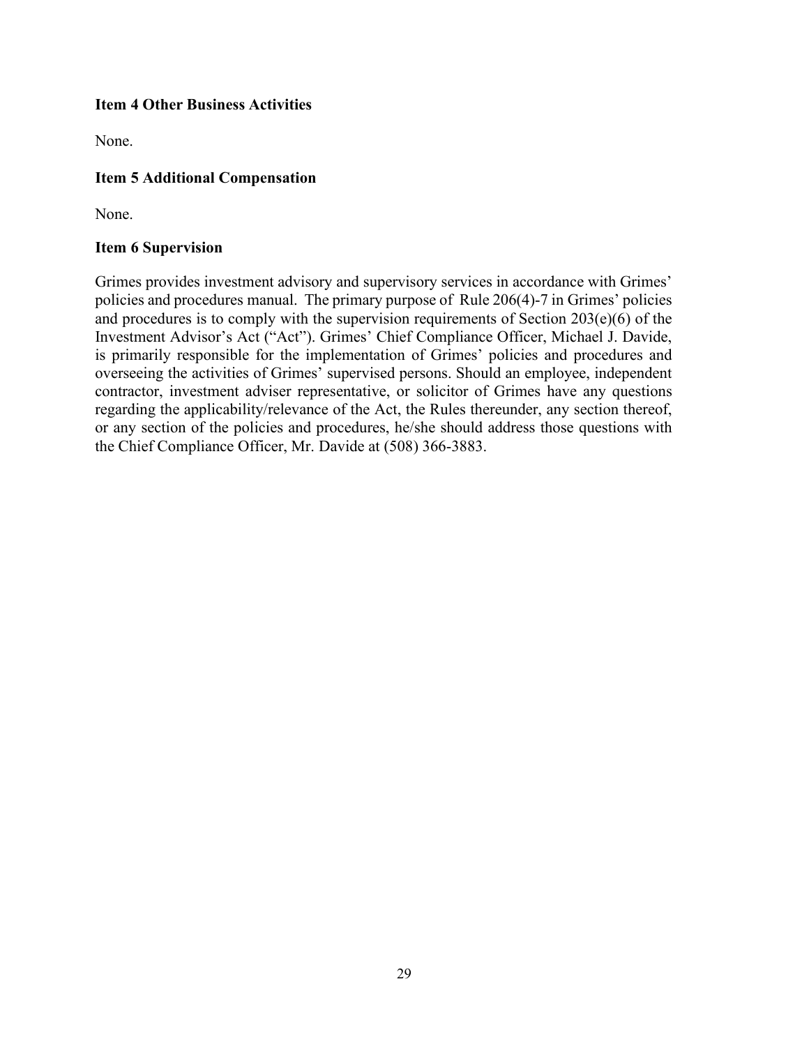**Item 4 Other Business Activities**

None.

**Item 5 Additional Compensation**

None.

**Item 6 Supervision**

Grimes provides investment advisory and supervisory services in accordance with Grimes' policies and procedures manual. The primary purpose of Rule 206(4)-7 in Grimes' policies and procedures is to comply with the supervision requirements of Section 203(e)(6) of the Investment Advisor's Act ("Act"). Grimes' Chief Compliance Officer, Michael J. Davide, is primarily responsible for the implementation of Grimes' policies and procedures and overseeing the activities of Grimes' supervised persons. Should an employee, independent contractor, investment adviser representative, or solicitor of Grimes have any questions regarding the applicability/relevance of the Act, the Rules thereunder, any section thereof, or any section of the policies and procedures, he/she should address those questions with the Chief Compliance Officer, Mr. Davide at (508) 366-3883.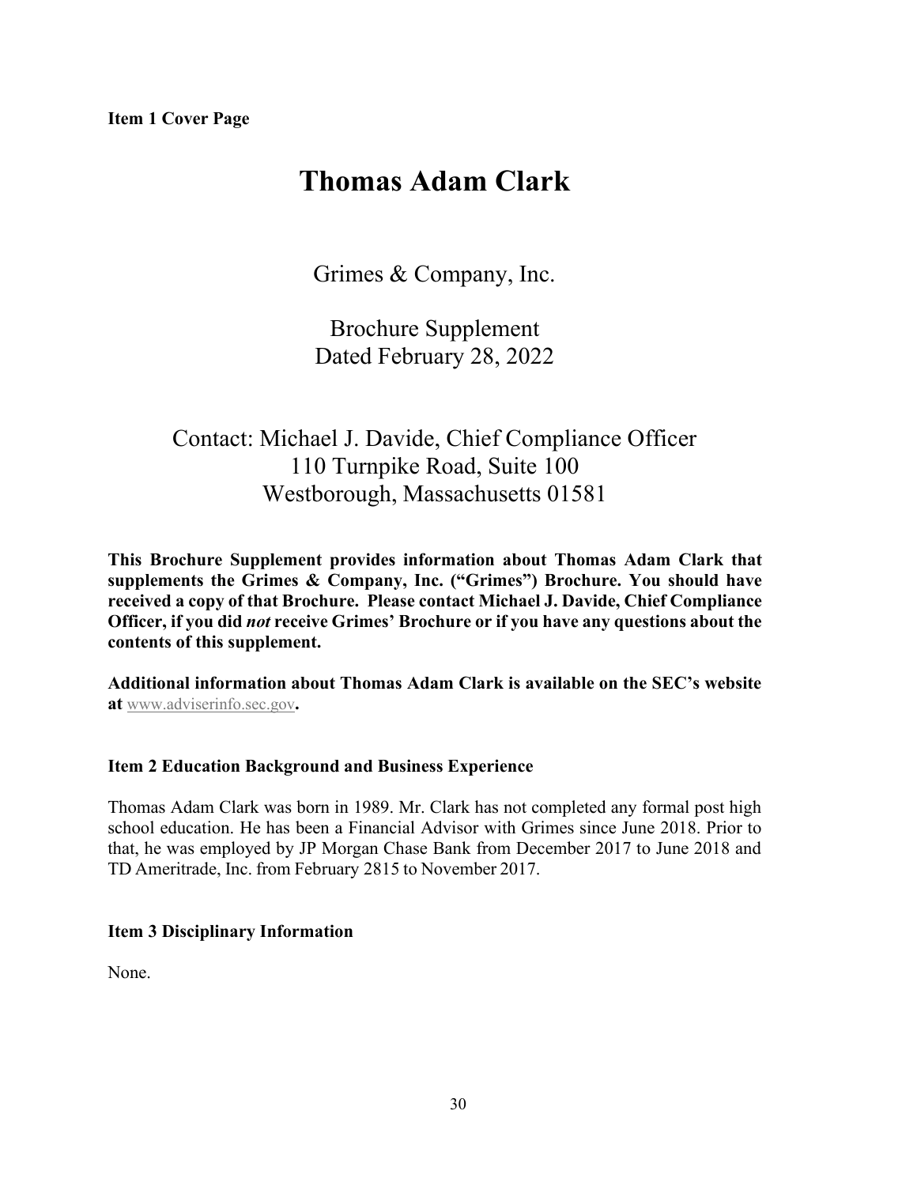**Item 1 Cover Page**

# Thomas Adam Clark

Grimes & Company, Inc.

Brochure Supplement
Dated February 28, 2022

Contact: Michael J. Davide, Chief Compliance Officer
110 Turnpike Road, Suite 100
Westborough, Massachusetts 01581

**This Brochure Supplement provides information about Thomas Adam Clark that supplements the Grimes & Company, Inc. ("Grimes") Brochure. You should have received a copy of that Brochure. Please contact Michael J. Davide, Chief Compliance Officer, if you did *not* receive Grimes' Brochure or if you have any questions about the contents of this supplement.**

**Additional information about Thomas Adam Clark is available on the SEC's website at** www.adviserinfo.sec.gov**.**

### Item 2 Education Background and Business Experience

Thomas Adam Clark was born in 1989. Mr. Clark has not completed any formal post high school education. He has been a Financial Advisor with Grimes since June 2018. Prior to that, he was employed by JP Morgan Chase Bank from December 2017 to June 2018 and TD Ameritrade, Inc. from February 2815 to November 2017.

### Item 3 Disciplinary Information

None.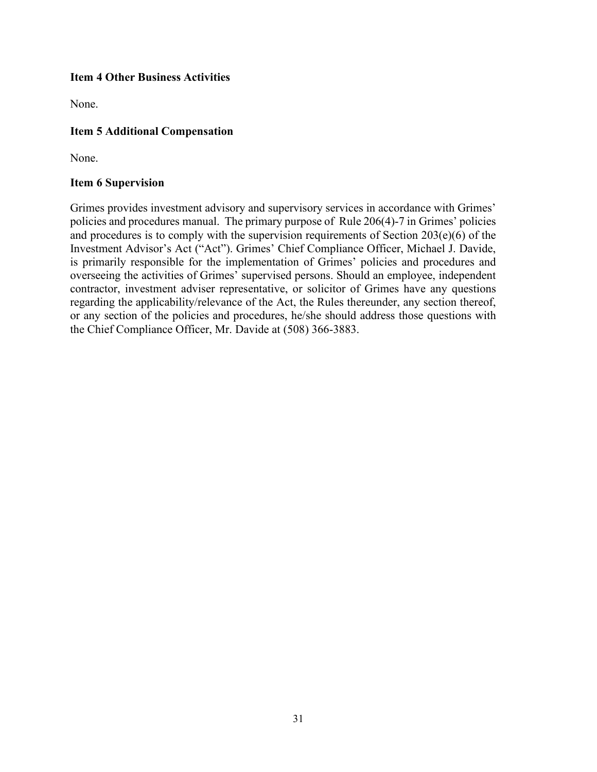**Item 4 Other Business Activities**

None.

**Item 5 Additional Compensation**

None.

**Item 6 Supervision**

Grimes provides investment advisory and supervisory services in accordance with Grimes' policies and procedures manual. The primary purpose of Rule 206(4)-7 in Grimes' policies and procedures is to comply with the supervision requirements of Section 203(e)(6) of the Investment Advisor's Act ("Act"). Grimes' Chief Compliance Officer, Michael J. Davide, is primarily responsible for the implementation of Grimes' policies and procedures and overseeing the activities of Grimes' supervised persons. Should an employee, independent contractor, investment adviser representative, or solicitor of Grimes have any questions regarding the applicability/relevance of the Act, the Rules thereunder, any section thereof, or any section of the policies and procedures, he/she should address those questions with the Chief Compliance Officer, Mr. Davide at (508) 366-3883.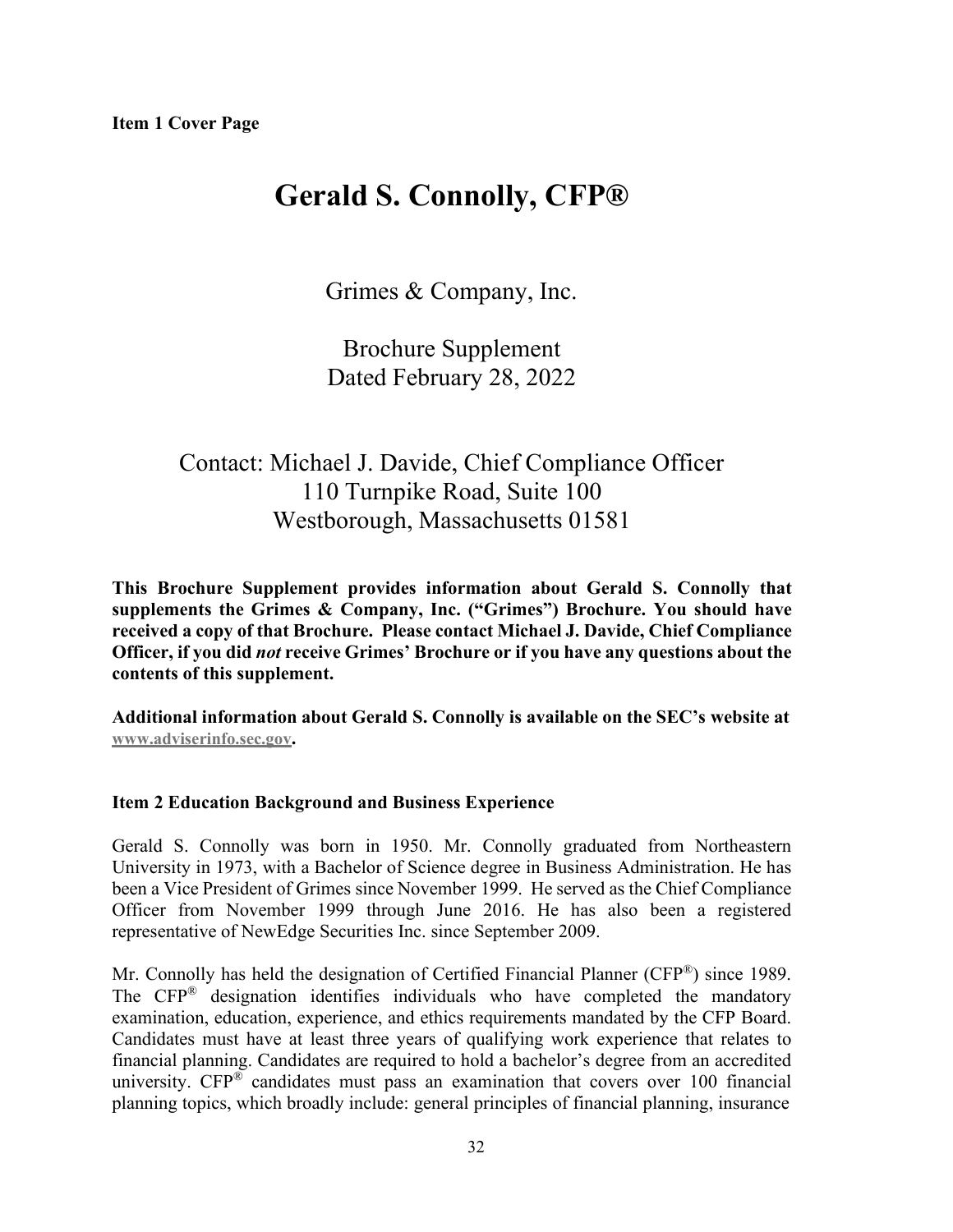**Item 1 Cover Page**

# Gerald S. Connolly, CFP®

Grimes & Company, Inc.

Brochure Supplement
Dated February 28, 2022

Contact: Michael J. Davide, Chief Compliance Officer
110 Turnpike Road, Suite 100
Westborough, Massachusetts 01581

**This Brochure Supplement provides information about Gerald S. Connolly that supplements the Grimes & Company, Inc. ("Grimes") Brochure. You should have received a copy of that Brochure. Please contact Michael J. Davide, Chief Compliance Officer, if you did *not* receive Grimes' Brochure or if you have any questions about the contents of this supplement.**

**Additional information about Gerald S. Connolly is available on the SEC's website at www.adviserinfo.sec.gov.**

**Item 2 Education Background and Business Experience**

Gerald S. Connolly was born in 1950. Mr. Connolly graduated from Northeastern University in 1973, with a Bachelor of Science degree in Business Administration. He has been a Vice President of Grimes since November 1999. He served as the Chief Compliance Officer from November 1999 through June 2016. He has also been a registered representative of NewEdge Securities Inc. since September 2009.

Mr. Connolly has held the designation of Certified Financial Planner (CFP®) since 1989. The CFP® designation identifies individuals who have completed the mandatory examination, education, experience, and ethics requirements mandated by the CFP Board. Candidates must have at least three years of qualifying work experience that relates to financial planning. Candidates are required to hold a bachelor's degree from an accredited university. CFP® candidates must pass an examination that covers over 100 financial planning topics, which broadly include: general principles of financial planning, insurance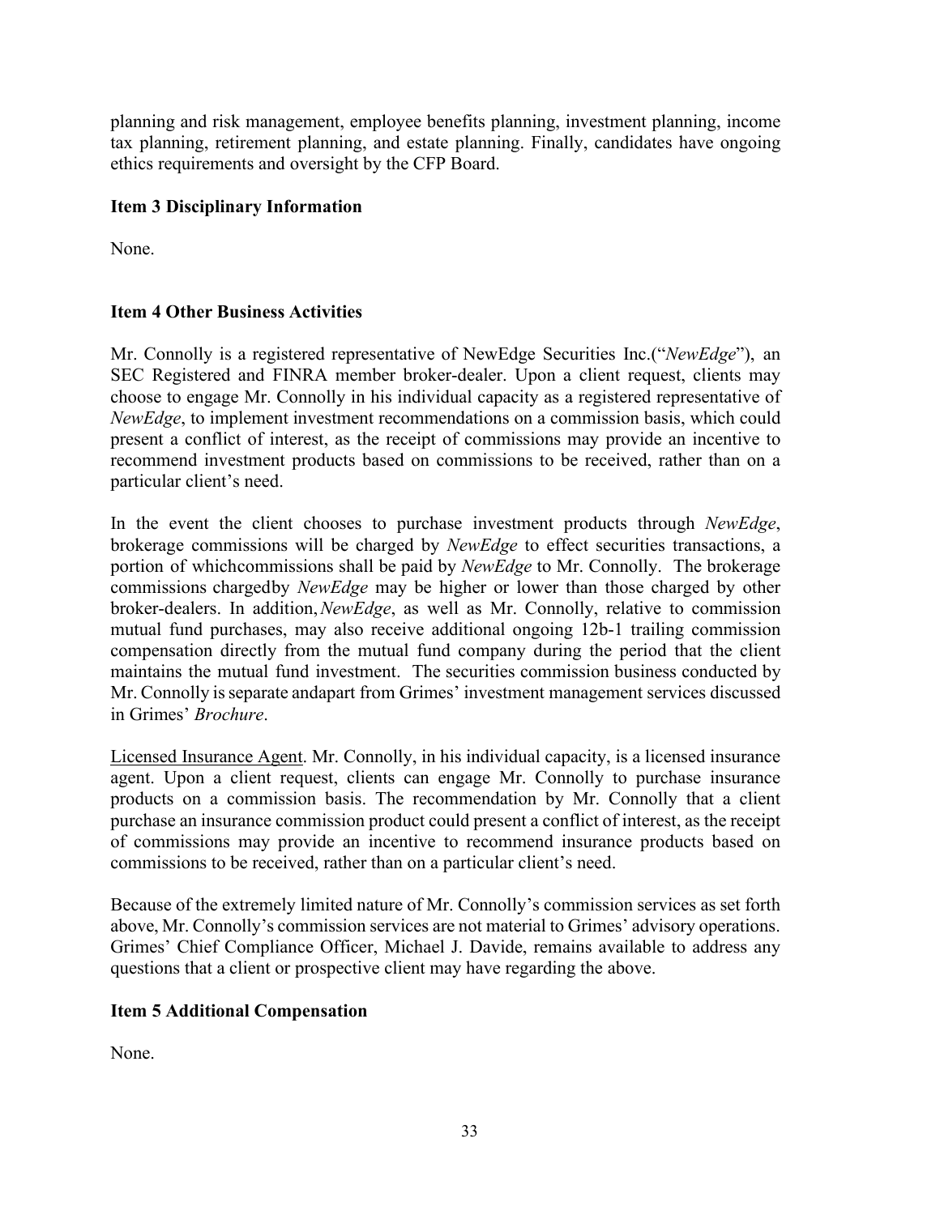planning and risk management, employee benefits planning, investment planning, income tax planning, retirement planning, and estate planning. Finally, candidates have ongoing ethics requirements and oversight by the CFP Board.

**Item 3 Disciplinary Information**

None.

**Item 4 Other Business Activities**

Mr. Connolly is a registered representative of NewEdge Securities Inc.("*NewEdge*"), an SEC Registered and FINRA member broker-dealer. Upon a client request, clients may choose to engage Mr. Connolly in his individual capacity as a registered representative of *NewEdge*, to implement investment recommendations on a commission basis, which could present a conflict of interest, as the receipt of commissions may provide an incentive to recommend investment products based on commissions to be received, rather than on a particular client's need.

In the event the client chooses to purchase investment products through *NewEdge*, brokerage commissions will be charged by *NewEdge* to effect securities transactions, a portion of whichcommissions shall be paid by *NewEdge* to Mr. Connolly. The brokerage commissions chargedby *NewEdge* may be higher or lower than those charged by other broker-dealers. In addition, *NewEdge*, as well as Mr. Connolly, relative to commission mutual fund purchases, may also receive additional ongoing 12b-1 trailing commission compensation directly from the mutual fund company during the period that the client maintains the mutual fund investment. The securities commission business conducted by Mr. Connolly is separate andapart from Grimes' investment management services discussed in Grimes' *Brochure*.

Licensed Insurance Agent. Mr. Connolly, in his individual capacity, is a licensed insurance agent. Upon a client request, clients can engage Mr. Connolly to purchase insurance products on a commission basis. The recommendation by Mr. Connolly that a client purchase an insurance commission product could present a conflict of interest, as the receipt of commissions may provide an incentive to recommend insurance products based on commissions to be received, rather than on a particular client's need.

Because of the extremely limited nature of Mr. Connolly's commission services as set forth above, Mr. Connolly's commission services are not material to Grimes' advisory operations. Grimes' Chief Compliance Officer, Michael J. Davide, remains available to address any questions that a client or prospective client may have regarding the above.

**Item 5 Additional Compensation**

None.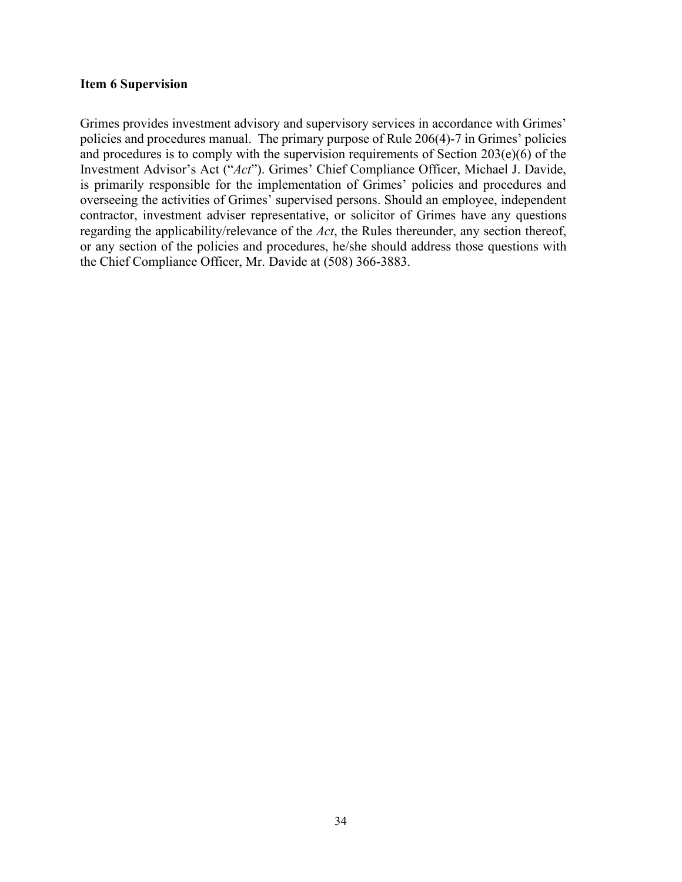**Item 6 Supervision**

Grimes provides investment advisory and supervisory services in accordance with Grimes' policies and procedures manual. The primary purpose of Rule 206(4)-7 in Grimes' policies and procedures is to comply with the supervision requirements of Section 203(e)(6) of the Investment Advisor's Act ("*Act*"). Grimes' Chief Compliance Officer, Michael J. Davide, is primarily responsible for the implementation of Grimes' policies and procedures and overseeing the activities of Grimes' supervised persons. Should an employee, independent contractor, investment adviser representative, or solicitor of Grimes have any questions regarding the applicability/relevance of the *Act*, the Rules thereunder, any section thereof, or any section of the policies and procedures, he/she should address those questions with the Chief Compliance Officer, Mr. Davide at (508) 366-3883.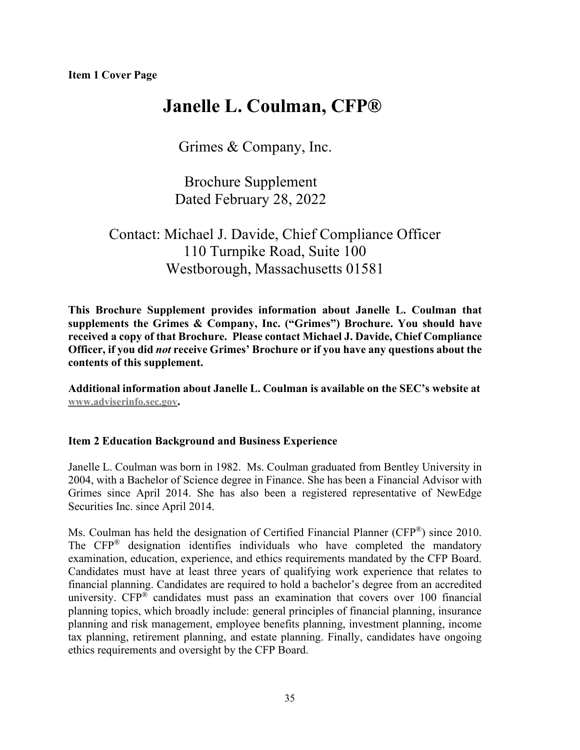**Item 1 Cover Page**

# Janelle L. Coulman, CFP®

Grimes & Company, Inc.

Brochure Supplement
Dated February 28, 2022

Contact: Michael J. Davide, Chief Compliance Officer
110 Turnpike Road, Suite 100
Westborough, Massachusetts 01581

**This Brochure Supplement provides information about Janelle L. Coulman that supplements the Grimes & Company, Inc. ("Grimes") Brochure. You should have received a copy of that Brochure. Please contact Michael J. Davide, Chief Compliance Officer, if you did *not* receive Grimes' Brochure or if you have any questions about the contents of this supplement.**

**Additional information about Janelle L. Coulman is available on the SEC's website at www.adviserinfo.sec.gov.**

## Item 2 Education Background and Business Experience

Janelle L. Coulman was born in 1982. Ms. Coulman graduated from Bentley University in 2004, with a Bachelor of Science degree in Finance. She has been a Financial Advisor with Grimes since April 2014. She has also been a registered representative of NewEdge Securities Inc. since April 2014.

Ms. Coulman has held the designation of Certified Financial Planner (CFP®) since 2010. The CFP® designation identifies individuals who have completed the mandatory examination, education, experience, and ethics requirements mandated by the CFP Board. Candidates must have at least three years of qualifying work experience that relates to financial planning. Candidates are required to hold a bachelor's degree from an accredited university. CFP® candidates must pass an examination that covers over 100 financial planning topics, which broadly include: general principles of financial planning, insurance planning and risk management, employee benefits planning, investment planning, income tax planning, retirement planning, and estate planning. Finally, candidates have ongoing ethics requirements and oversight by the CFP Board.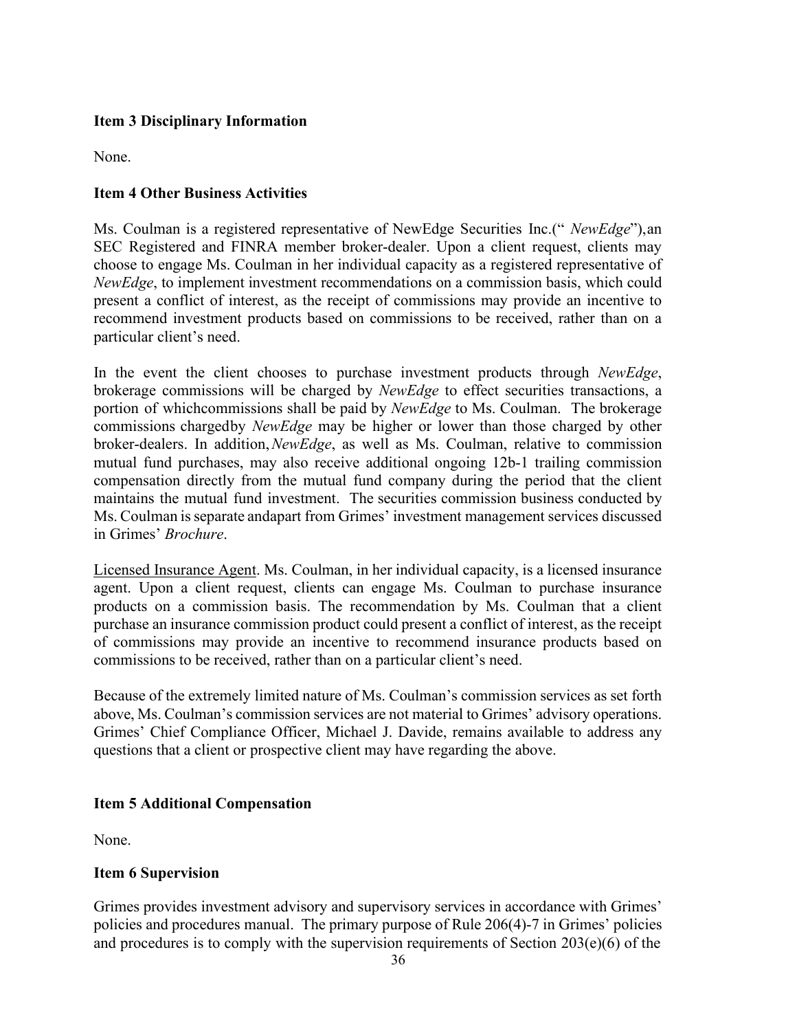**Item 3 Disciplinary Information**

None.

**Item 4 Other Business Activities**

Ms. Coulman is a registered representative of NewEdge Securities Inc.(" *NewEdge*"),an SEC Registered and FINRA member broker-dealer. Upon a client request, clients may choose to engage Ms. Coulman in her individual capacity as a registered representative of *NewEdge*, to implement investment recommendations on a commission basis, which could present a conflict of interest, as the receipt of commissions may provide an incentive to recommend investment products based on commissions to be received, rather than on a particular client's need.

In the event the client chooses to purchase investment products through *NewEdge*, brokerage commissions will be charged by *NewEdge* to effect securities transactions, a portion of whichcommissions shall be paid by *NewEdge* to Ms. Coulman. The brokerage commissions chargedby *NewEdge* may be higher or lower than those charged by other broker-dealers. In addition, *NewEdge*, as well as Ms. Coulman, relative to commission mutual fund purchases, may also receive additional ongoing 12b-1 trailing commission compensation directly from the mutual fund company during the period that the client maintains the mutual fund investment. The securities commission business conducted by Ms. Coulman is separate andapart from Grimes' investment management services discussed in Grimes' *Brochure*.

Licensed Insurance Agent. Ms. Coulman, in her individual capacity, is a licensed insurance agent. Upon a client request, clients can engage Ms. Coulman to purchase insurance products on a commission basis. The recommendation by Ms. Coulman that a client purchase an insurance commission product could present a conflict of interest, as the receipt of commissions may provide an incentive to recommend insurance products based on commissions to be received, rather than on a particular client's need.

Because of the extremely limited nature of Ms. Coulman's commission services as set forth above, Ms. Coulman's commission services are not material to Grimes' advisory operations. Grimes' Chief Compliance Officer, Michael J. Davide, remains available to address any questions that a client or prospective client may have regarding the above.

**Item 5 Additional Compensation**

None.

**Item 6 Supervision**

Grimes provides investment advisory and supervisory services in accordance with Grimes' policies and procedures manual. The primary purpose of Rule 206(4)-7 in Grimes' policies and procedures is to comply with the supervision requirements of Section 203(e)(6) of the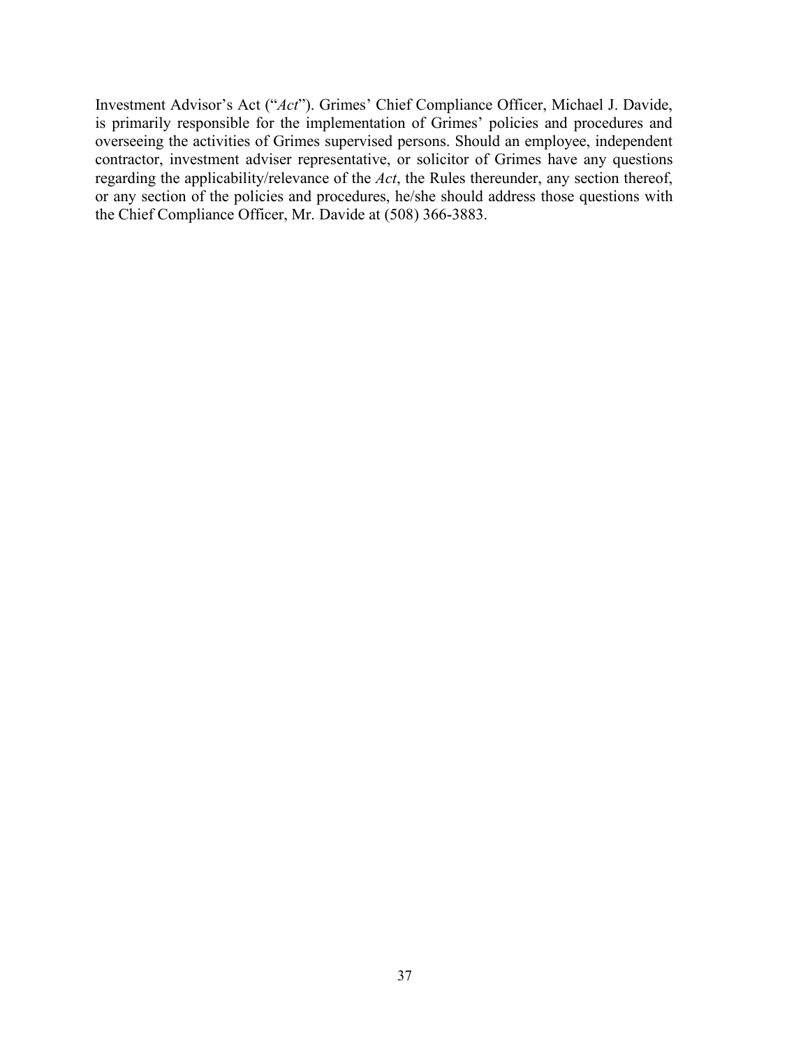Investment Advisor's Act ("*Act*"). Grimes' Chief Compliance Officer, Michael J. Davide, is primarily responsible for the implementation of Grimes' policies and procedures and overseeing the activities of Grimes supervised persons. Should an employee, independent contractor, investment adviser representative, or solicitor of Grimes have any questions regarding the applicability/relevance of the *Act*, the Rules thereunder, any section thereof, or any section of the policies and procedures, he/she should address those questions with the Chief Compliance Officer, Mr. Davide at (508) 366-3883.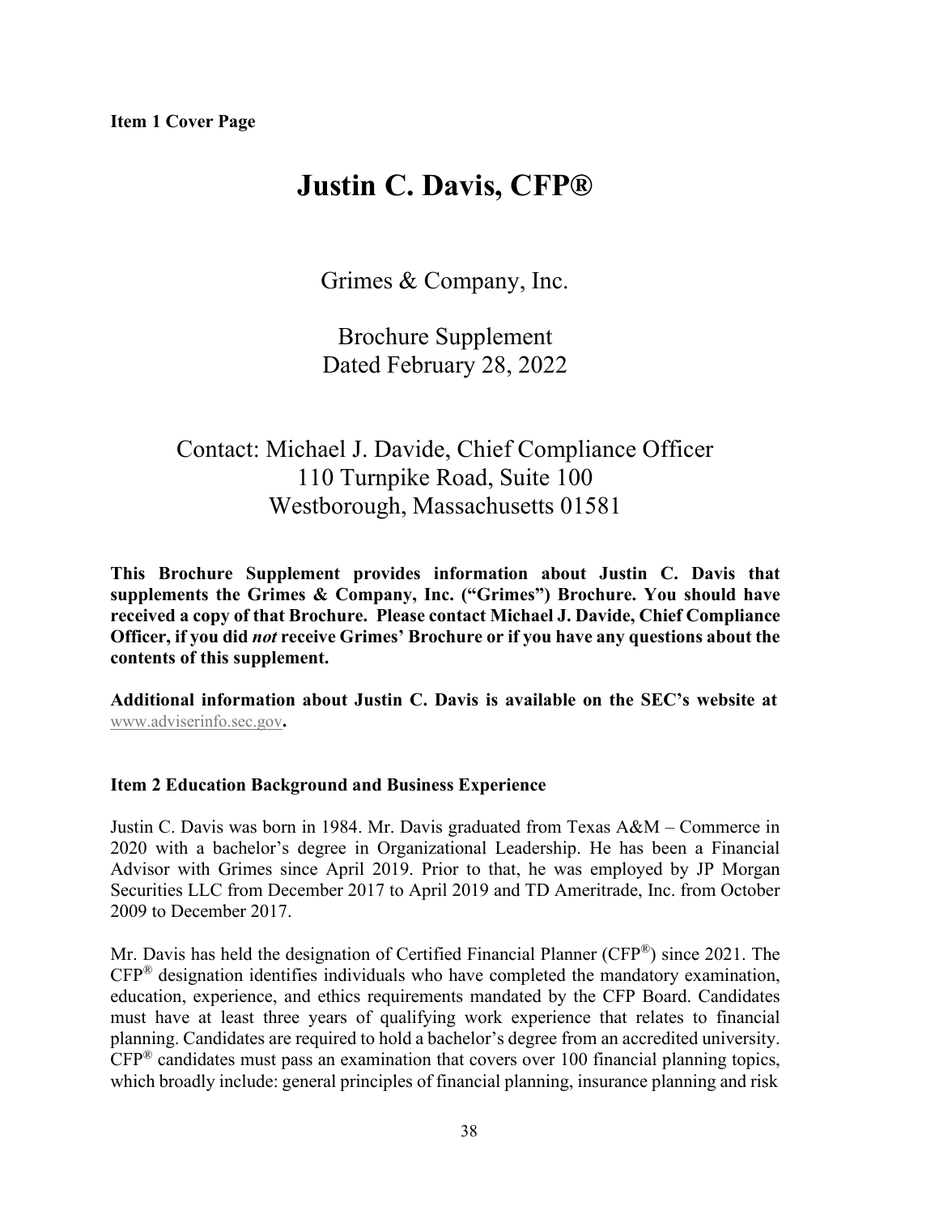**Item 1 Cover Page**

# Justin C. Davis, CFP®

Grimes & Company, Inc.

Brochure Supplement
Dated February 28, 2022

Contact: Michael J. Davide, Chief Compliance Officer
110 Turnpike Road, Suite 100
Westborough, Massachusetts 01581

**This Brochure Supplement provides information about Justin C. Davis that supplements the Grimes & Company, Inc. ("Grimes") Brochure. You should have received a copy of that Brochure. Please contact Michael J. Davide, Chief Compliance Officer, if you did *not* receive Grimes' Brochure or if you have any questions about the contents of this supplement.**

**Additional information about Justin C. Davis is available on the SEC's website at** www.adviserinfo.sec.gov**.**

**Item 2 Education Background and Business Experience**

Justin C. Davis was born in 1984. Mr. Davis graduated from Texas A&M – Commerce in 2020 with a bachelor's degree in Organizational Leadership. He has been a Financial Advisor with Grimes since April 2019. Prior to that, he was employed by JP Morgan Securities LLC from December 2017 to April 2019 and TD Ameritrade, Inc. from October 2009 to December 2017.

Mr. Davis has held the designation of Certified Financial Planner (CFP®) since 2021. The CFP® designation identifies individuals who have completed the mandatory examination, education, experience, and ethics requirements mandated by the CFP Board. Candidates must have at least three years of qualifying work experience that relates to financial planning. Candidates are required to hold a bachelor's degree from an accredited university. CFP® candidates must pass an examination that covers over 100 financial planning topics, which broadly include: general principles of financial planning, insurance planning and risk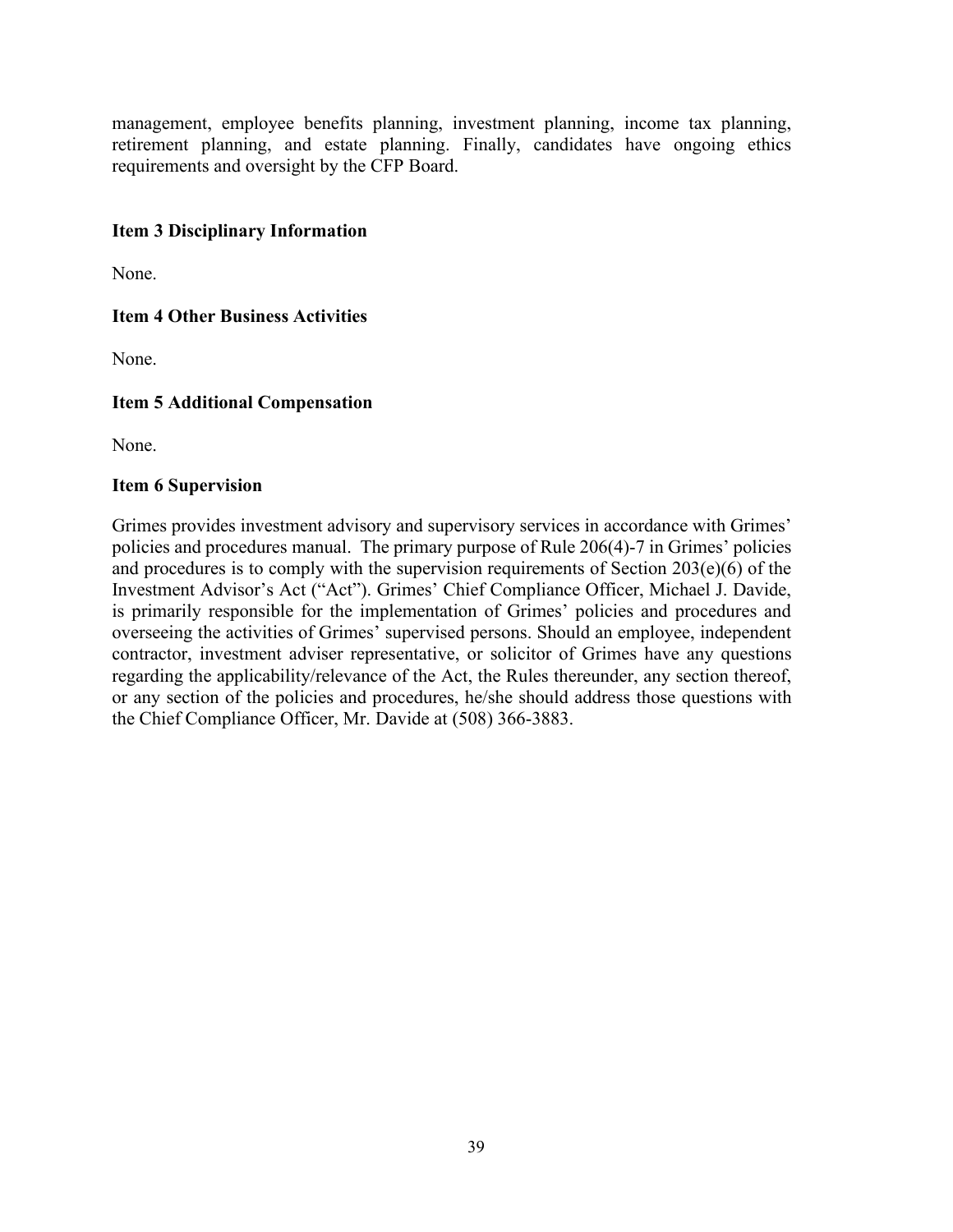management, employee benefits planning, investment planning, income tax planning, retirement planning, and estate planning. Finally, candidates have ongoing ethics requirements and oversight by the CFP Board.

### Item 3 Disciplinary Information

None.

### Item 4 Other Business Activities

None.

### Item 5 Additional Compensation

None.

### Item 6 Supervision

Grimes provides investment advisory and supervisory services in accordance with Grimes' policies and procedures manual. The primary purpose of Rule 206(4)-7 in Grimes' policies and procedures is to comply with the supervision requirements of Section 203(e)(6) of the Investment Advisor's Act ("Act"). Grimes' Chief Compliance Officer, Michael J. Davide, is primarily responsible for the implementation of Grimes' policies and procedures and overseeing the activities of Grimes' supervised persons. Should an employee, independent contractor, investment adviser representative, or solicitor of Grimes have any questions regarding the applicability/relevance of the Act, the Rules thereunder, any section thereof, or any section of the policies and procedures, he/she should address those questions with the Chief Compliance Officer, Mr. Davide at (508) 366-3883.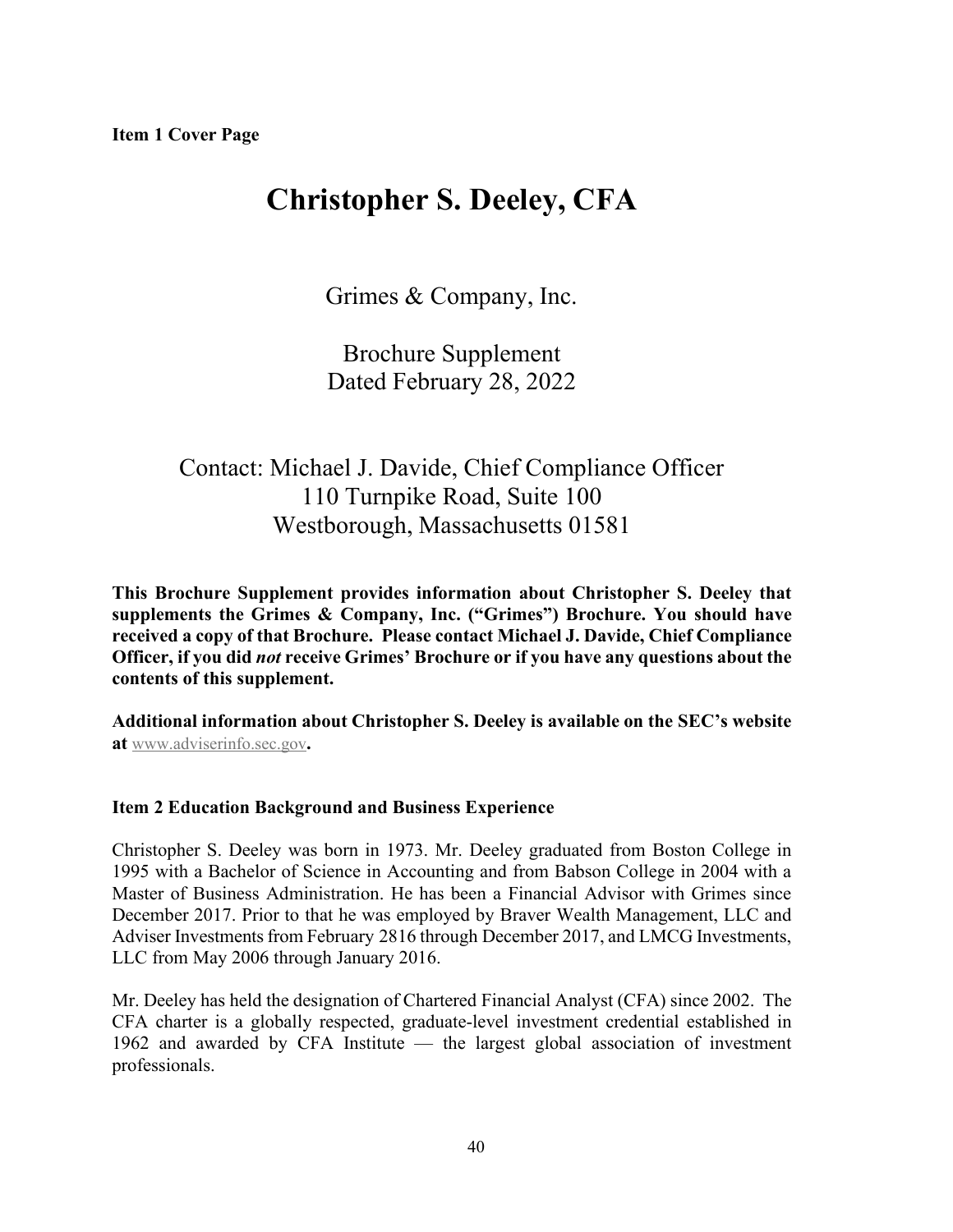**Item 1 Cover Page**

# Christopher S. Deeley, CFA

Grimes & Company, Inc.

Brochure Supplement
Dated February 28, 2022

Contact: Michael J. Davide, Chief Compliance Officer
110 Turnpike Road, Suite 100
Westborough, Massachusetts 01581

**This Brochure Supplement provides information about Christopher S. Deeley that supplements the Grimes & Company, Inc. ("Grimes") Brochure. You should have received a copy of that Brochure. Please contact Michael J. Davide, Chief Compliance Officer, if you did *not* receive Grimes' Brochure or if you have any questions about the contents of this supplement.**

**Additional information about Christopher S. Deeley is available on the SEC's website at** www.adviserinfo.sec.gov**.**

**Item 2 Education Background and Business Experience**

Christopher S. Deeley was born in 1973. Mr. Deeley graduated from Boston College in 1995 with a Bachelor of Science in Accounting and from Babson College in 2004 with a Master of Business Administration. He has been a Financial Advisor with Grimes since December 2017. Prior to that he was employed by Braver Wealth Management, LLC and Adviser Investments from February 2816 through December 2017, and LMCG Investments, LLC from May 2006 through January 2016.

Mr. Deeley has held the designation of Chartered Financial Analyst (CFA) since 2002. The CFA charter is a globally respected, graduate-level investment credential established in 1962 and awarded by CFA Institute — the largest global association of investment professionals.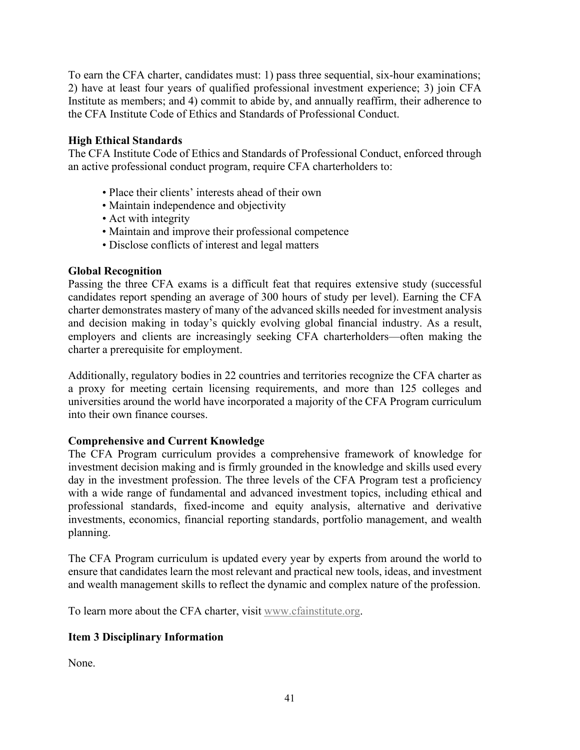To earn the CFA charter, candidates must: 1) pass three sequential, six-hour examinations; 2) have at least four years of qualified professional investment experience; 3) join CFA Institute as members; and 4) commit to abide by, and annually reaffirm, their adherence to the CFA Institute Code of Ethics and Standards of Professional Conduct.

**High Ethical Standards**

The CFA Institute Code of Ethics and Standards of Professional Conduct, enforced through an active professional conduct program, require CFA charterholders to:

- Place their clients' interests ahead of their own
- Maintain independence and objectivity
- Act with integrity
- Maintain and improve their professional competence
- Disclose conflicts of interest and legal matters

**Global Recognition**

Passing the three CFA exams is a difficult feat that requires extensive study (successful candidates report spending an average of 300 hours of study per level). Earning the CFA charter demonstrates mastery of many of the advanced skills needed for investment analysis and decision making in today's quickly evolving global financial industry. As a result, employers and clients are increasingly seeking CFA charterholders—often making the charter a prerequisite for employment.

Additionally, regulatory bodies in 22 countries and territories recognize the CFA charter as a proxy for meeting certain licensing requirements, and more than 125 colleges and universities around the world have incorporated a majority of the CFA Program curriculum into their own finance courses.

**Comprehensive and Current Knowledge**

The CFA Program curriculum provides a comprehensive framework of knowledge for investment decision making and is firmly grounded in the knowledge and skills used every day in the investment profession. The three levels of the CFA Program test a proficiency with a wide range of fundamental and advanced investment topics, including ethical and professional standards, fixed-income and equity analysis, alternative and derivative investments, economics, financial reporting standards, portfolio management, and wealth planning.

The CFA Program curriculum is updated every year by experts from around the world to ensure that candidates learn the most relevant and practical new tools, ideas, and investment and wealth management skills to reflect the dynamic and complex nature of the profession.

To learn more about the CFA charter, visit www.cfainstitute.org.

## Item 3 Disciplinary Information

None.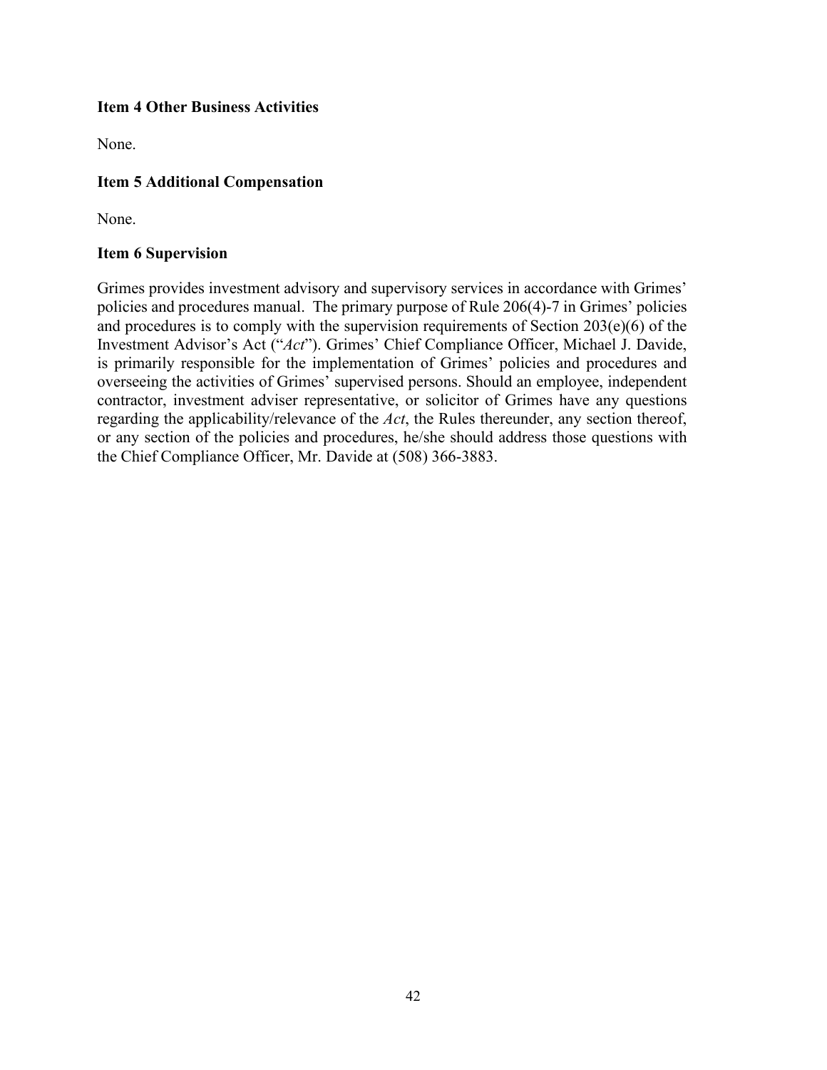**Item 4 Other Business Activities**

None.

**Item 5 Additional Compensation**

None.

**Item 6 Supervision**

Grimes provides investment advisory and supervisory services in accordance with Grimes' policies and procedures manual. The primary purpose of Rule 206(4)-7 in Grimes' policies and procedures is to comply with the supervision requirements of Section 203(e)(6) of the Investment Advisor's Act ("*Act*"). Grimes' Chief Compliance Officer, Michael J. Davide, is primarily responsible for the implementation of Grimes' policies and procedures and overseeing the activities of Grimes' supervised persons. Should an employee, independent contractor, investment adviser representative, or solicitor of Grimes have any questions regarding the applicability/relevance of the *Act*, the Rules thereunder, any section thereof, or any section of the policies and procedures, he/she should address those questions with the Chief Compliance Officer, Mr. Davide at (508) 366-3883.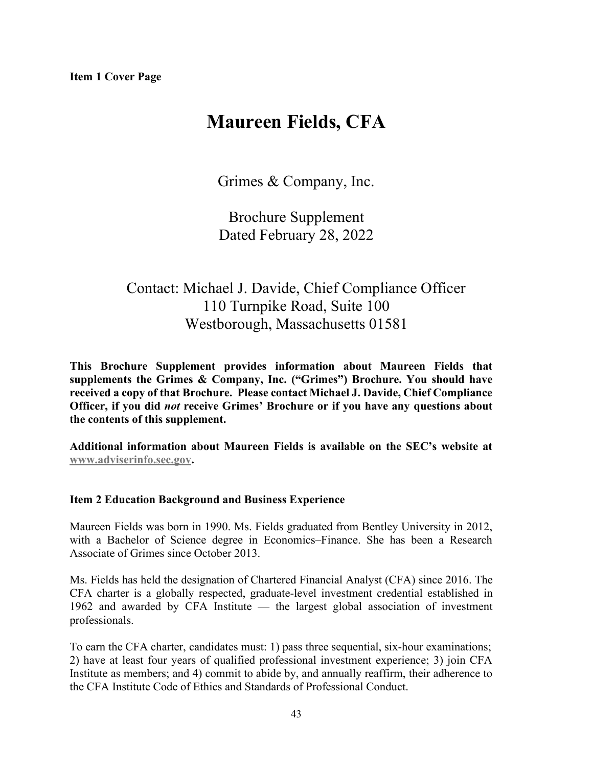**Item 1 Cover Page**

# Maureen Fields, CFA

Grimes & Company, Inc.

Brochure Supplement
Dated February 28, 2022

Contact: Michael J. Davide, Chief Compliance Officer
110 Turnpike Road, Suite 100
Westborough, Massachusetts 01581

**This Brochure Supplement provides information about Maureen Fields that supplements the Grimes & Company, Inc. ("Grimes") Brochure. You should have received a copy of that Brochure. Please contact Michael J. Davide, Chief Compliance Officer, if you did *not* receive Grimes' Brochure or if you have any questions about the contents of this supplement.**

**Additional information about Maureen Fields is available on the SEC's website at www.adviserinfo.sec.gov.**

## Item 2 Education Background and Business Experience

Maureen Fields was born in 1990. Ms. Fields graduated from Bentley University in 2012, with a Bachelor of Science degree in Economics–Finance. She has been a Research Associate of Grimes since October 2013.

Ms. Fields has held the designation of Chartered Financial Analyst (CFA) since 2016. The CFA charter is a globally respected, graduate-level investment credential established in 1962 and awarded by CFA Institute — the largest global association of investment professionals.

To earn the CFA charter, candidates must: 1) pass three sequential, six-hour examinations; 2) have at least four years of qualified professional investment experience; 3) join CFA Institute as members; and 4) commit to abide by, and annually reaffirm, their adherence to the CFA Institute Code of Ethics and Standards of Professional Conduct.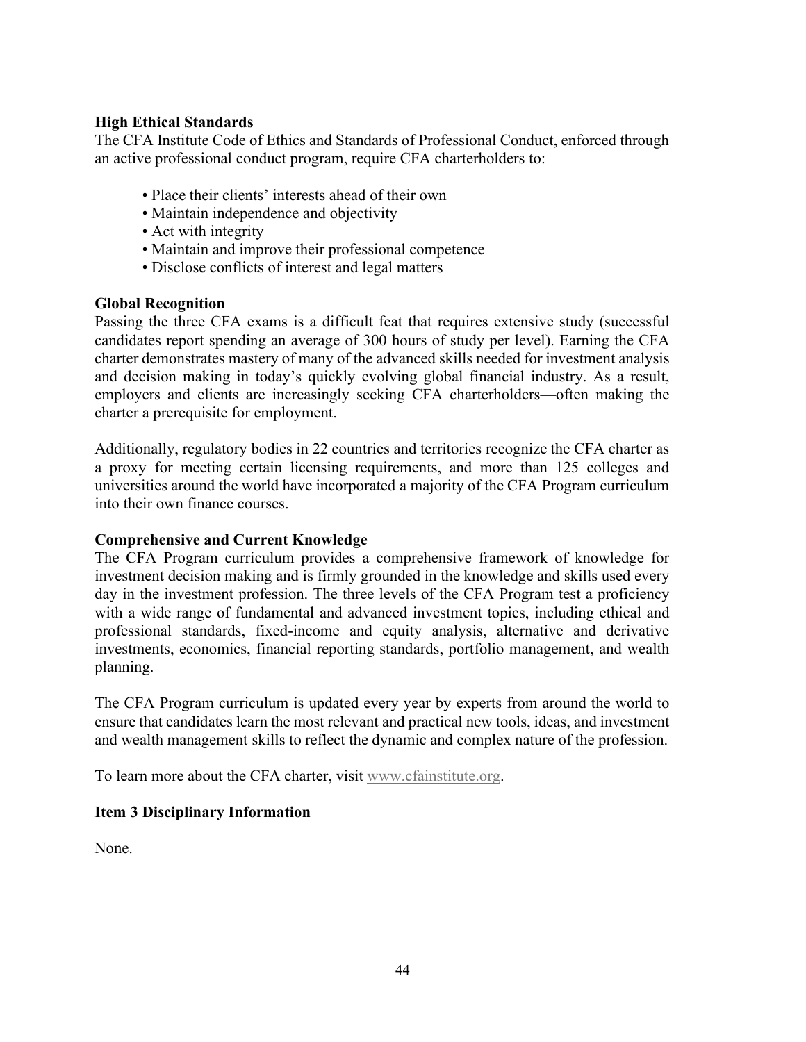**High Ethical Standards**

The CFA Institute Code of Ethics and Standards of Professional Conduct, enforced through an active professional conduct program, require CFA charterholders to:

- Place their clients' interests ahead of their own
- Maintain independence and objectivity
- Act with integrity
- Maintain and improve their professional competence
- Disclose conflicts of interest and legal matters

**Global Recognition**

Passing the three CFA exams is a difficult feat that requires extensive study (successful candidates report spending an average of 300 hours of study per level). Earning the CFA charter demonstrates mastery of many of the advanced skills needed for investment analysis and decision making in today's quickly evolving global financial industry. As a result, employers and clients are increasingly seeking CFA charterholders—often making the charter a prerequisite for employment.

Additionally, regulatory bodies in 22 countries and territories recognize the CFA charter as a proxy for meeting certain licensing requirements, and more than 125 colleges and universities around the world have incorporated a majority of the CFA Program curriculum into their own finance courses.

**Comprehensive and Current Knowledge**

The CFA Program curriculum provides a comprehensive framework of knowledge for investment decision making and is firmly grounded in the knowledge and skills used every day in the investment profession. The three levels of the CFA Program test a proficiency with a wide range of fundamental and advanced investment topics, including ethical and professional standards, fixed-income and equity analysis, alternative and derivative investments, economics, financial reporting standards, portfolio management, and wealth planning.

The CFA Program curriculum is updated every year by experts from around the world to ensure that candidates learn the most relevant and practical new tools, ideas, and investment and wealth management skills to reflect the dynamic and complex nature of the profession.

To learn more about the CFA charter, visit www.cfainstitute.org.

**Item 3 Disciplinary Information**

None.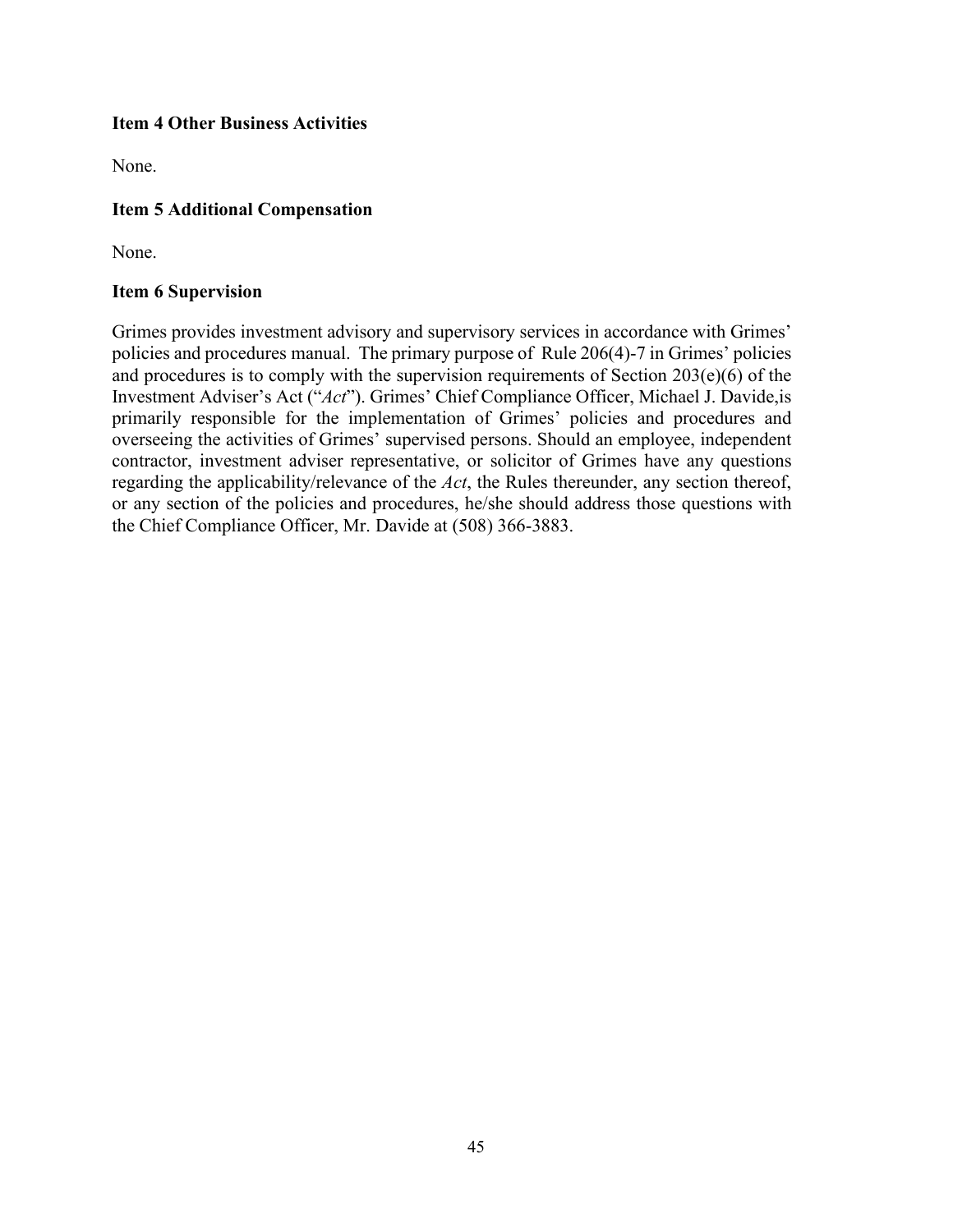**Item 4 Other Business Activities**

None.

**Item 5 Additional Compensation**

None.

**Item 6 Supervision**

Grimes provides investment advisory and supervisory services in accordance with Grimes' policies and procedures manual. The primary purpose of Rule 206(4)-7 in Grimes' policies and procedures is to comply with the supervision requirements of Section 203(e)(6) of the Investment Adviser's Act ("*Act*"). Grimes' Chief Compliance Officer, Michael J. Davide,is primarily responsible for the implementation of Grimes' policies and procedures and overseeing the activities of Grimes' supervised persons. Should an employee, independent contractor, investment adviser representative, or solicitor of Grimes have any questions regarding the applicability/relevance of the *Act*, the Rules thereunder, any section thereof, or any section of the policies and procedures, he/she should address those questions with the Chief Compliance Officer, Mr. Davide at (508) 366-3883.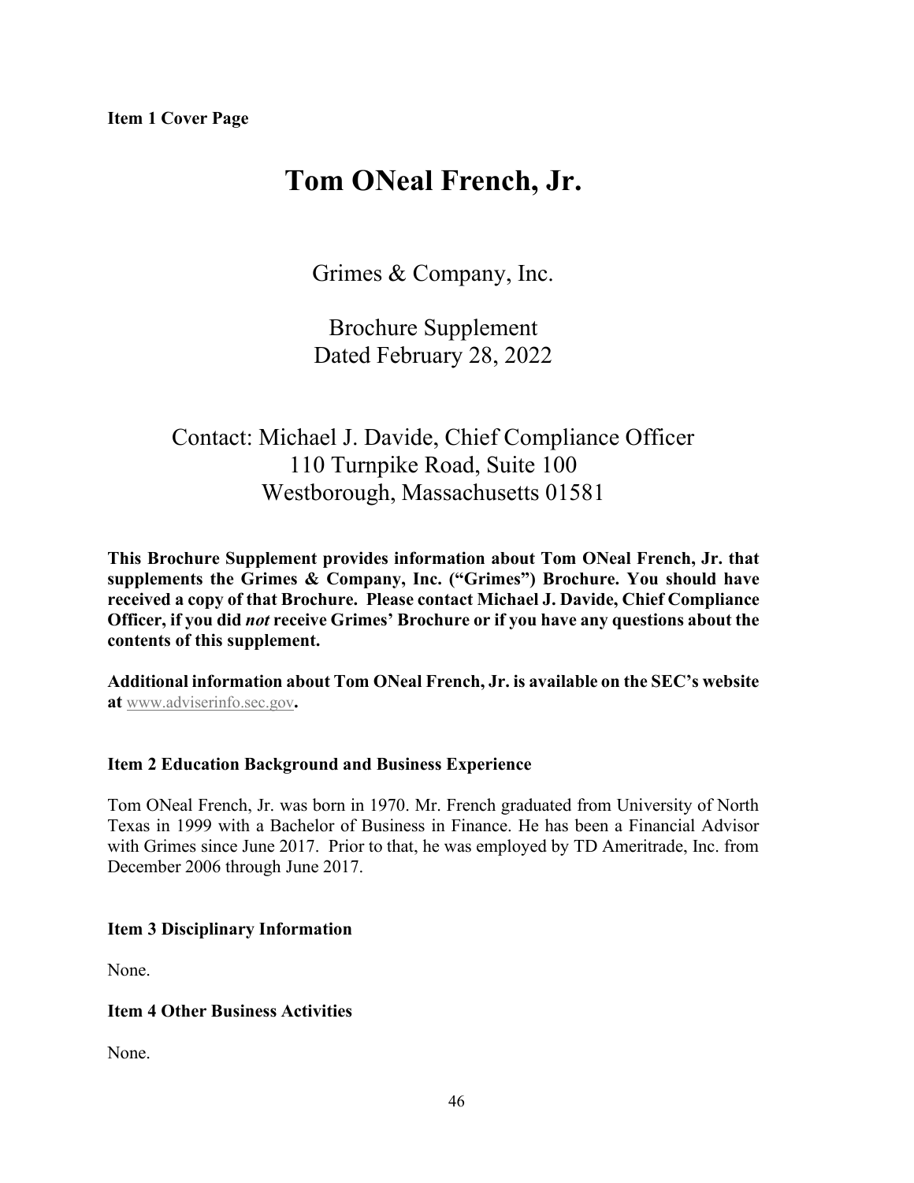**Item 1 Cover Page**

# Tom ONeal French, Jr.

Grimes & Company, Inc.

Brochure Supplement
Dated February 28, 2022

Contact: Michael J. Davide, Chief Compliance Officer
110 Turnpike Road, Suite 100
Westborough, Massachusetts 01581

**This Brochure Supplement provides information about Tom ONeal French, Jr. that supplements the Grimes & Company, Inc. ("Grimes") Brochure. You should have received a copy of that Brochure. Please contact Michael J. Davide, Chief Compliance Officer, if you did *not* receive Grimes' Brochure or if you have any questions about the contents of this supplement.**

**Additional information about Tom ONeal French, Jr. is available on the SEC's website at** www.adviserinfo.sec.gov**.**

**Item 2 Education Background and Business Experience**

Tom ONeal French, Jr. was born in 1970. Mr. French graduated from University of North Texas in 1999 with a Bachelor of Business in Finance. He has been a Financial Advisor with Grimes since June 2017. Prior to that, he was employed by TD Ameritrade, Inc. from December 2006 through June 2017.

**Item 3 Disciplinary Information**

None.

**Item 4 Other Business Activities**

None.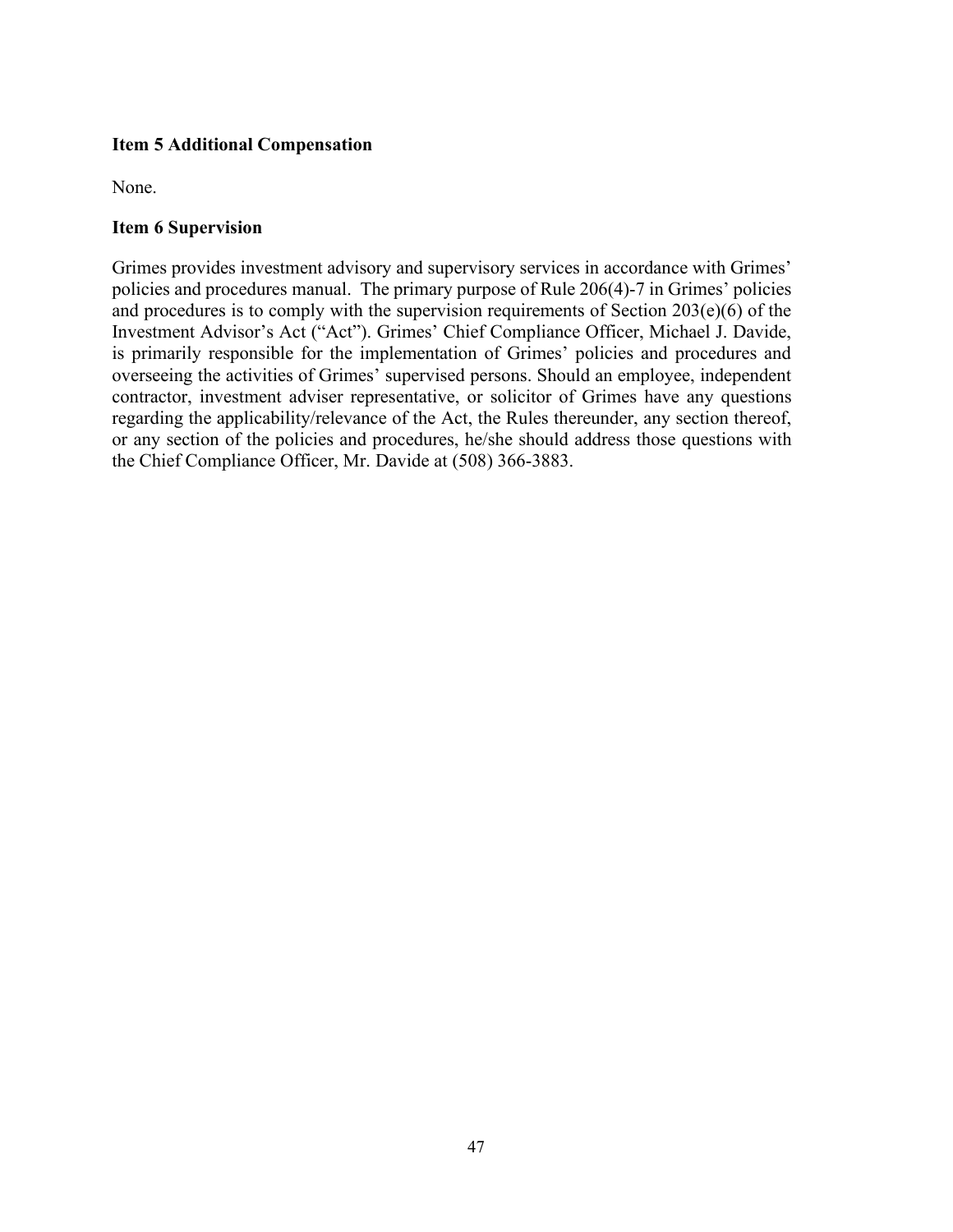**Item 5 Additional Compensation**

None.

**Item 6 Supervision**

Grimes provides investment advisory and supervisory services in accordance with Grimes' policies and procedures manual. The primary purpose of Rule 206(4)-7 in Grimes' policies and procedures is to comply with the supervision requirements of Section 203(e)(6) of the Investment Advisor's Act ("Act"). Grimes' Chief Compliance Officer, Michael J. Davide, is primarily responsible for the implementation of Grimes' policies and procedures and overseeing the activities of Grimes' supervised persons. Should an employee, independent contractor, investment adviser representative, or solicitor of Grimes have any questions regarding the applicability/relevance of the Act, the Rules thereunder, any section thereof, or any section of the policies and procedures, he/she should address those questions with the Chief Compliance Officer, Mr. Davide at (508) 366-3883.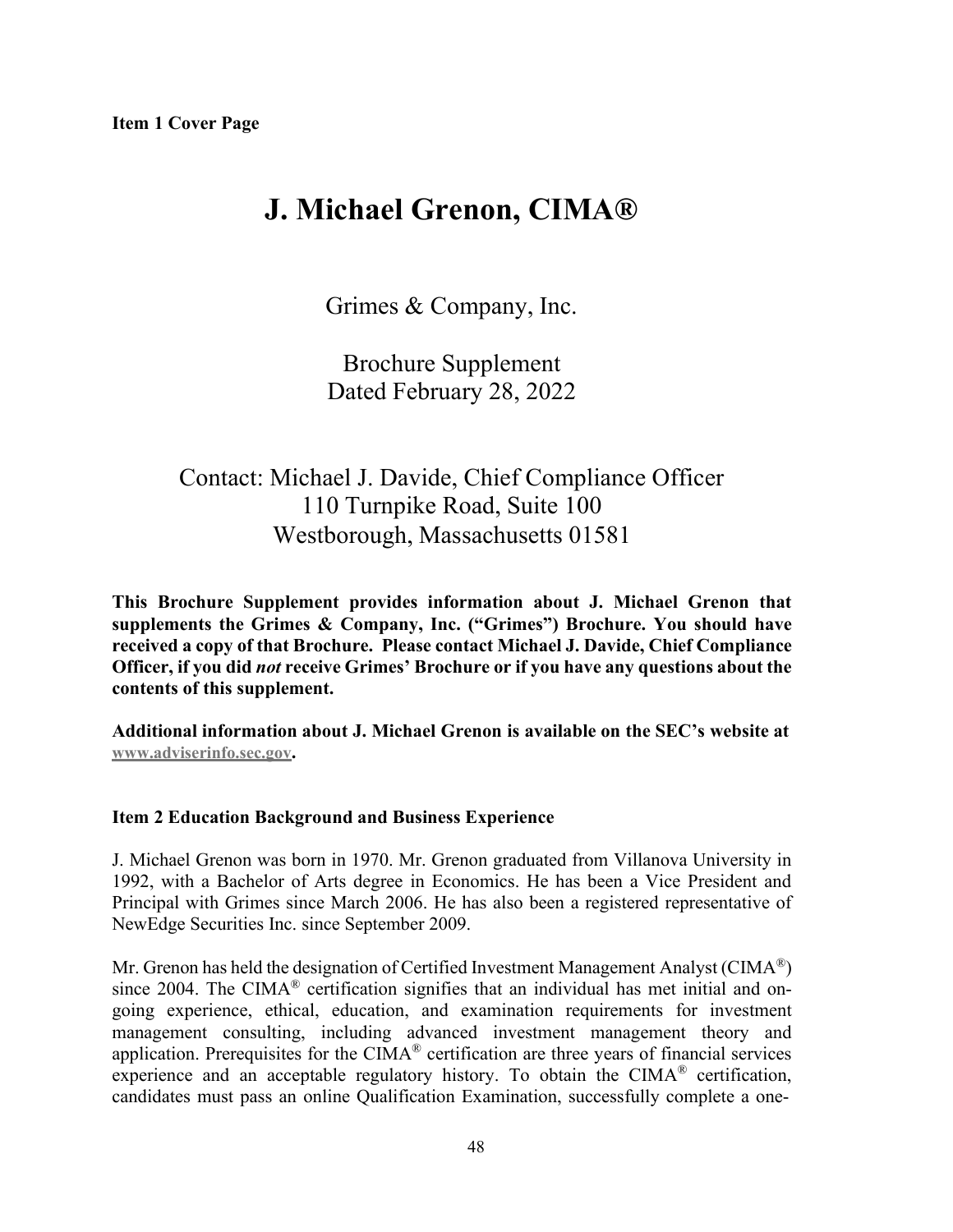**Item 1 Cover Page**

# J. Michael Grenon, CIMA®

Grimes & Company, Inc.

Brochure Supplement
Dated February 28, 2022

Contact: Michael J. Davide, Chief Compliance Officer
110 Turnpike Road, Suite 100
Westborough, Massachusetts 01581

**This Brochure Supplement provides information about J. Michael Grenon that supplements the Grimes & Company, Inc. ("Grimes") Brochure. You should have received a copy of that Brochure. Please contact Michael J. Davide, Chief Compliance Officer, if you did *not* receive Grimes' Brochure or if you have any questions about the contents of this supplement.**

**Additional information about J. Michael Grenon is available on the SEC's website at www.adviserinfo.sec.gov.**

**Item 2 Education Background and Business Experience**

J. Michael Grenon was born in 1970. Mr. Grenon graduated from Villanova University in 1992, with a Bachelor of Arts degree in Economics. He has been a Vice President and Principal with Grimes since March 2006. He has also been a registered representative of NewEdge Securities Inc. since September 2009.

Mr. Grenon has held the designation of Certified Investment Management Analyst (CIMA®) since 2004. The CIMA® certification signifies that an individual has met initial and on-going experience, ethical, education, and examination requirements for investment management consulting, including advanced investment management theory and application. Prerequisites for the CIMA® certification are three years of financial services experience and an acceptable regulatory history. To obtain the CIMA® certification, candidates must pass an online Qualification Examination, successfully complete a one-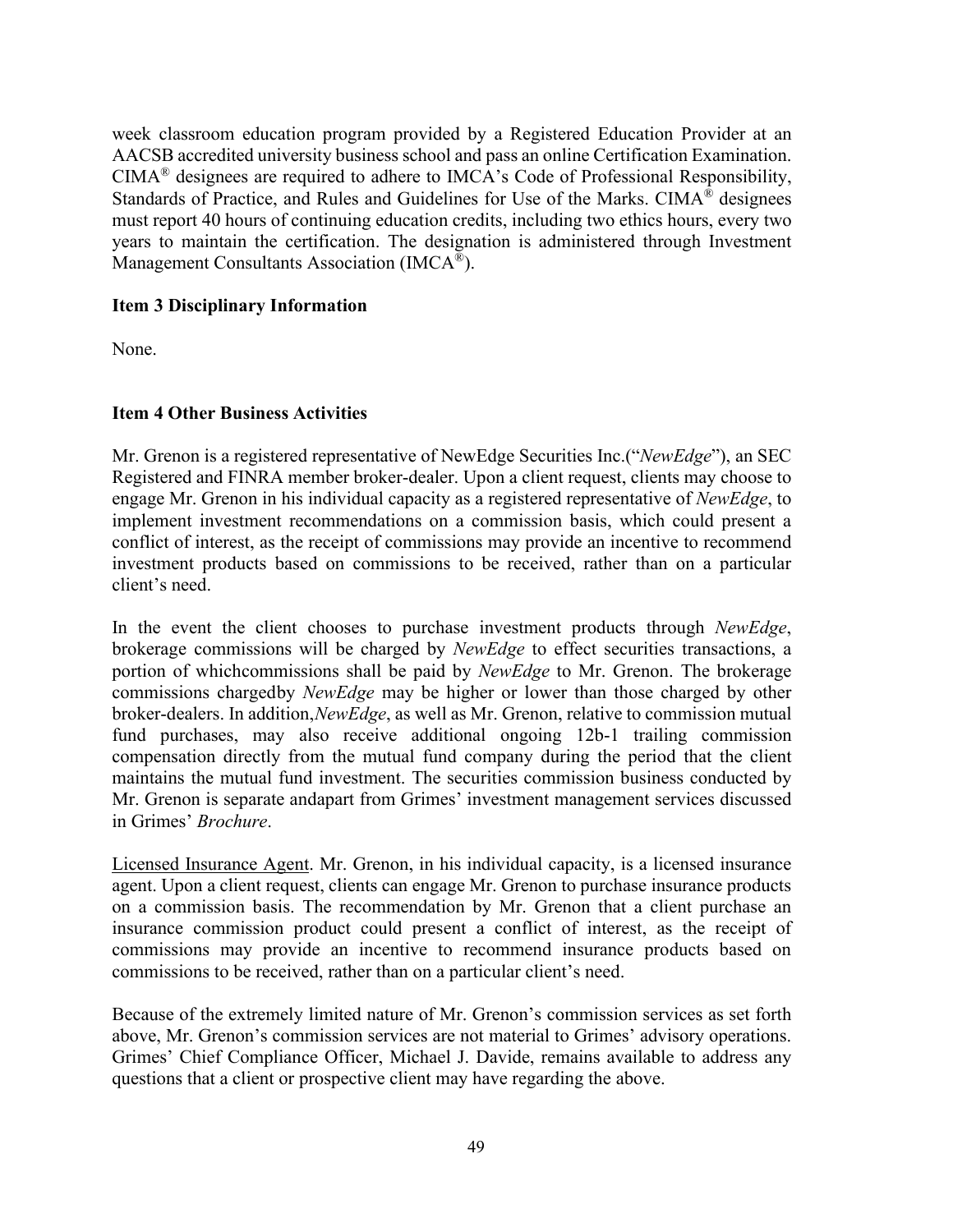week classroom education program provided by a Registered Education Provider at an AACSB accredited university business school and pass an online Certification Examination. CIMA® designees are required to adhere to IMCA's Code of Professional Responsibility, Standards of Practice, and Rules and Guidelines for Use of the Marks. CIMA® designees must report 40 hours of continuing education credits, including two ethics hours, every two years to maintain the certification. The designation is administered through Investment Management Consultants Association (IMCA®).

**Item 3 Disciplinary Information**

None.

**Item 4 Other Business Activities**

Mr. Grenon is a registered representative of NewEdge Securities Inc.("*NewEdge*"), an SEC Registered and FINRA member broker-dealer. Upon a client request, clients may choose to engage Mr. Grenon in his individual capacity as a registered representative of *NewEdge*, to implement investment recommendations on a commission basis, which could present a conflict of interest, as the receipt of commissions may provide an incentive to recommend investment products based on commissions to be received, rather than on a particular client's need.

In the event the client chooses to purchase investment products through *NewEdge*, brokerage commissions will be charged by *NewEdge* to effect securities transactions, a portion of whichcommissions shall be paid by *NewEdge* to Mr. Grenon. The brokerage commissions chargedby *NewEdge* may be higher or lower than those charged by other broker-dealers. In addition,*NewEdge*, as well as Mr. Grenon, relative to commission mutual fund purchases, may also receive additional ongoing 12b-1 trailing commission compensation directly from the mutual fund company during the period that the client maintains the mutual fund investment. The securities commission business conducted by Mr. Grenon is separate andapart from Grimes' investment management services discussed in Grimes' *Brochure*.

Licensed Insurance Agent. Mr. Grenon, in his individual capacity, is a licensed insurance agent. Upon a client request, clients can engage Mr. Grenon to purchase insurance products on a commission basis. The recommendation by Mr. Grenon that a client purchase an insurance commission product could present a conflict of interest, as the receipt of commissions may provide an incentive to recommend insurance products based on commissions to be received, rather than on a particular client's need.

Because of the extremely limited nature of Mr. Grenon's commission services as set forth above, Mr. Grenon's commission services are not material to Grimes' advisory operations. Grimes' Chief Compliance Officer, Michael J. Davide, remains available to address any questions that a client or prospective client may have regarding the above.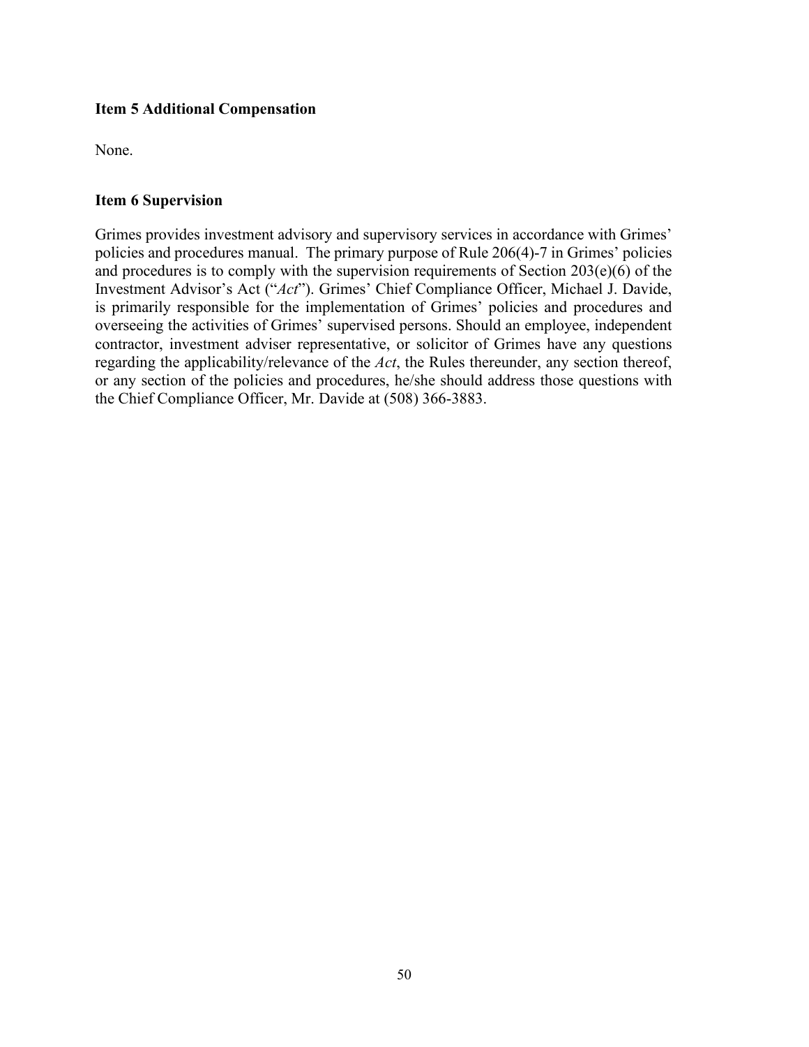**Item 5 Additional Compensation**

None.

**Item 6 Supervision**

Grimes provides investment advisory and supervisory services in accordance with Grimes' policies and procedures manual. The primary purpose of Rule 206(4)-7 in Grimes' policies and procedures is to comply with the supervision requirements of Section 203(e)(6) of the Investment Advisor's Act ("*Act*"). Grimes' Chief Compliance Officer, Michael J. Davide, is primarily responsible for the implementation of Grimes' policies and procedures and overseeing the activities of Grimes' supervised persons. Should an employee, independent contractor, investment adviser representative, or solicitor of Grimes have any questions regarding the applicability/relevance of the *Act*, the Rules thereunder, any section thereof, or any section of the policies and procedures, he/she should address those questions with the Chief Compliance Officer, Mr. Davide at (508) 366-3883.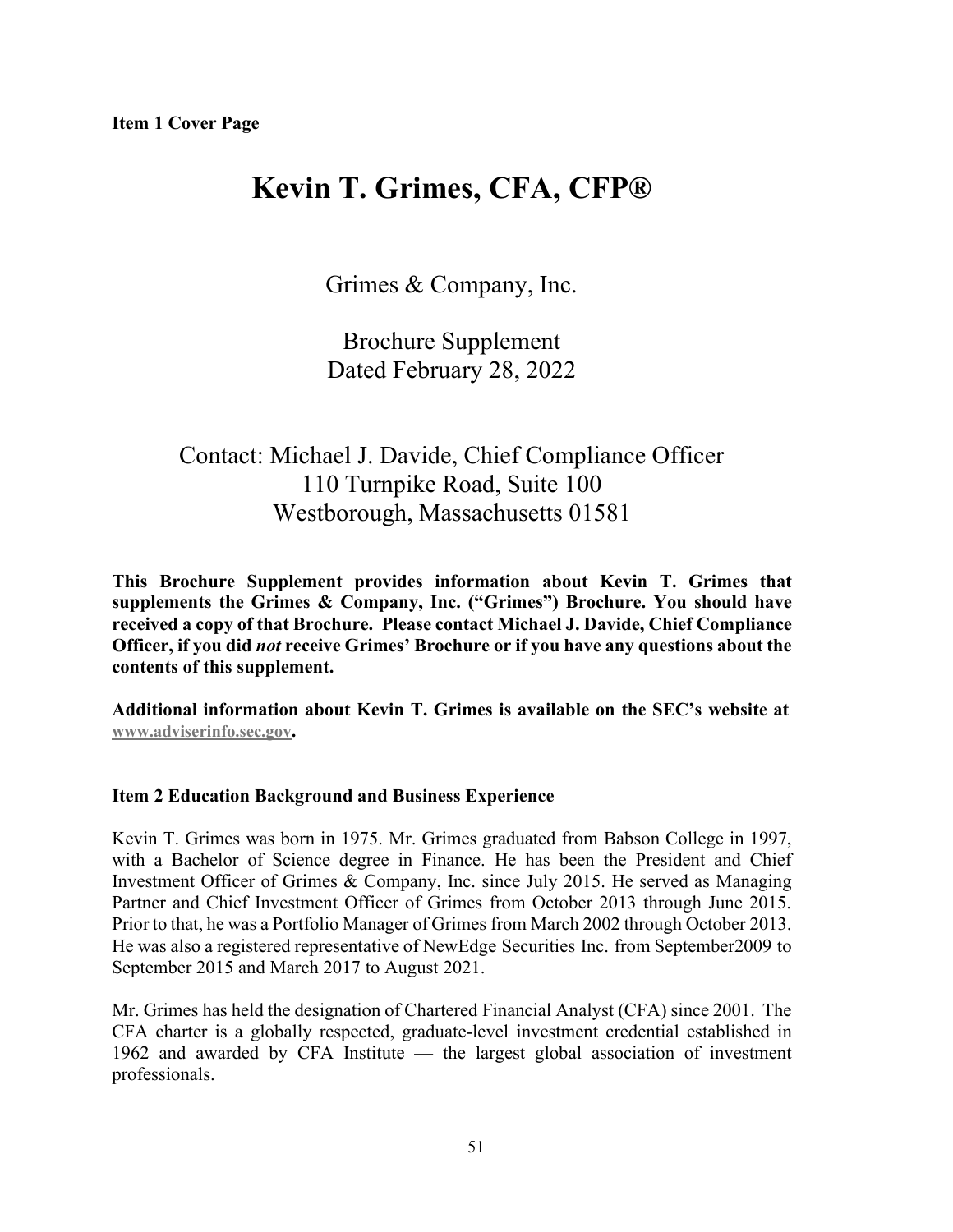**Item 1 Cover Page**

# Kevin T. Grimes, CFA, CFP®

Grimes & Company, Inc.

Brochure Supplement
Dated February 28, 2022

Contact: Michael J. Davide, Chief Compliance Officer
110 Turnpike Road, Suite 100
Westborough, Massachusetts 01581

**This Brochure Supplement provides information about Kevin T. Grimes that supplements the Grimes & Company, Inc. ("Grimes") Brochure. You should have received a copy of that Brochure. Please contact Michael J. Davide, Chief Compliance Officer, if you did *not* receive Grimes' Brochure or if you have any questions about the contents of this supplement.**

**Additional information about Kevin T. Grimes is available on the SEC's website at [www.adviserinfo.sec.gov](http://www.adviserinfo.sec.gov).**

**Item 2 Education Background and Business Experience**

Kevin T. Grimes was born in 1975. Mr. Grimes graduated from Babson College in 1997, with a Bachelor of Science degree in Finance. He has been the President and Chief Investment Officer of Grimes & Company, Inc. since July 2015. He served as Managing Partner and Chief Investment Officer of Grimes from October 2013 through June 2015. Prior to that, he was a Portfolio Manager of Grimes from March 2002 through October 2013. He was also a registered representative of NewEdge Securities Inc. from September2009 to September 2015 and March 2017 to August 2021.

Mr. Grimes has held the designation of Chartered Financial Analyst (CFA) since 2001. The CFA charter is a globally respected, graduate-level investment credential established in 1962 and awarded by CFA Institute — the largest global association of investment professionals.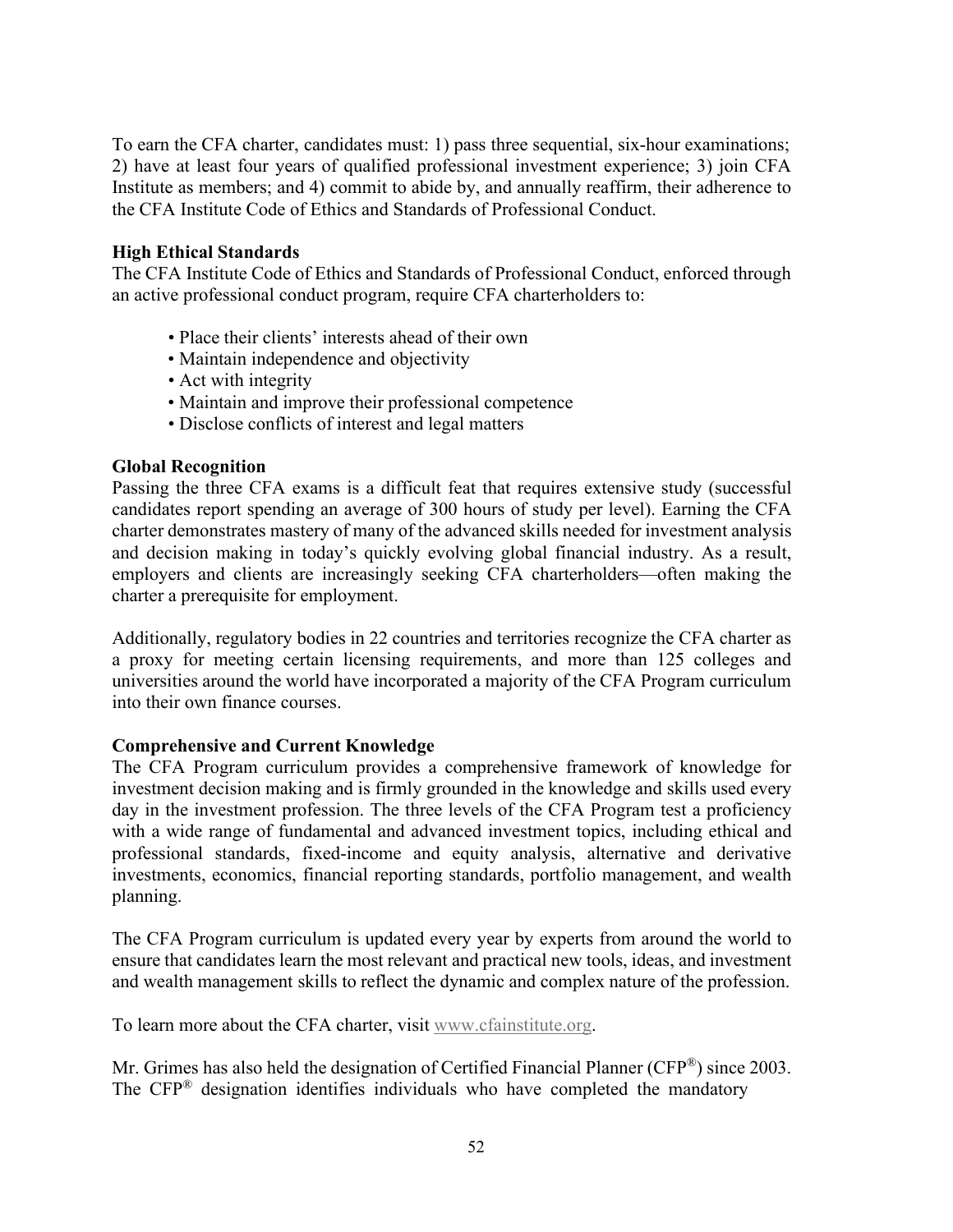To earn the CFA charter, candidates must: 1) pass three sequential, six-hour examinations; 2) have at least four years of qualified professional investment experience; 3) join CFA Institute as members; and 4) commit to abide by, and annually reaffirm, their adherence to the CFA Institute Code of Ethics and Standards of Professional Conduct.

**High Ethical Standards**

The CFA Institute Code of Ethics and Standards of Professional Conduct, enforced through an active professional conduct program, require CFA charterholders to:

- Place their clients' interests ahead of their own
- Maintain independence and objectivity
- Act with integrity
- Maintain and improve their professional competence
- Disclose conflicts of interest and legal matters

**Global Recognition**

Passing the three CFA exams is a difficult feat that requires extensive study (successful candidates report spending an average of 300 hours of study per level). Earning the CFA charter demonstrates mastery of many of the advanced skills needed for investment analysis and decision making in today's quickly evolving global financial industry. As a result, employers and clients are increasingly seeking CFA charterholders—often making the charter a prerequisite for employment.

Additionally, regulatory bodies in 22 countries and territories recognize the CFA charter as a proxy for meeting certain licensing requirements, and more than 125 colleges and universities around the world have incorporated a majority of the CFA Program curriculum into their own finance courses.

**Comprehensive and Current Knowledge**

The CFA Program curriculum provides a comprehensive framework of knowledge for investment decision making and is firmly grounded in the knowledge and skills used every day in the investment profession. The three levels of the CFA Program test a proficiency with a wide range of fundamental and advanced investment topics, including ethical and professional standards, fixed-income and equity analysis, alternative and derivative investments, economics, financial reporting standards, portfolio management, and wealth planning.

The CFA Program curriculum is updated every year by experts from around the world to ensure that candidates learn the most relevant and practical new tools, ideas, and investment and wealth management skills to reflect the dynamic and complex nature of the profession.

To learn more about the CFA charter, visit www.cfainstitute.org.

Mr. Grimes has also held the designation of Certified Financial Planner (CFP®) since 2003. The CFP® designation identifies individuals who have completed the mandatory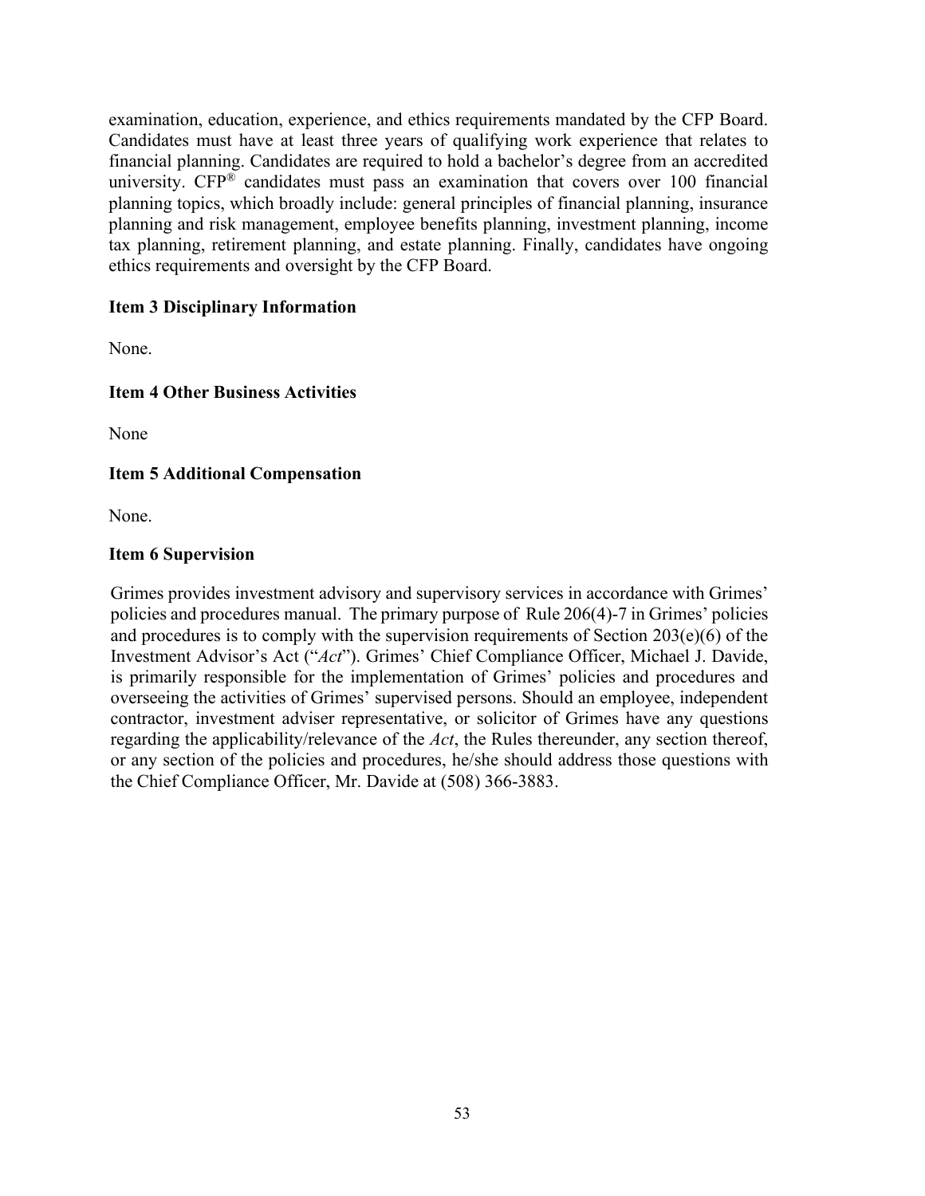examination, education, experience, and ethics requirements mandated by the CFP Board. Candidates must have at least three years of qualifying work experience that relates to financial planning. Candidates are required to hold a bachelor's degree from an accredited university. CFP® candidates must pass an examination that covers over 100 financial planning topics, which broadly include: general principles of financial planning, insurance planning and risk management, employee benefits planning, investment planning, income tax planning, retirement planning, and estate planning. Finally, candidates have ongoing ethics requirements and oversight by the CFP Board.

**Item 3 Disciplinary Information**

None.

**Item 4 Other Business Activities**

None

**Item 5 Additional Compensation**

None.

**Item 6 Supervision**

Grimes provides investment advisory and supervisory services in accordance with Grimes' policies and procedures manual. The primary purpose of Rule 206(4)-7 in Grimes' policies and procedures is to comply with the supervision requirements of Section 203(e)(6) of the Investment Advisor's Act ("*Act*"). Grimes' Chief Compliance Officer, Michael J. Davide, is primarily responsible for the implementation of Grimes' policies and procedures and overseeing the activities of Grimes' supervised persons. Should an employee, independent contractor, investment adviser representative, or solicitor of Grimes have any questions regarding the applicability/relevance of the *Act*, the Rules thereunder, any section thereof, or any section of the policies and procedures, he/she should address those questions with the Chief Compliance Officer, Mr. Davide at (508) 366-3883.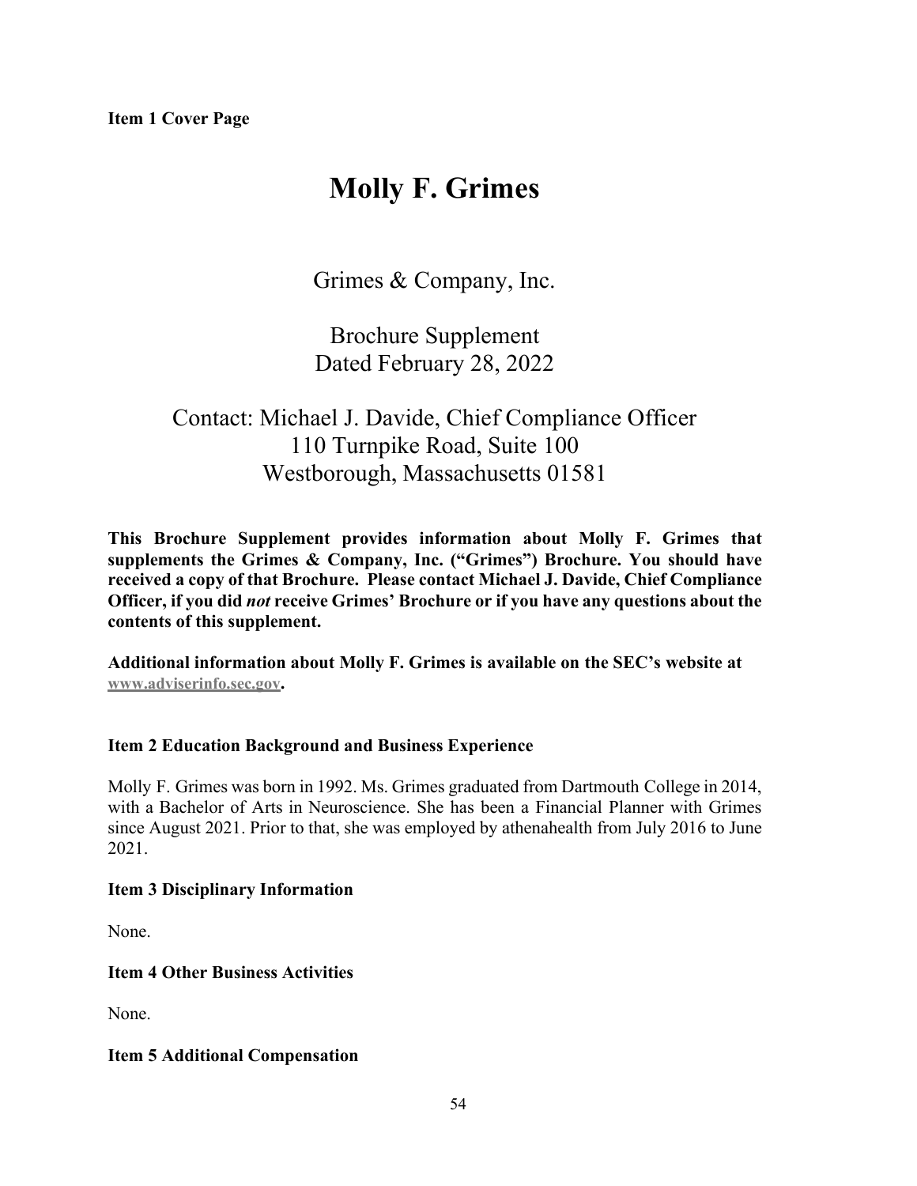**Item 1 Cover Page**

# Molly F. Grimes

Grimes & Company, Inc.

Brochure Supplement
Dated February 28, 2022

Contact: Michael J. Davide, Chief Compliance Officer
110 Turnpike Road, Suite 100
Westborough, Massachusetts 01581

**This Brochure Supplement provides information about Molly F. Grimes that supplements the Grimes & Company, Inc. ("Grimes") Brochure. You should have received a copy of that Brochure. Please contact Michael J. Davide, Chief Compliance Officer, if you did *not* receive Grimes' Brochure or if you have any questions about the contents of this supplement.**

**Additional information about Molly F. Grimes is available on the SEC's website at www.adviserinfo.sec.gov.**

### Item 2 Education Background and Business Experience

Molly F. Grimes was born in 1992. Ms. Grimes graduated from Dartmouth College in 2014, with a Bachelor of Arts in Neuroscience. She has been a Financial Planner with Grimes since August 2021. Prior to that, she was employed by athenahealth from July 2016 to June 2021.

### Item 3 Disciplinary Information

None.

### Item 4 Other Business Activities

None.

### Item 5 Additional Compensation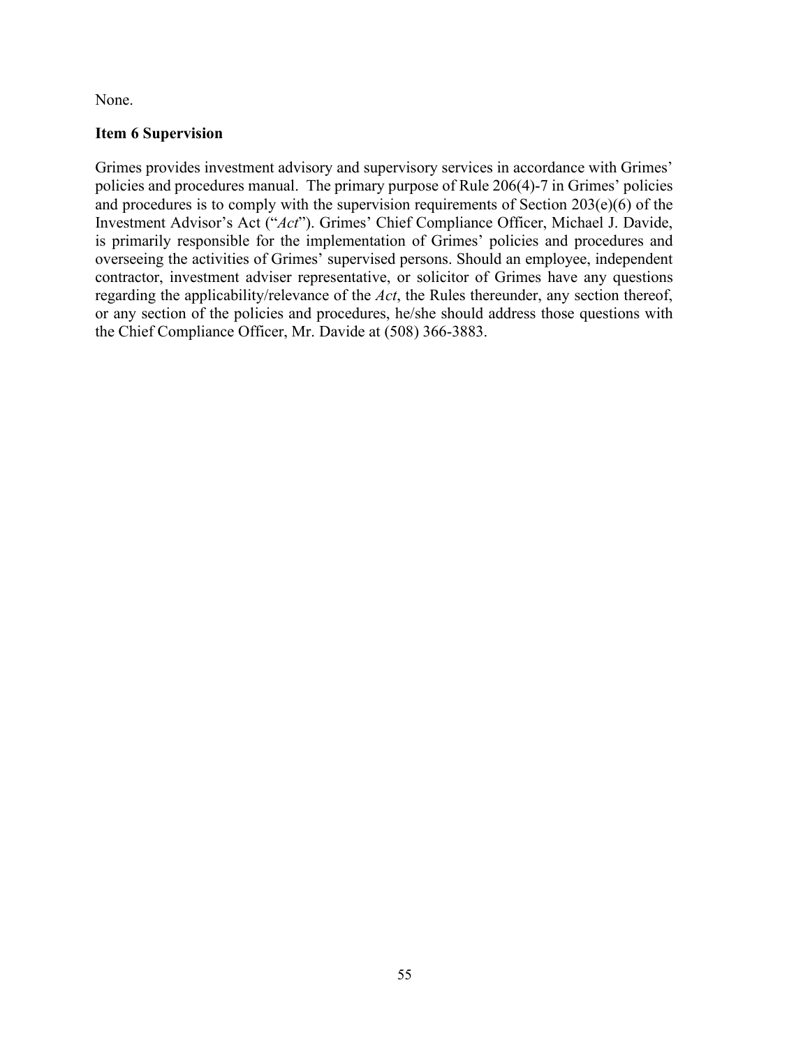None.

**Item 6 Supervision**

Grimes provides investment advisory and supervisory services in accordance with Grimes' policies and procedures manual. The primary purpose of Rule 206(4)-7 in Grimes' policies and procedures is to comply with the supervision requirements of Section 203(e)(6) of the Investment Advisor's Act ("*Act*"). Grimes' Chief Compliance Officer, Michael J. Davide, is primarily responsible for the implementation of Grimes' policies and procedures and overseeing the activities of Grimes' supervised persons. Should an employee, independent contractor, investment adviser representative, or solicitor of Grimes have any questions regarding the applicability/relevance of the *Act*, the Rules thereunder, any section thereof, or any section of the policies and procedures, he/she should address those questions with the Chief Compliance Officer, Mr. Davide at (508) 366-3883.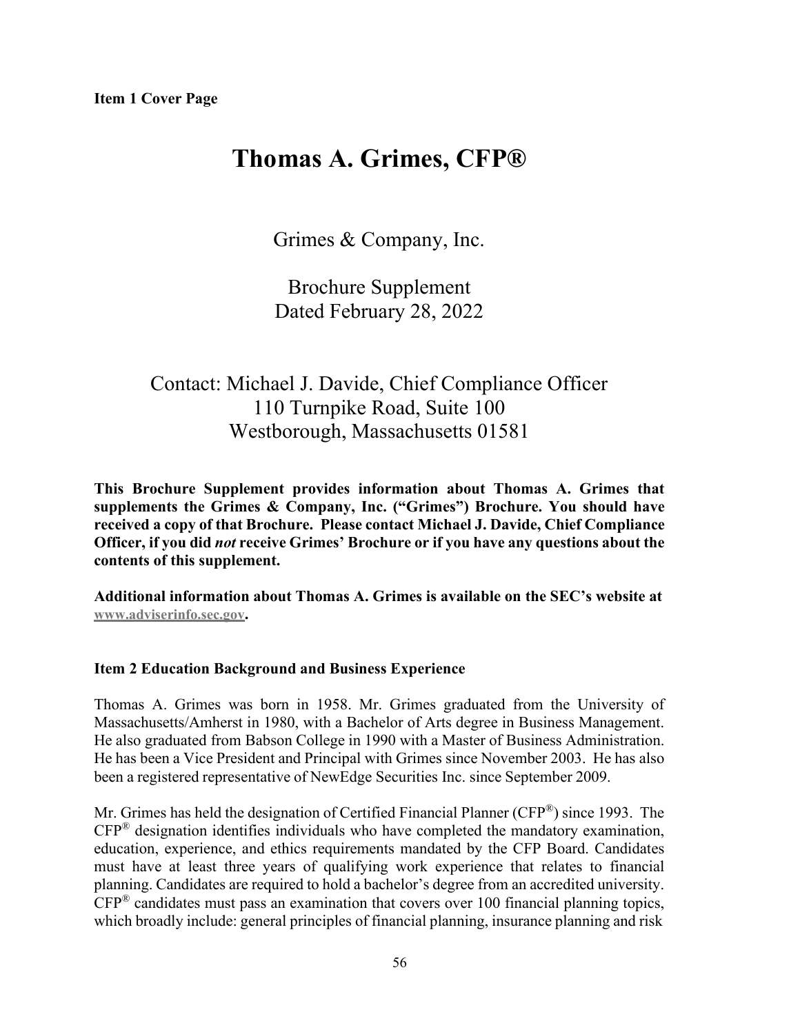**Item 1 Cover Page**

# Thomas A. Grimes, CFP®

Grimes & Company, Inc.

Brochure Supplement
Dated February 28, 2022

Contact: Michael J. Davide, Chief Compliance Officer
110 Turnpike Road, Suite 100
Westborough, Massachusetts 01581

**This Brochure Supplement provides information about Thomas A. Grimes that supplements the Grimes & Company, Inc. ("Grimes") Brochure. You should have received a copy of that Brochure. Please contact Michael J. Davide, Chief Compliance Officer, if you did *not* receive Grimes' Brochure or if you have any questions about the contents of this supplement.**

**Additional information about Thomas A. Grimes is available on the SEC's website at www.adviserinfo.sec.gov.**

**Item 2 Education Background and Business Experience**

Thomas A. Grimes was born in 1958. Mr. Grimes graduated from the University of Massachusetts/Amherst in 1980, with a Bachelor of Arts degree in Business Management. He also graduated from Babson College in 1990 with a Master of Business Administration. He has been a Vice President and Principal with Grimes since November 2003. He has also been a registered representative of NewEdge Securities Inc. since September 2009.

Mr. Grimes has held the designation of Certified Financial Planner (CFP®) since 1993. The CFP® designation identifies individuals who have completed the mandatory examination, education, experience, and ethics requirements mandated by the CFP Board. Candidates must have at least three years of qualifying work experience that relates to financial planning. Candidates are required to hold a bachelor's degree from an accredited university. CFP® candidates must pass an examination that covers over 100 financial planning topics, which broadly include: general principles of financial planning, insurance planning and risk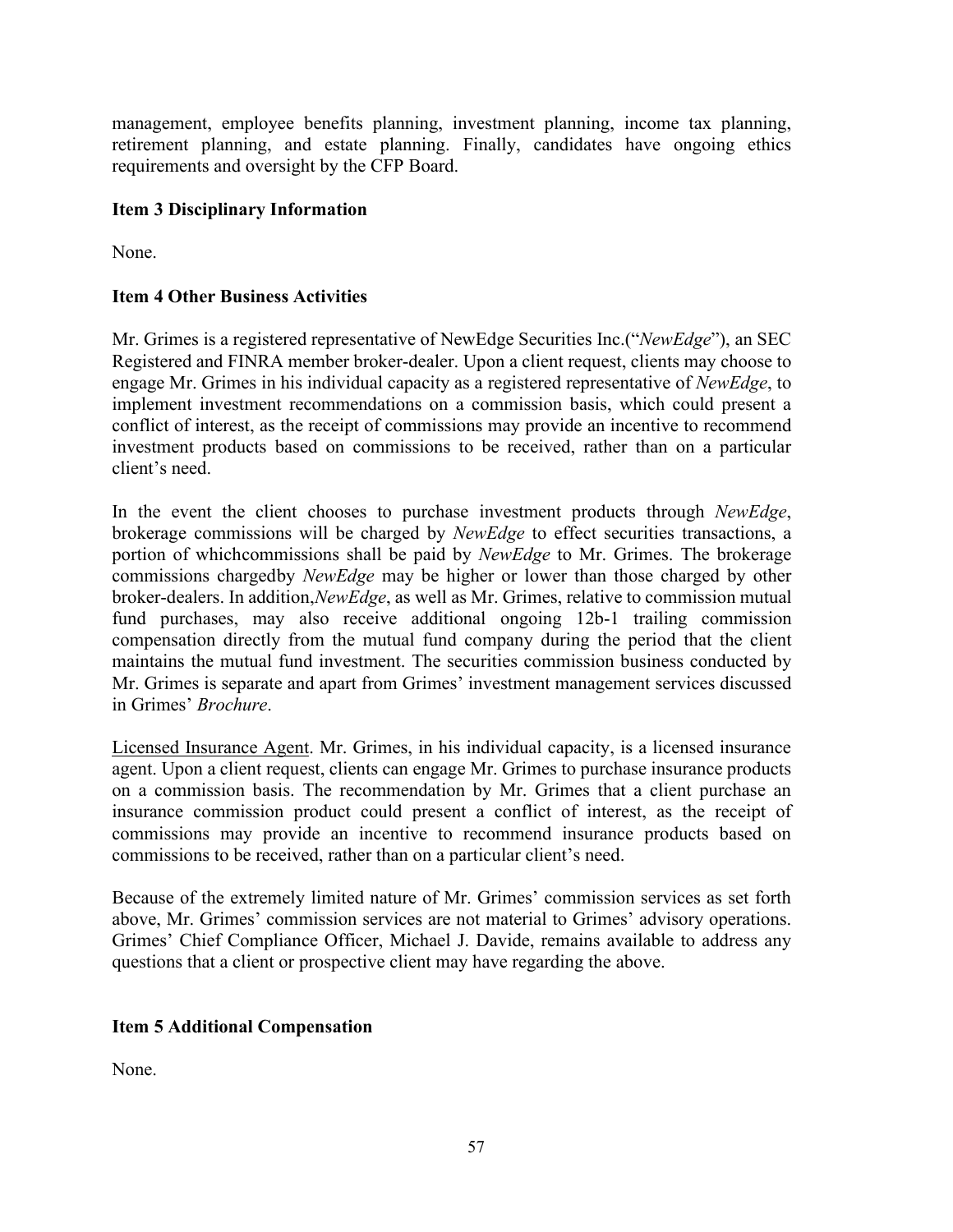management, employee benefits planning, investment planning, income tax planning, retirement planning, and estate planning. Finally, candidates have ongoing ethics requirements and oversight by the CFP Board.

**Item 3 Disciplinary Information**

None.

**Item 4 Other Business Activities**

Mr. Grimes is a registered representative of NewEdge Securities Inc.("*NewEdge*"), an SEC Registered and FINRA member broker-dealer. Upon a client request, clients may choose to engage Mr. Grimes in his individual capacity as a registered representative of *NewEdge*, to implement investment recommendations on a commission basis, which could present a conflict of interest, as the receipt of commissions may provide an incentive to recommend investment products based on commissions to be received, rather than on a particular client's need.

In the event the client chooses to purchase investment products through *NewEdge*, brokerage commissions will be charged by *NewEdge* to effect securities transactions, a portion of whichcommissions shall be paid by *NewEdge* to Mr. Grimes. The brokerage commissions chargedby *NewEdge* may be higher or lower than those charged by other broker-dealers. In addition,*NewEdge*, as well as Mr. Grimes, relative to commission mutual fund purchases, may also receive additional ongoing 12b-1 trailing commission compensation directly from the mutual fund company during the period that the client maintains the mutual fund investment. The securities commission business conducted by Mr. Grimes is separate and apart from Grimes' investment management services discussed in Grimes' *Brochure*.

<u>Licensed Insurance Agent</u>. Mr. Grimes, in his individual capacity, is a licensed insurance agent. Upon a client request, clients can engage Mr. Grimes to purchase insurance products on a commission basis. The recommendation by Mr. Grimes that a client purchase an insurance commission product could present a conflict of interest, as the receipt of commissions may provide an incentive to recommend insurance products based on commissions to be received, rather than on a particular client's need.

Because of the extremely limited nature of Mr. Grimes' commission services as set forth above, Mr. Grimes' commission services are not material to Grimes' advisory operations. Grimes' Chief Compliance Officer, Michael J. Davide, remains available to address any questions that a client or prospective client may have regarding the above.

**Item 5 Additional Compensation**

None.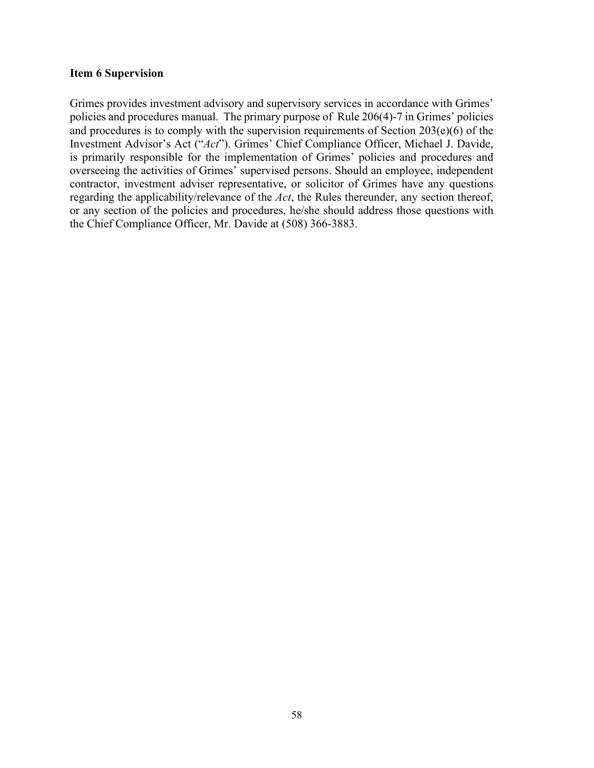**Item 6 Supervision**

Grimes provides investment advisory and supervisory services in accordance with Grimes' policies and procedures manual. The primary purpose of Rule 206(4)-7 in Grimes' policies and procedures is to comply with the supervision requirements of Section 203(e)(6) of the Investment Advisor's Act ("*Act*"). Grimes' Chief Compliance Officer, Michael J. Davide, is primarily responsible for the implementation of Grimes' policies and procedures and overseeing the activities of Grimes' supervised persons. Should an employee, independent contractor, investment adviser representative, or solicitor of Grimes have any questions regarding the applicability/relevance of the *Act*, the Rules thereunder, any section thereof, or any section of the policies and procedures, he/she should address those questions with the Chief Compliance Officer, Mr. Davide at (508) 366-3883.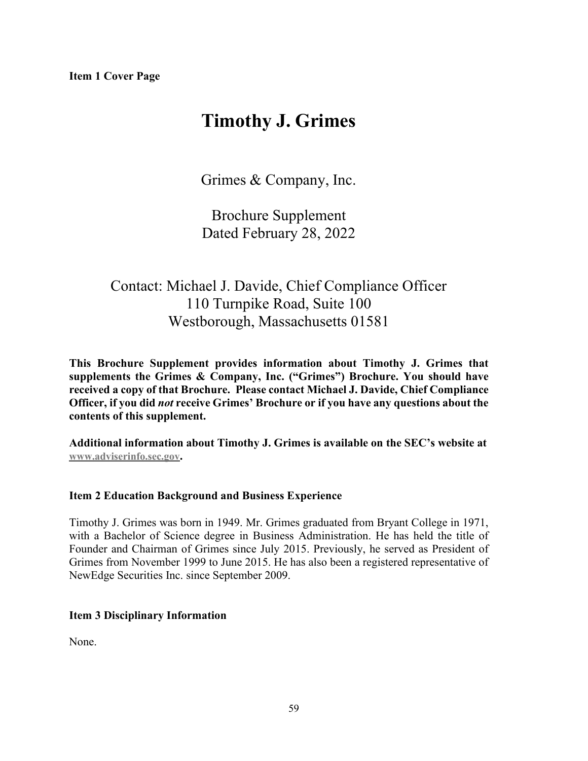**Item 1 Cover Page**

# Timothy J. Grimes

Grimes & Company, Inc.

Brochure Supplement
Dated February 28, 2022

Contact: Michael J. Davide, Chief Compliance Officer
110 Turnpike Road, Suite 100
Westborough, Massachusetts 01581

**This Brochure Supplement provides information about Timothy J. Grimes that supplements the Grimes & Company, Inc. ("Grimes") Brochure. You should have received a copy of that Brochure. Please contact Michael J. Davide, Chief Compliance Officer, if you did *not* receive Grimes' Brochure or if you have any questions about the contents of this supplement.**

**Additional information about Timothy J. Grimes is available on the SEC's website at www.adviserinfo.sec.gov.**

## Item 2 Education Background and Business Experience

Timothy J. Grimes was born in 1949. Mr. Grimes graduated from Bryant College in 1971, with a Bachelor of Science degree in Business Administration. He has held the title of Founder and Chairman of Grimes since July 2015. Previously, he served as President of Grimes from November 1999 to June 2015. He has also been a registered representative of NewEdge Securities Inc. since September 2009.

## Item 3 Disciplinary Information

None.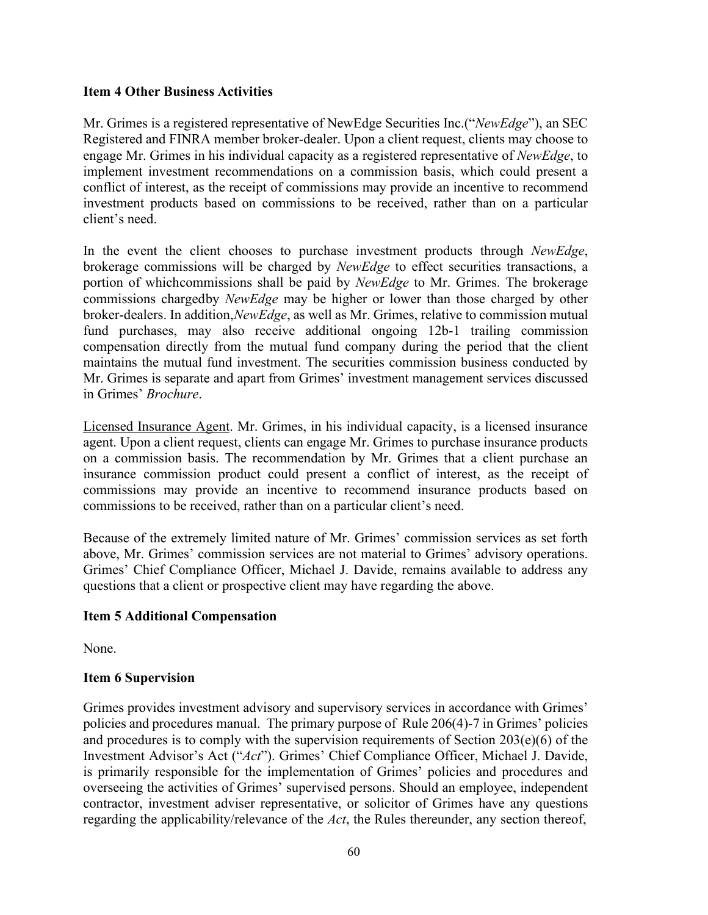**Item 4 Other Business Activities**

Mr. Grimes is a registered representative of NewEdge Securities Inc.("*NewEdge*"), an SEC Registered and FINRA member broker-dealer. Upon a client request, clients may choose to engage Mr. Grimes in his individual capacity as a registered representative of *NewEdge*, to implement investment recommendations on a commission basis, which could present a conflict of interest, as the receipt of commissions may provide an incentive to recommend investment products based on commissions to be received, rather than on a particular client's need.

In the event the client chooses to purchase investment products through *NewEdge*, brokerage commissions will be charged by *NewEdge* to effect securities transactions, a portion of whichcommissions shall be paid by *NewEdge* to Mr. Grimes. The brokerage commissions chargedby *NewEdge* may be higher or lower than those charged by other broker-dealers. In addition,*NewEdge*, as well as Mr. Grimes, relative to commission mutual fund purchases, may also receive additional ongoing 12b-1 trailing commission compensation directly from the mutual fund company during the period that the client maintains the mutual fund investment. The securities commission business conducted by Mr. Grimes is separate and apart from Grimes' investment management services discussed in Grimes' *Brochure*.

Licensed Insurance Agent. Mr. Grimes, in his individual capacity, is a licensed insurance agent. Upon a client request, clients can engage Mr. Grimes to purchase insurance products on a commission basis. The recommendation by Mr. Grimes that a client purchase an insurance commission product could present a conflict of interest, as the receipt of commissions may provide an incentive to recommend insurance products based on commissions to be received, rather than on a particular client's need.

Because of the extremely limited nature of Mr. Grimes' commission services as set forth above, Mr. Grimes' commission services are not material to Grimes' advisory operations. Grimes' Chief Compliance Officer, Michael J. Davide, remains available to address any questions that a client or prospective client may have regarding the above.

**Item 5 Additional Compensation**

None.

**Item 6 Supervision**

Grimes provides investment advisory and supervisory services in accordance with Grimes' policies and procedures manual. The primary purpose of Rule 206(4)-7 in Grimes' policies and procedures is to comply with the supervision requirements of Section 203(e)(6) of the Investment Advisor's Act ("*Act*"). Grimes' Chief Compliance Officer, Michael J. Davide, is primarily responsible for the implementation of Grimes' policies and procedures and overseeing the activities of Grimes' supervised persons. Should an employee, independent contractor, investment adviser representative, or solicitor of Grimes have any questions regarding the applicability/relevance of the *Act*, the Rules thereunder, any section thereof,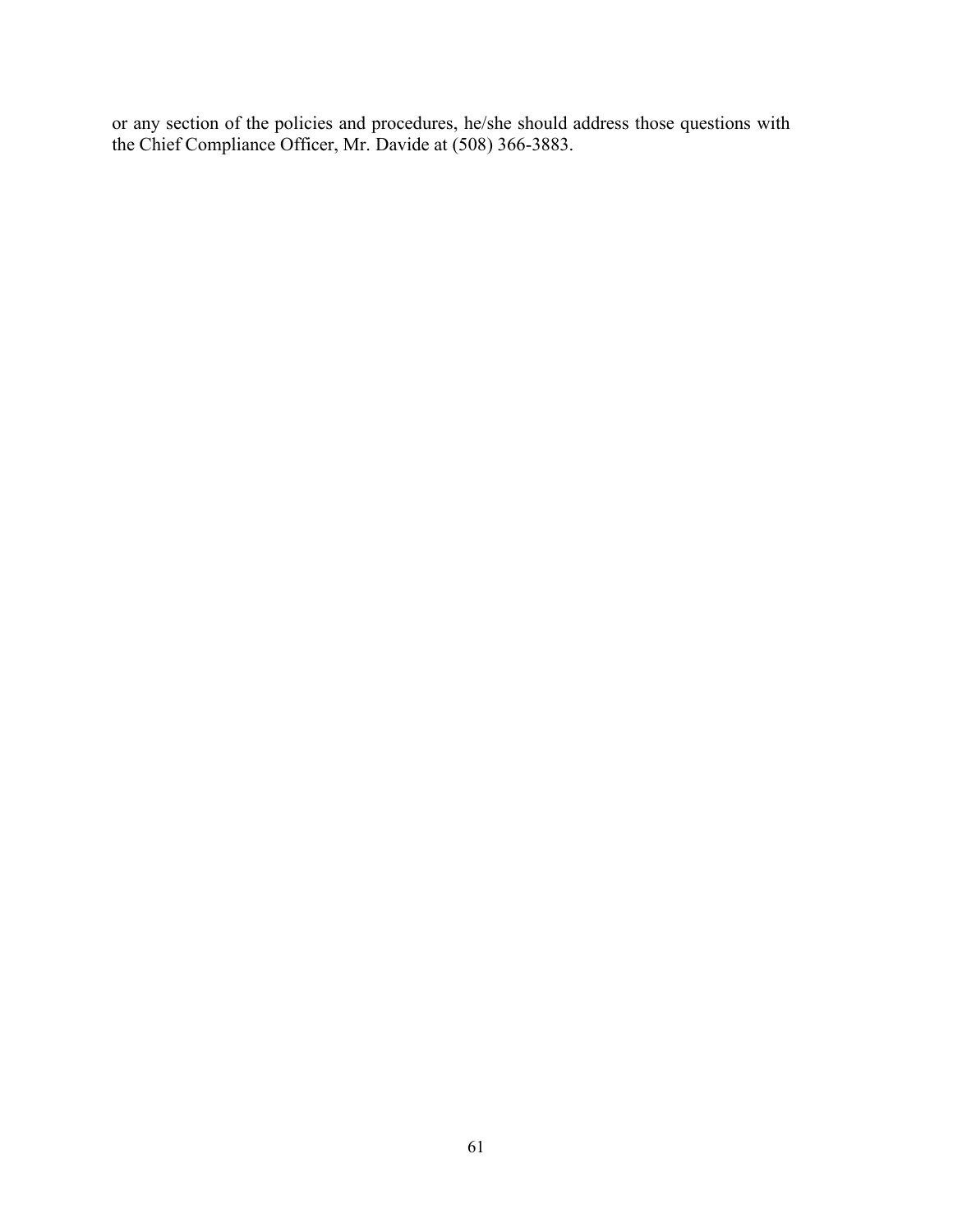or any section of the policies and procedures, he/she should address those questions with the Chief Compliance Officer, Mr. Davide at (508) 366-3883.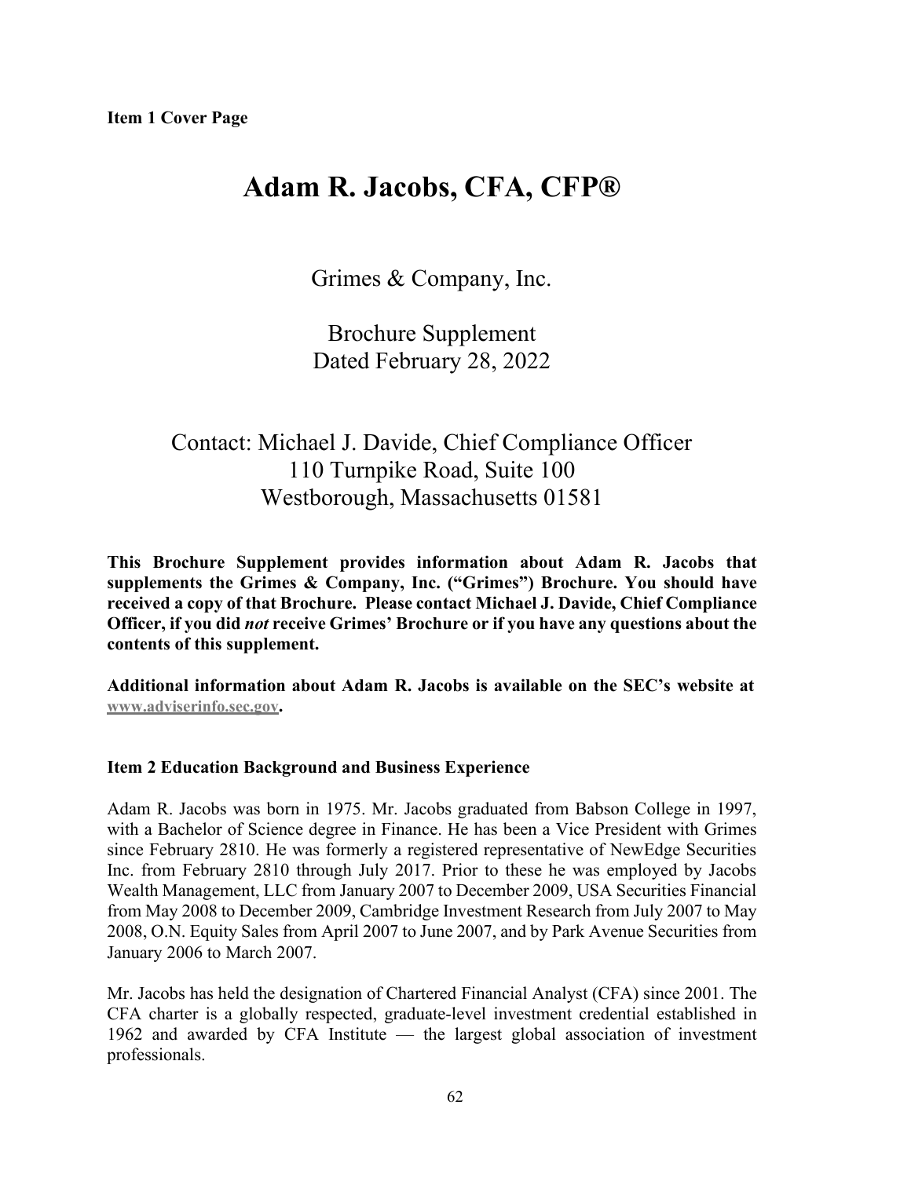**Item 1 Cover Page**

# Adam R. Jacobs, CFA, CFP®

Grimes & Company, Inc.

Brochure Supplement
Dated February 28, 2022

Contact: Michael J. Davide, Chief Compliance Officer
110 Turnpike Road, Suite 100
Westborough, Massachusetts 01581

**This Brochure Supplement provides information about Adam R. Jacobs that supplements the Grimes & Company, Inc. ("Grimes") Brochure. You should have received a copy of that Brochure. Please contact Michael J. Davide, Chief Compliance Officer, if you did *not* receive Grimes' Brochure or if you have any questions about the contents of this supplement.**

**Additional information about Adam R. Jacobs is available on the SEC's website at www.adviserinfo.sec.gov.**

**Item 2 Education Background and Business Experience**

Adam R. Jacobs was born in 1975. Mr. Jacobs graduated from Babson College in 1997, with a Bachelor of Science degree in Finance. He has been a Vice President with Grimes since February 2810. He was formerly a registered representative of NewEdge Securities Inc. from February 2810 through July 2017. Prior to these he was employed by Jacobs Wealth Management, LLC from January 2007 to December 2009, USA Securities Financial from May 2008 to December 2009, Cambridge Investment Research from July 2007 to May 2008, O.N. Equity Sales from April 2007 to June 2007, and by Park Avenue Securities from January 2006 to March 2007.

Mr. Jacobs has held the designation of Chartered Financial Analyst (CFA) since 2001. The CFA charter is a globally respected, graduate-level investment credential established in 1962 and awarded by CFA Institute — the largest global association of investment professionals.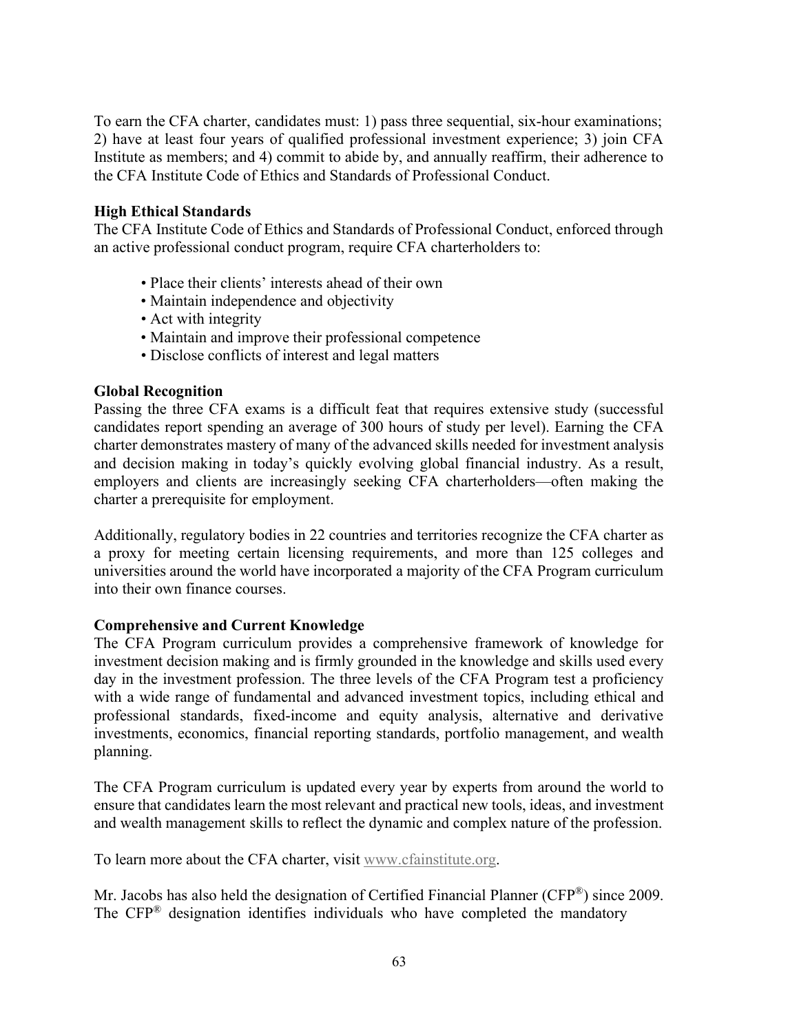To earn the CFA charter, candidates must: 1) pass three sequential, six-hour examinations; 2) have at least four years of qualified professional investment experience; 3) join CFA Institute as members; and 4) commit to abide by, and annually reaffirm, their adherence to the CFA Institute Code of Ethics and Standards of Professional Conduct.

**High Ethical Standards**
The CFA Institute Code of Ethics and Standards of Professional Conduct, enforced through an active professional conduct program, require CFA charterholders to:

- Place their clients' interests ahead of their own
- Maintain independence and objectivity
- Act with integrity
- Maintain and improve their professional competence
- Disclose conflicts of interest and legal matters

**Global Recognition**
Passing the three CFA exams is a difficult feat that requires extensive study (successful candidates report spending an average of 300 hours of study per level). Earning the CFA charter demonstrates mastery of many of the advanced skills needed for investment analysis and decision making in today's quickly evolving global financial industry. As a result, employers and clients are increasingly seeking CFA charterholders—often making the charter a prerequisite for employment.

Additionally, regulatory bodies in 22 countries and territories recognize the CFA charter as a proxy for meeting certain licensing requirements, and more than 125 colleges and universities around the world have incorporated a majority of the CFA Program curriculum into their own finance courses.

**Comprehensive and Current Knowledge**
The CFA Program curriculum provides a comprehensive framework of knowledge for investment decision making and is firmly grounded in the knowledge and skills used every day in the investment profession. The three levels of the CFA Program test a proficiency with a wide range of fundamental and advanced investment topics, including ethical and professional standards, fixed-income and equity analysis, alternative and derivative investments, economics, financial reporting standards, portfolio management, and wealth planning.

The CFA Program curriculum is updated every year by experts from around the world to ensure that candidates learn the most relevant and practical new tools, ideas, and investment and wealth management skills to reflect the dynamic and complex nature of the profession.

To learn more about the CFA charter, visit www.cfainstitute.org.

Mr. Jacobs has also held the designation of Certified Financial Planner (CFP®) since 2009. The CFP® designation identifies individuals who have completed the mandatory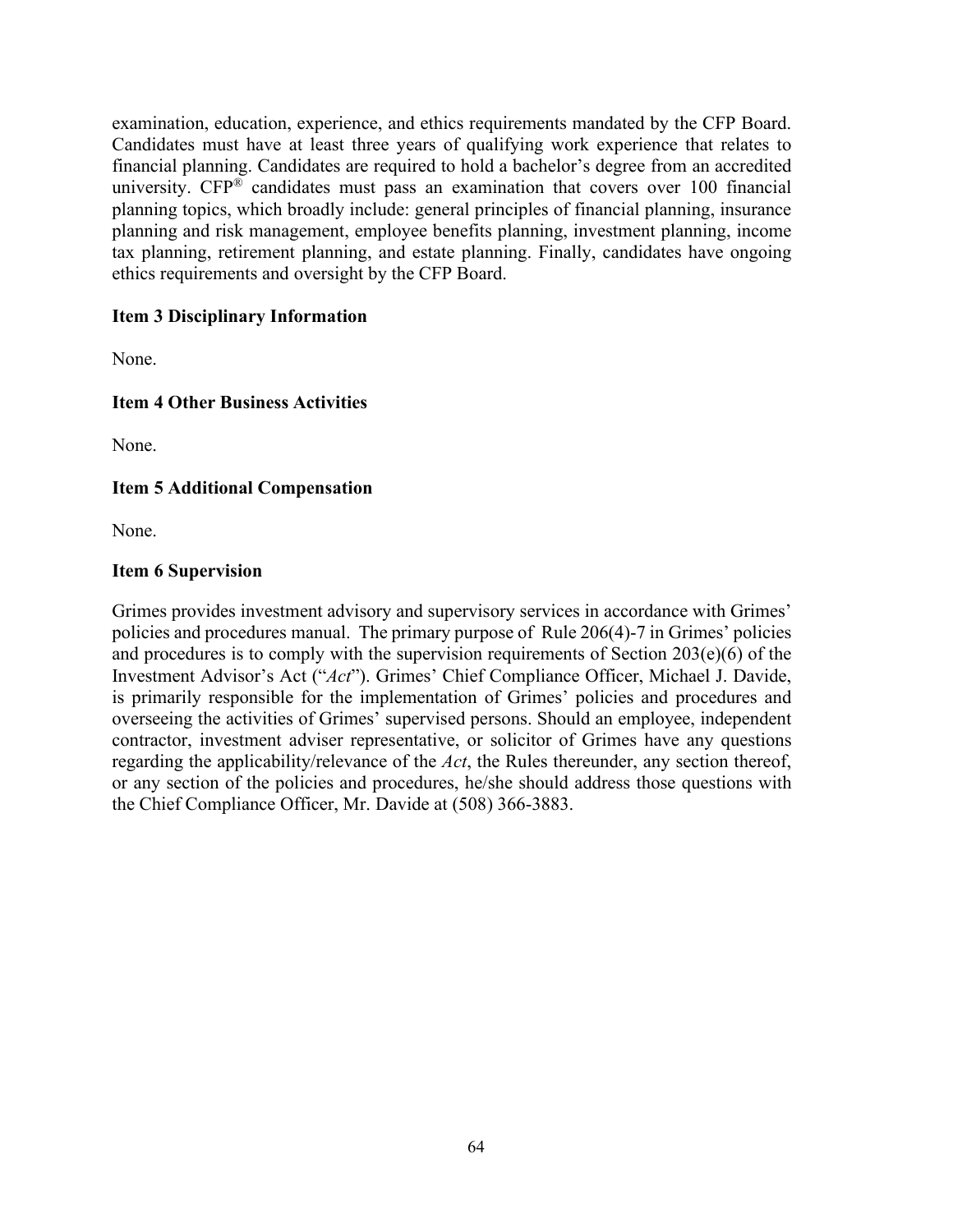examination, education, experience, and ethics requirements mandated by the CFP Board. Candidates must have at least three years of qualifying work experience that relates to financial planning. Candidates are required to hold a bachelor's degree from an accredited university. CFP® candidates must pass an examination that covers over 100 financial planning topics, which broadly include: general principles of financial planning, insurance planning and risk management, employee benefits planning, investment planning, income tax planning, retirement planning, and estate planning. Finally, candidates have ongoing ethics requirements and oversight by the CFP Board.

**Item 3 Disciplinary Information**

None.

**Item 4 Other Business Activities**

None.

**Item 5 Additional Compensation**

None.

**Item 6 Supervision**

Grimes provides investment advisory and supervisory services in accordance with Grimes' policies and procedures manual. The primary purpose of Rule 206(4)-7 in Grimes' policies and procedures is to comply with the supervision requirements of Section 203(e)(6) of the Investment Advisor's Act ("*Act*"). Grimes' Chief Compliance Officer, Michael J. Davide, is primarily responsible for the implementation of Grimes' policies and procedures and overseeing the activities of Grimes' supervised persons. Should an employee, independent contractor, investment adviser representative, or solicitor of Grimes have any questions regarding the applicability/relevance of the *Act*, the Rules thereunder, any section thereof, or any section of the policies and procedures, he/she should address those questions with the Chief Compliance Officer, Mr. Davide at (508) 366-3883.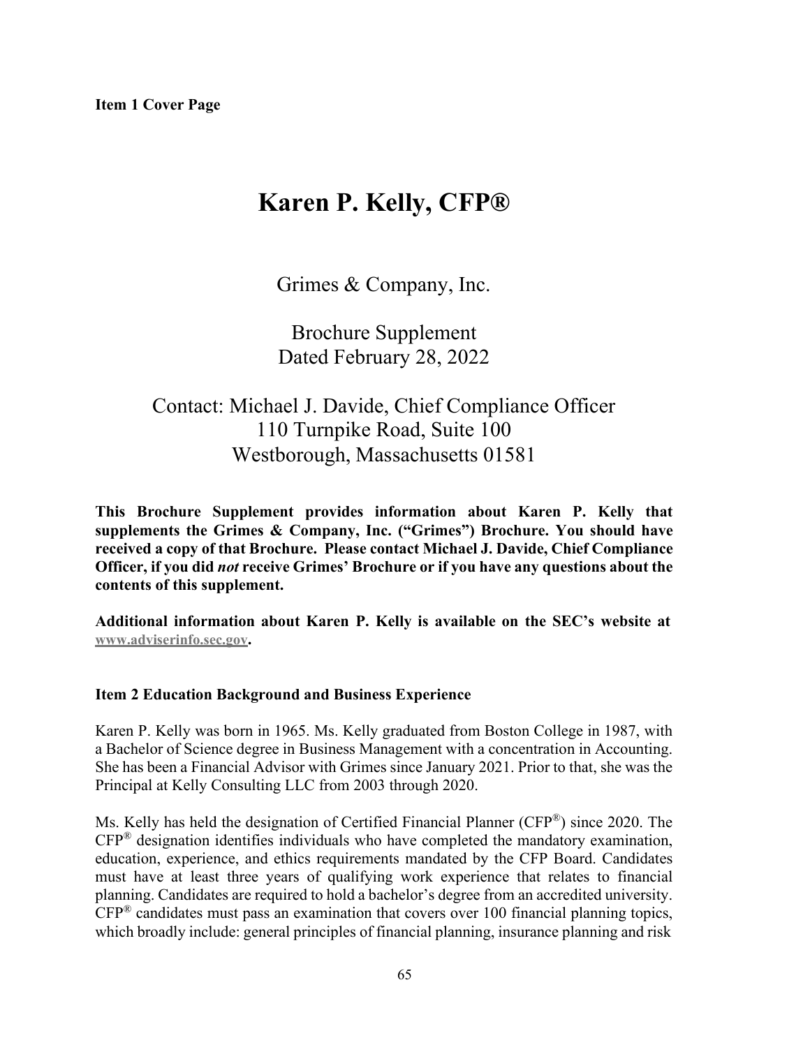**Item 1 Cover Page**

# Karen P. Kelly, CFP®

Grimes & Company, Inc.

Brochure Supplement
Dated February 28, 2022

Contact: Michael J. Davide, Chief Compliance Officer
110 Turnpike Road, Suite 100
Westborough, Massachusetts 01581

**This Brochure Supplement provides information about Karen P. Kelly that supplements the Grimes & Company, Inc. ("Grimes") Brochure. You should have received a copy of that Brochure. Please contact Michael J. Davide, Chief Compliance Officer, if you did *not* receive Grimes' Brochure or if you have any questions about the contents of this supplement.**

**Additional information about Karen P. Kelly is available on the SEC's website at www.adviserinfo.sec.gov.**

**Item 2 Education Background and Business Experience**

Karen P. Kelly was born in 1965. Ms. Kelly graduated from Boston College in 1987, with a Bachelor of Science degree in Business Management with a concentration in Accounting. She has been a Financial Advisor with Grimes since January 2021. Prior to that, she was the Principal at Kelly Consulting LLC from 2003 through 2020.

Ms. Kelly has held the designation of Certified Financial Planner (CFP®) since 2020. The CFP® designation identifies individuals who have completed the mandatory examination, education, experience, and ethics requirements mandated by the CFP Board. Candidates must have at least three years of qualifying work experience that relates to financial planning. Candidates are required to hold a bachelor's degree from an accredited university. CFP® candidates must pass an examination that covers over 100 financial planning topics, which broadly include: general principles of financial planning, insurance planning and risk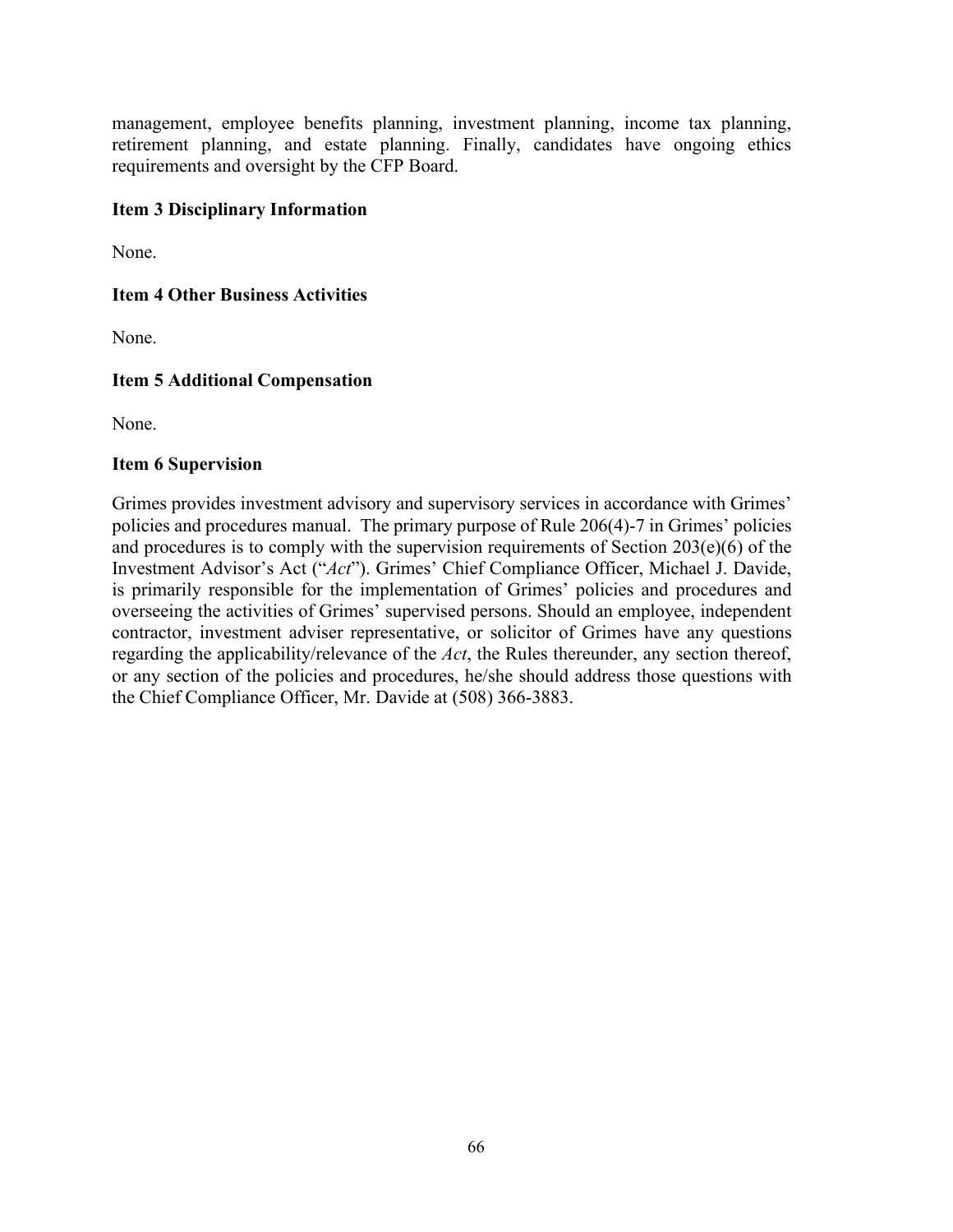management, employee benefits planning, investment planning, income tax planning, retirement planning, and estate planning. Finally, candidates have ongoing ethics requirements and oversight by the CFP Board.

**Item 3 Disciplinary Information**

None.

**Item 4 Other Business Activities**

None.

**Item 5 Additional Compensation**

None.

**Item 6 Supervision**

Grimes provides investment advisory and supervisory services in accordance with Grimes' policies and procedures manual. The primary purpose of Rule 206(4)-7 in Grimes' policies and procedures is to comply with the supervision requirements of Section 203(e)(6) of the Investment Advisor's Act ("*Act*"). Grimes' Chief Compliance Officer, Michael J. Davide, is primarily responsible for the implementation of Grimes' policies and procedures and overseeing the activities of Grimes' supervised persons. Should an employee, independent contractor, investment adviser representative, or solicitor of Grimes have any questions regarding the applicability/relevance of the *Act*, the Rules thereunder, any section thereof, or any section of the policies and procedures, he/she should address those questions with the Chief Compliance Officer, Mr. Davide at (508) 366-3883.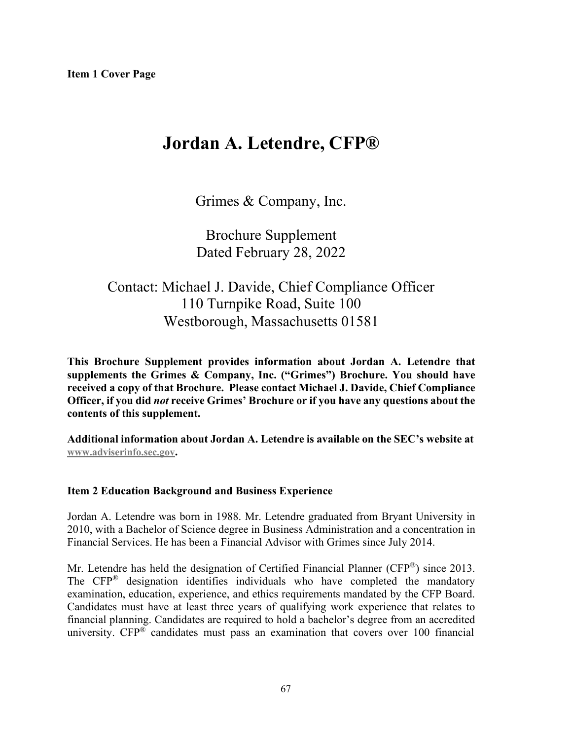**Item 1 Cover Page**

# Jordan A. Letendre, CFP®

Grimes & Company, Inc.

Brochure Supplement
Dated February 28, 2022

Contact: Michael J. Davide, Chief Compliance Officer
110 Turnpike Road, Suite 100
Westborough, Massachusetts 01581

**This Brochure Supplement provides information about Jordan A. Letendre that supplements the Grimes & Company, Inc. ("Grimes") Brochure. You should have received a copy of that Brochure. Please contact Michael J. Davide, Chief Compliance Officer, if you did *not* receive Grimes' Brochure or if you have any questions about the contents of this supplement.**

**Additional information about Jordan A. Letendre is available on the SEC's website at www.adviserinfo.sec.gov.**

**Item 2 Education Background and Business Experience**

Jordan A. Letendre was born in 1988. Mr. Letendre graduated from Bryant University in 2010, with a Bachelor of Science degree in Business Administration and a concentration in Financial Services. He has been a Financial Advisor with Grimes since July 2014.

Mr. Letendre has held the designation of Certified Financial Planner (CFP®) since 2013. The CFP® designation identifies individuals who have completed the mandatory examination, education, experience, and ethics requirements mandated by the CFP Board. Candidates must have at least three years of qualifying work experience that relates to financial planning. Candidates are required to hold a bachelor's degree from an accredited university. CFP® candidates must pass an examination that covers over 100 financial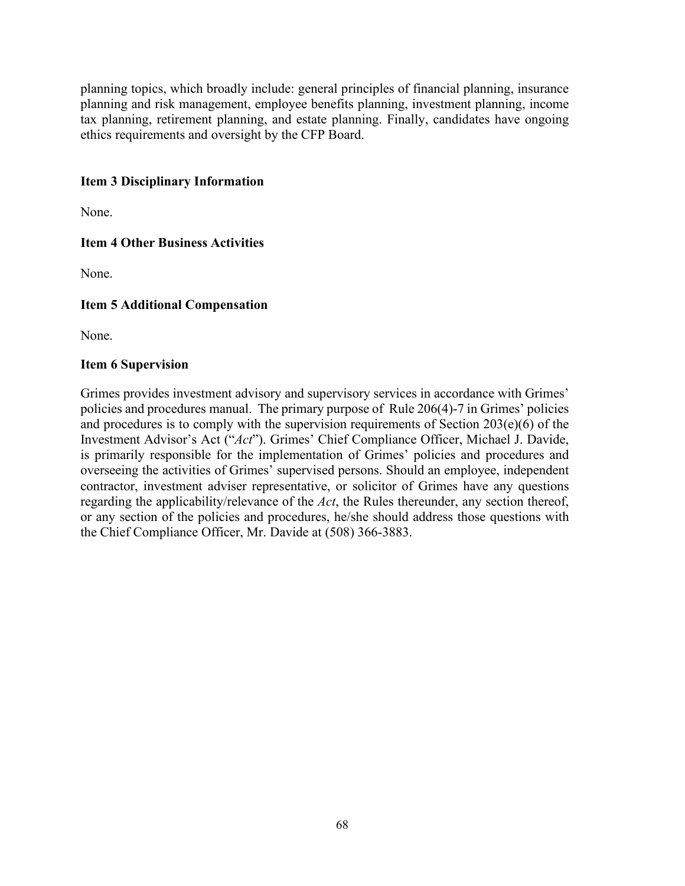planning topics, which broadly include: general principles of financial planning, insurance planning and risk management, employee benefits planning, investment planning, income tax planning, retirement planning, and estate planning. Finally, candidates have ongoing ethics requirements and oversight by the CFP Board.

**Item 3 Disciplinary Information**

None.

**Item 4 Other Business Activities**

None.

**Item 5 Additional Compensation**

None.

**Item 6 Supervision**

Grimes provides investment advisory and supervisory services in accordance with Grimes' policies and procedures manual. The primary purpose of Rule 206(4)-7 in Grimes' policies and procedures is to comply with the supervision requirements of Section 203(e)(6) of the Investment Advisor's Act ("*Act*"). Grimes' Chief Compliance Officer, Michael J. Davide, is primarily responsible for the implementation of Grimes' policies and procedures and overseeing the activities of Grimes' supervised persons. Should an employee, independent contractor, investment adviser representative, or solicitor of Grimes have any questions regarding the applicability/relevance of the *Act*, the Rules thereunder, any section thereof, or any section of the policies and procedures, he/she should address those questions with the Chief Compliance Officer, Mr. Davide at (508) 366-3883.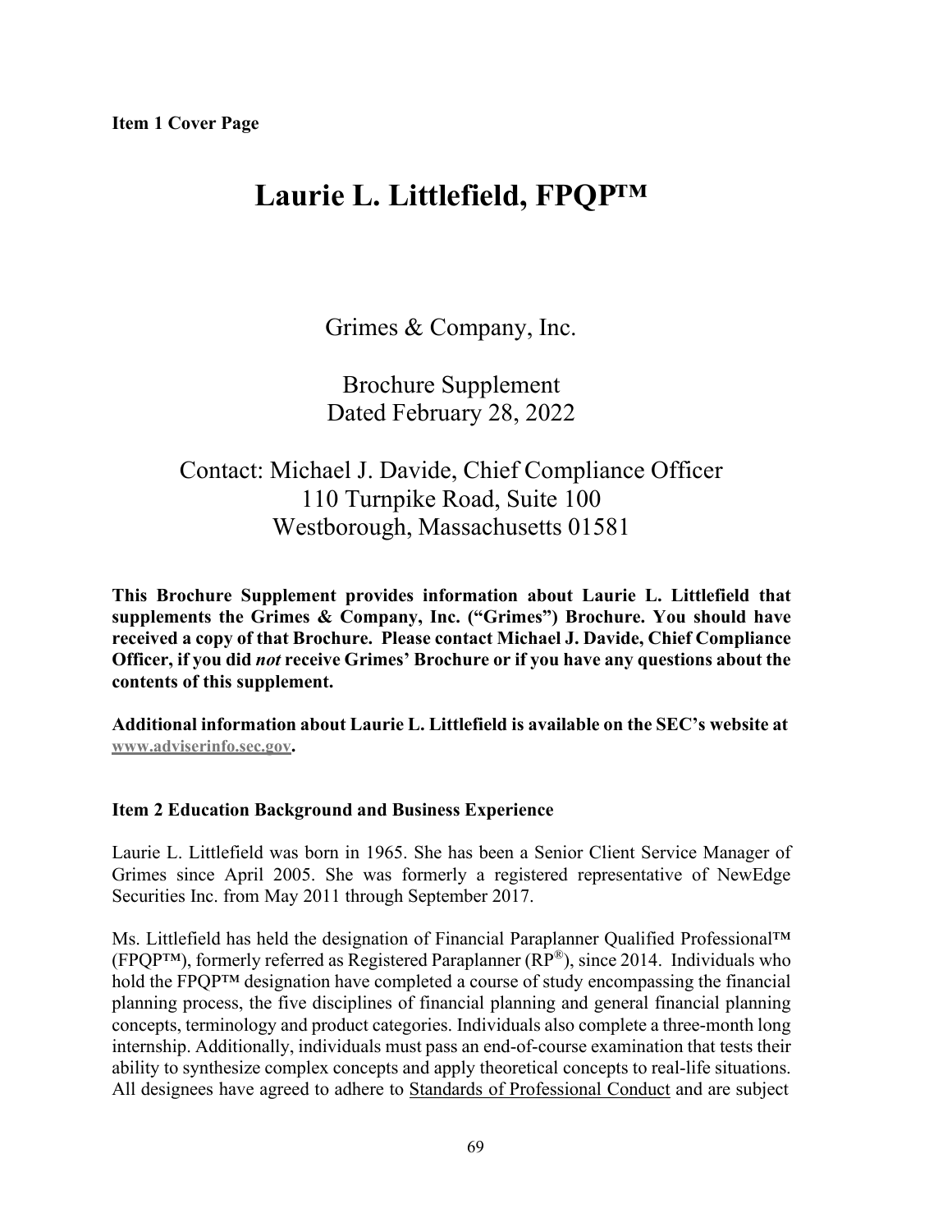**Item 1 Cover Page**

# Laurie L. Littlefield, FPQP™

Grimes & Company, Inc.

Brochure Supplement
Dated February 28, 2022

Contact: Michael J. Davide, Chief Compliance Officer
110 Turnpike Road, Suite 100
Westborough, Massachusetts 01581

**This Brochure Supplement provides information about Laurie L. Littlefield that supplements the Grimes & Company, Inc. ("Grimes") Brochure. You should have received a copy of that Brochure. Please contact Michael J. Davide, Chief Compliance Officer, if you did *not* receive Grimes' Brochure or if you have any questions about the contents of this supplement.**

**Additional information about Laurie L. Littlefield is available on the SEC's website at www.adviserinfo.sec.gov.**

**Item 2 Education Background and Business Experience**

Laurie L. Littlefield was born in 1965. She has been a Senior Client Service Manager of Grimes since April 2005. She was formerly a registered representative of NewEdge Securities Inc. from May 2011 through September 2017.

Ms. Littlefield has held the designation of Financial Paraplanner Qualified Professional™ (FPQP™), formerly referred as Registered Paraplanner (RP®), since 2014. Individuals who hold the FPQP™ designation have completed a course of study encompassing the financial planning process, the five disciplines of financial planning and general financial planning concepts, terminology and product categories. Individuals also complete a three-month long internship. Additionally, individuals must pass an end-of-course examination that tests their ability to synthesize complex concepts and apply theoretical concepts to real-life situations. All designees have agreed to adhere to Standards of Professional Conduct and are subject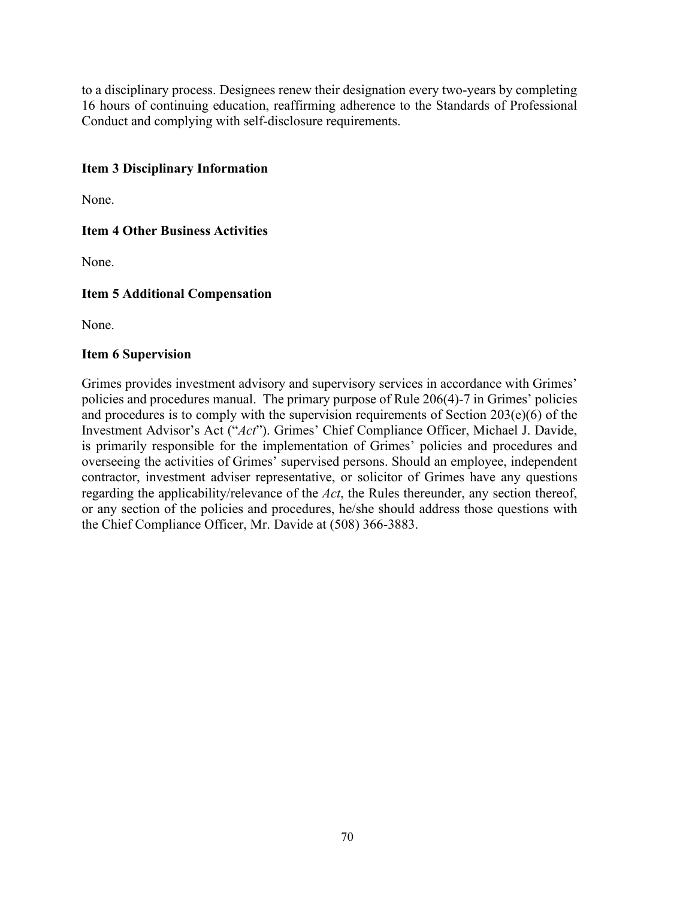to a disciplinary process. Designees renew their designation every two-years by completing 16 hours of continuing education, reaffirming adherence to the Standards of Professional Conduct and complying with self-disclosure requirements.

### Item 3 Disciplinary Information

None.

### Item 4 Other Business Activities

None.

### Item 5 Additional Compensation

None.

### Item 6 Supervision

Grimes provides investment advisory and supervisory services in accordance with Grimes' policies and procedures manual. The primary purpose of Rule 206(4)-7 in Grimes' policies and procedures is to comply with the supervision requirements of Section 203(e)(6) of the Investment Advisor's Act ("*Act*"). Grimes' Chief Compliance Officer, Michael J. Davide, is primarily responsible for the implementation of Grimes' policies and procedures and overseeing the activities of Grimes' supervised persons. Should an employee, independent contractor, investment adviser representative, or solicitor of Grimes have any questions regarding the applicability/relevance of the *Act*, the Rules thereunder, any section thereof, or any section of the policies and procedures, he/she should address those questions with the Chief Compliance Officer, Mr. Davide at (508) 366-3883.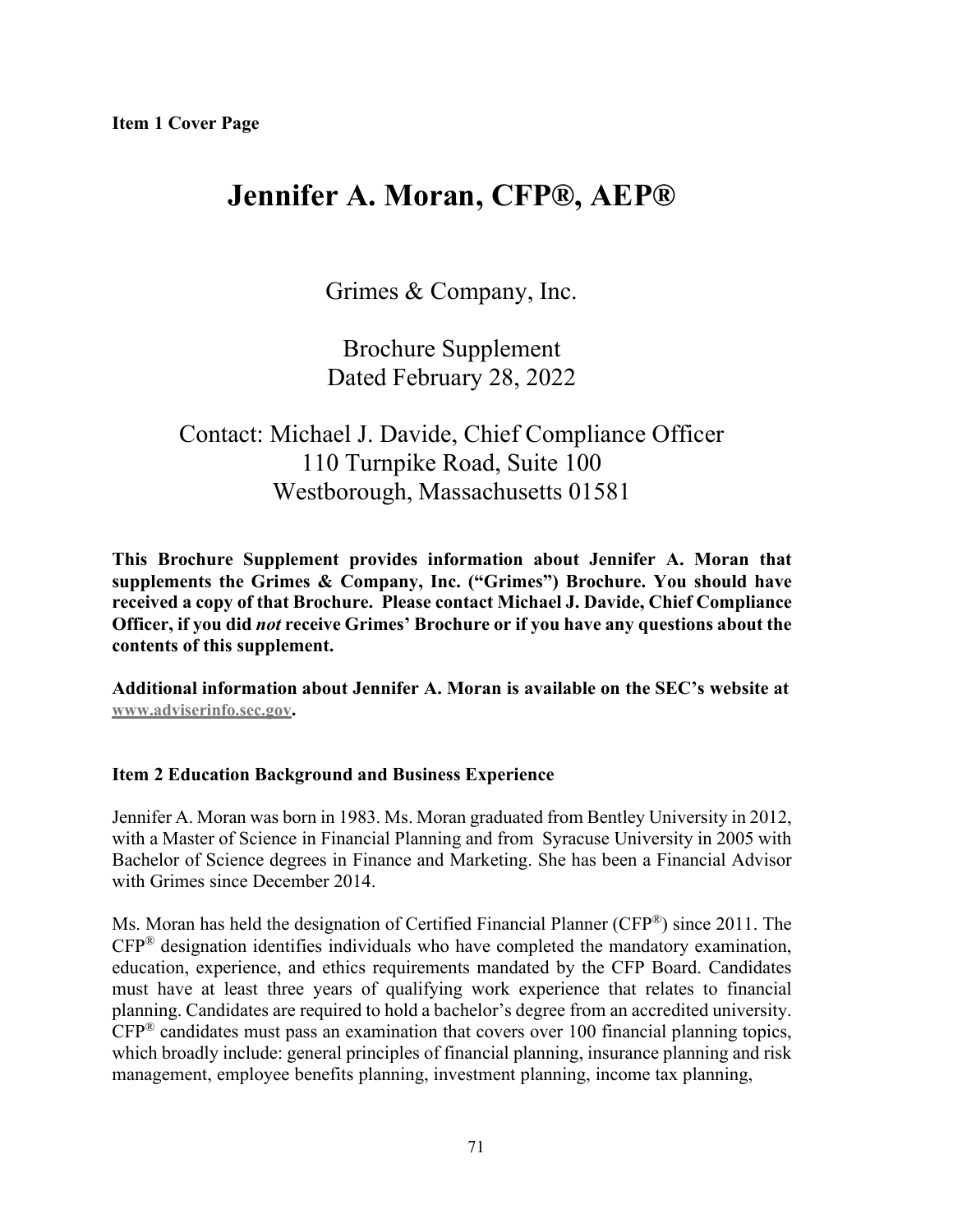**Item 1 Cover Page**

# Jennifer A. Moran, CFP®, AEP®

Grimes & Company, Inc.

Brochure Supplement
Dated February 28, 2022

Contact: Michael J. Davide, Chief Compliance Officer
110 Turnpike Road, Suite 100
Westborough, Massachusetts 01581

**This Brochure Supplement provides information about Jennifer A. Moran that supplements the Grimes & Company, Inc. ("Grimes") Brochure. You should have received a copy of that Brochure. Please contact Michael J. Davide, Chief Compliance Officer, if you did *not* receive Grimes' Brochure or if you have any questions about the contents of this supplement.**

**Additional information about Jennifer A. Moran is available on the SEC's website at www.adviserinfo.sec.gov.**

**Item 2 Education Background and Business Experience**

Jennifer A. Moran was born in 1983. Ms. Moran graduated from Bentley University in 2012, with a Master of Science in Financial Planning and from Syracuse University in 2005 with Bachelor of Science degrees in Finance and Marketing. She has been a Financial Advisor with Grimes since December 2014.

Ms. Moran has held the designation of Certified Financial Planner (CFP®) since 2011. The CFP® designation identifies individuals who have completed the mandatory examination, education, experience, and ethics requirements mandated by the CFP Board. Candidates must have at least three years of qualifying work experience that relates to financial planning. Candidates are required to hold a bachelor's degree from an accredited university. CFP® candidates must pass an examination that covers over 100 financial planning topics, which broadly include: general principles of financial planning, insurance planning and risk management, employee benefits planning, investment planning, income tax planning,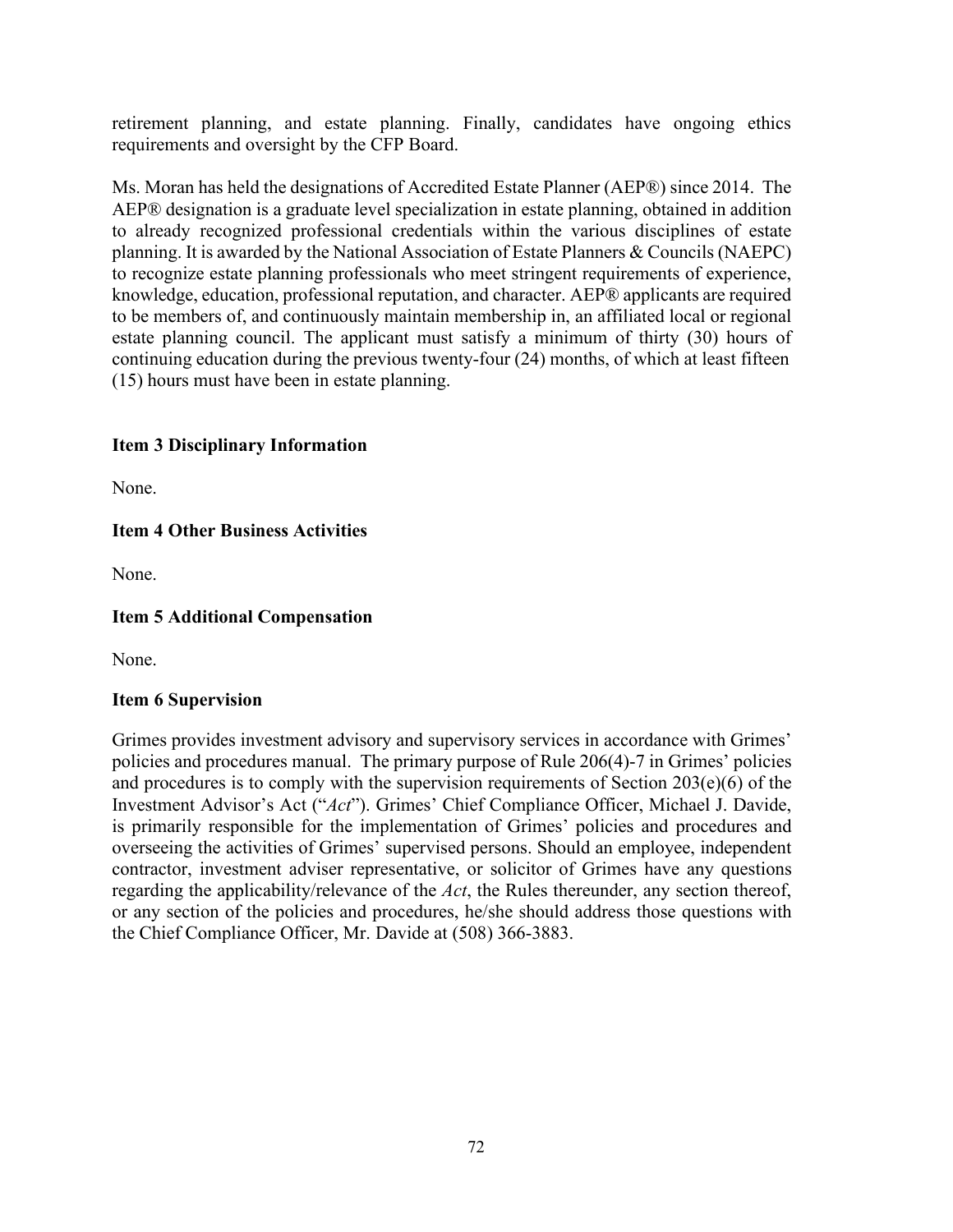retirement planning, and estate planning. Finally, candidates have ongoing ethics requirements and oversight by the CFP Board.

Ms. Moran has held the designations of Accredited Estate Planner (AEP®) since 2014. The AEP® designation is a graduate level specialization in estate planning, obtained in addition to already recognized professional credentials within the various disciplines of estate planning. It is awarded by the National Association of Estate Planners & Councils (NAEPC) to recognize estate planning professionals who meet stringent requirements of experience, knowledge, education, professional reputation, and character. AEP® applicants are required to be members of, and continuously maintain membership in, an affiliated local or regional estate planning council. The applicant must satisfy a minimum of thirty (30) hours of continuing education during the previous twenty-four (24) months, of which at least fifteen (15) hours must have been in estate planning.

**Item 3 Disciplinary Information**

None.

**Item 4 Other Business Activities**

None.

**Item 5 Additional Compensation**

None.

**Item 6 Supervision**

Grimes provides investment advisory and supervisory services in accordance with Grimes' policies and procedures manual. The primary purpose of Rule 206(4)-7 in Grimes' policies and procedures is to comply with the supervision requirements of Section 203(e)(6) of the Investment Advisor's Act ("*Act*"). Grimes' Chief Compliance Officer, Michael J. Davide, is primarily responsible for the implementation of Grimes' policies and procedures and overseeing the activities of Grimes' supervised persons. Should an employee, independent contractor, investment adviser representative, or solicitor of Grimes have any questions regarding the applicability/relevance of the *Act*, the Rules thereunder, any section thereof, or any section of the policies and procedures, he/she should address those questions with the Chief Compliance Officer, Mr. Davide at (508) 366-3883.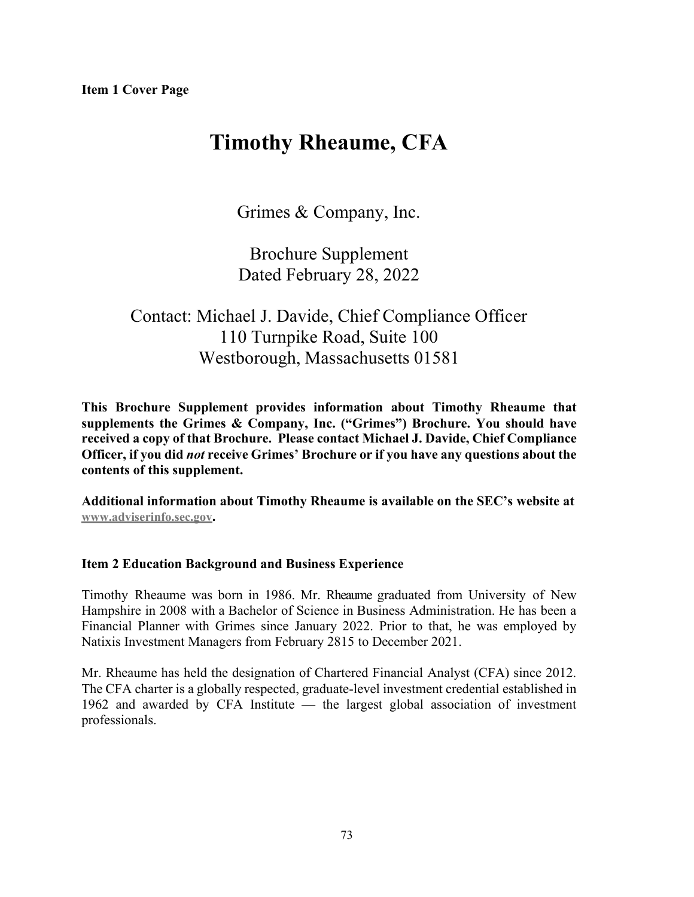**Item 1 Cover Page**

# Timothy Rheaume, CFA

Grimes & Company, Inc.

Brochure Supplement
Dated February 28, 2022

Contact: Michael J. Davide, Chief Compliance Officer
110 Turnpike Road, Suite 100
Westborough, Massachusetts 01581

**This Brochure Supplement provides information about Timothy Rheaume that supplements the Grimes & Company, Inc. ("Grimes") Brochure. You should have received a copy of that Brochure. Please contact Michael J. Davide, Chief Compliance Officer, if you did *not* receive Grimes' Brochure or if you have any questions about the contents of this supplement.**

**Additional information about Timothy Rheaume is available on the SEC's website at www.adviserinfo.sec.gov.**

**Item 2 Education Background and Business Experience**

Timothy Rheaume was born in 1986. Mr. Rheaume graduated from University of New Hampshire in 2008 with a Bachelor of Science in Business Administration. He has been a Financial Planner with Grimes since January 2022. Prior to that, he was employed by Natixis Investment Managers from February 2815 to December 2021.

Mr. Rheaume has held the designation of Chartered Financial Analyst (CFA) since 2012. The CFA charter is a globally respected, graduate-level investment credential established in 1962 and awarded by CFA Institute — the largest global association of investment professionals.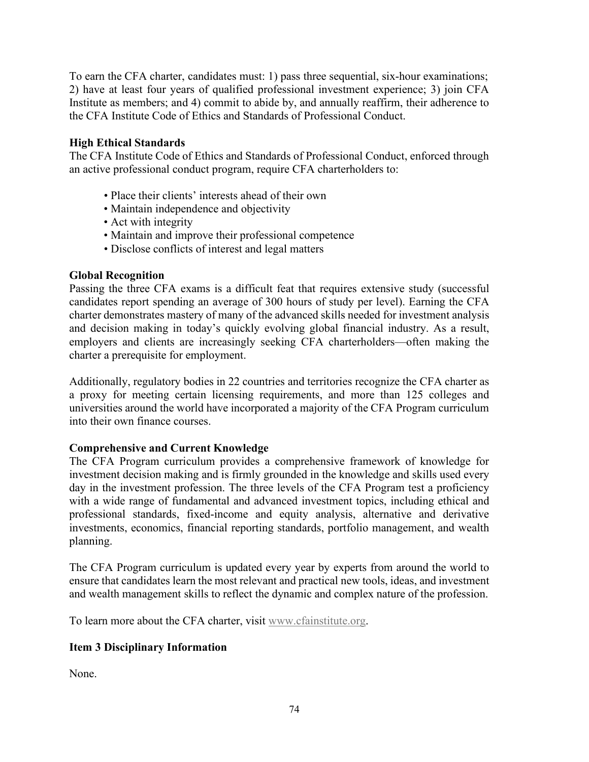To earn the CFA charter, candidates must: 1) pass three sequential, six-hour examinations; 2) have at least four years of qualified professional investment experience; 3) join CFA Institute as members; and 4) commit to abide by, and annually reaffirm, their adherence to the CFA Institute Code of Ethics and Standards of Professional Conduct.

**High Ethical Standards**

The CFA Institute Code of Ethics and Standards of Professional Conduct, enforced through an active professional conduct program, require CFA charterholders to:

- Place their clients' interests ahead of their own
- Maintain independence and objectivity
- Act with integrity
- Maintain and improve their professional competence
- Disclose conflicts of interest and legal matters

**Global Recognition**

Passing the three CFA exams is a difficult feat that requires extensive study (successful candidates report spending an average of 300 hours of study per level). Earning the CFA charter demonstrates mastery of many of the advanced skills needed for investment analysis and decision making in today's quickly evolving global financial industry. As a result, employers and clients are increasingly seeking CFA charterholders—often making the charter a prerequisite for employment.

Additionally, regulatory bodies in 22 countries and territories recognize the CFA charter as a proxy for meeting certain licensing requirements, and more than 125 colleges and universities around the world have incorporated a majority of the CFA Program curriculum into their own finance courses.

**Comprehensive and Current Knowledge**

The CFA Program curriculum provides a comprehensive framework of knowledge for investment decision making and is firmly grounded in the knowledge and skills used every day in the investment profession. The three levels of the CFA Program test a proficiency with a wide range of fundamental and advanced investment topics, including ethical and professional standards, fixed-income and equity analysis, alternative and derivative investments, economics, financial reporting standards, portfolio management, and wealth planning.

The CFA Program curriculum is updated every year by experts from around the world to ensure that candidates learn the most relevant and practical new tools, ideas, and investment and wealth management skills to reflect the dynamic and complex nature of the profession.

To learn more about the CFA charter, visit www.cfainstitute.org.

## Item 3 Disciplinary Information

None.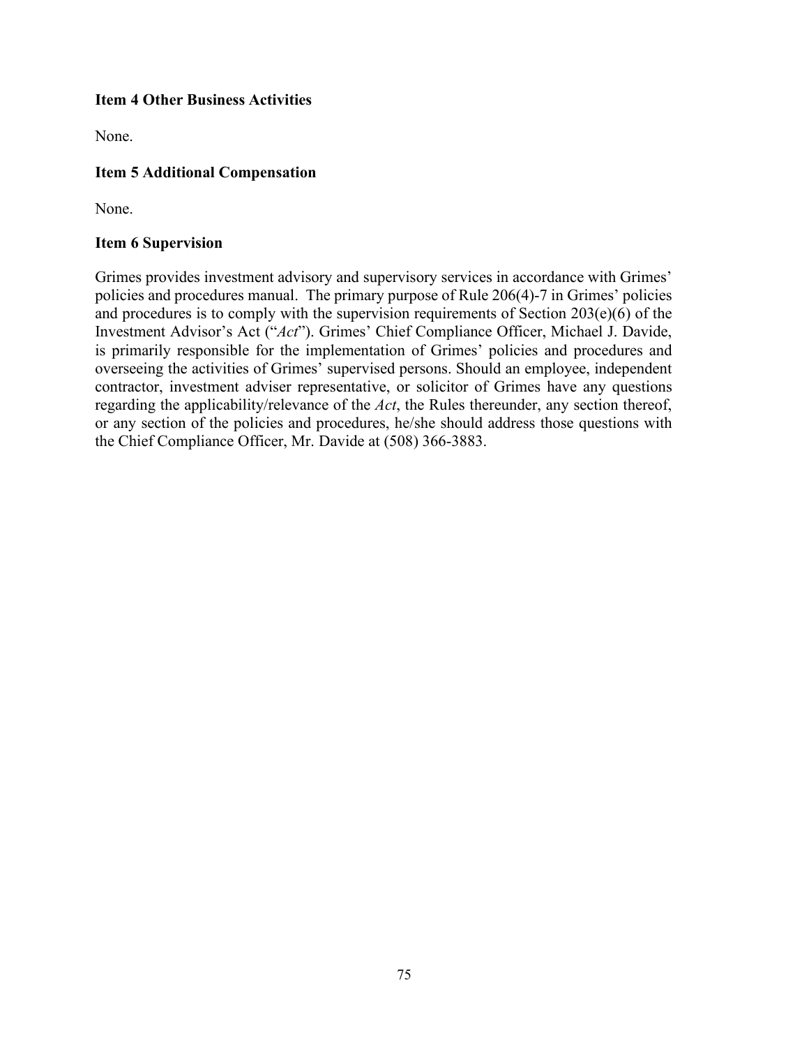**Item 4 Other Business Activities**

None.

**Item 5 Additional Compensation**

None.

**Item 6 Supervision**

Grimes provides investment advisory and supervisory services in accordance with Grimes' policies and procedures manual. The primary purpose of Rule 206(4)-7 in Grimes' policies and procedures is to comply with the supervision requirements of Section 203(e)(6) of the Investment Advisor's Act ("*Act*"). Grimes' Chief Compliance Officer, Michael J. Davide, is primarily responsible for the implementation of Grimes' policies and procedures and overseeing the activities of Grimes' supervised persons. Should an employee, independent contractor, investment adviser representative, or solicitor of Grimes have any questions regarding the applicability/relevance of the *Act*, the Rules thereunder, any section thereof, or any section of the policies and procedures, he/she should address those questions with the Chief Compliance Officer, Mr. Davide at (508) 366-3883.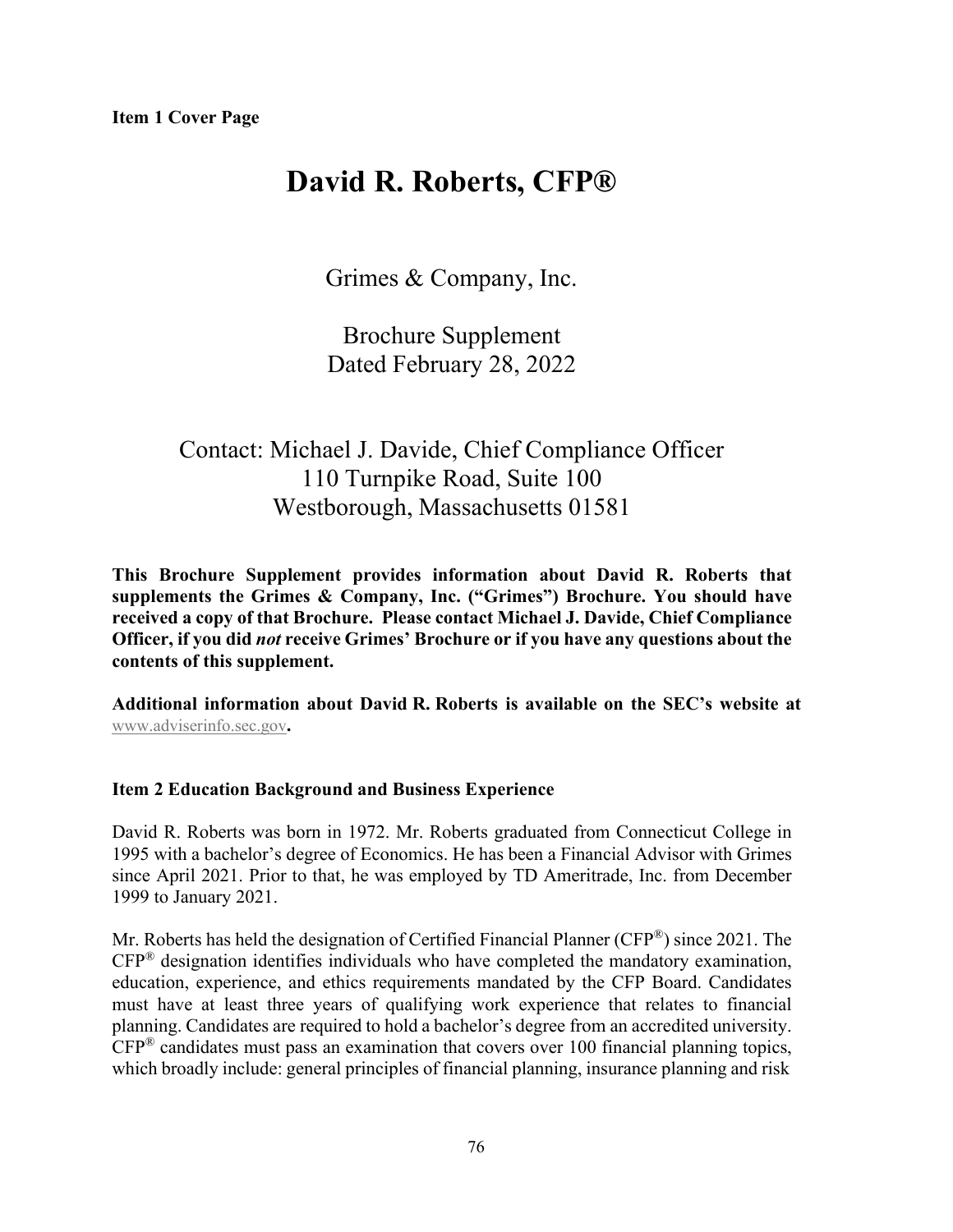**Item 1 Cover Page**

# David R. Roberts, CFP®

Grimes & Company, Inc.

Brochure Supplement
Dated February 28, 2022

Contact: Michael J. Davide, Chief Compliance Officer
110 Turnpike Road, Suite 100
Westborough, Massachusetts 01581

**This Brochure Supplement provides information about David R. Roberts that supplements the Grimes & Company, Inc. ("Grimes") Brochure. You should have received a copy of that Brochure. Please contact Michael J. Davide, Chief Compliance Officer, if you did *not* receive Grimes' Brochure or if you have any questions about the contents of this supplement.**

**Additional information about David R. Roberts is available on the SEC's website at** www.adviserinfo.sec.gov**.**

## Item 2 Education Background and Business Experience

David R. Roberts was born in 1972. Mr. Roberts graduated from Connecticut College in 1995 with a bachelor's degree of Economics. He has been a Financial Advisor with Grimes since April 2021. Prior to that, he was employed by TD Ameritrade, Inc. from December 1999 to January 2021.

Mr. Roberts has held the designation of Certified Financial Planner (CFP®) since 2021. The CFP® designation identifies individuals who have completed the mandatory examination, education, experience, and ethics requirements mandated by the CFP Board. Candidates must have at least three years of qualifying work experience that relates to financial planning. Candidates are required to hold a bachelor's degree from an accredited university. CFP® candidates must pass an examination that covers over 100 financial planning topics, which broadly include: general principles of financial planning, insurance planning and risk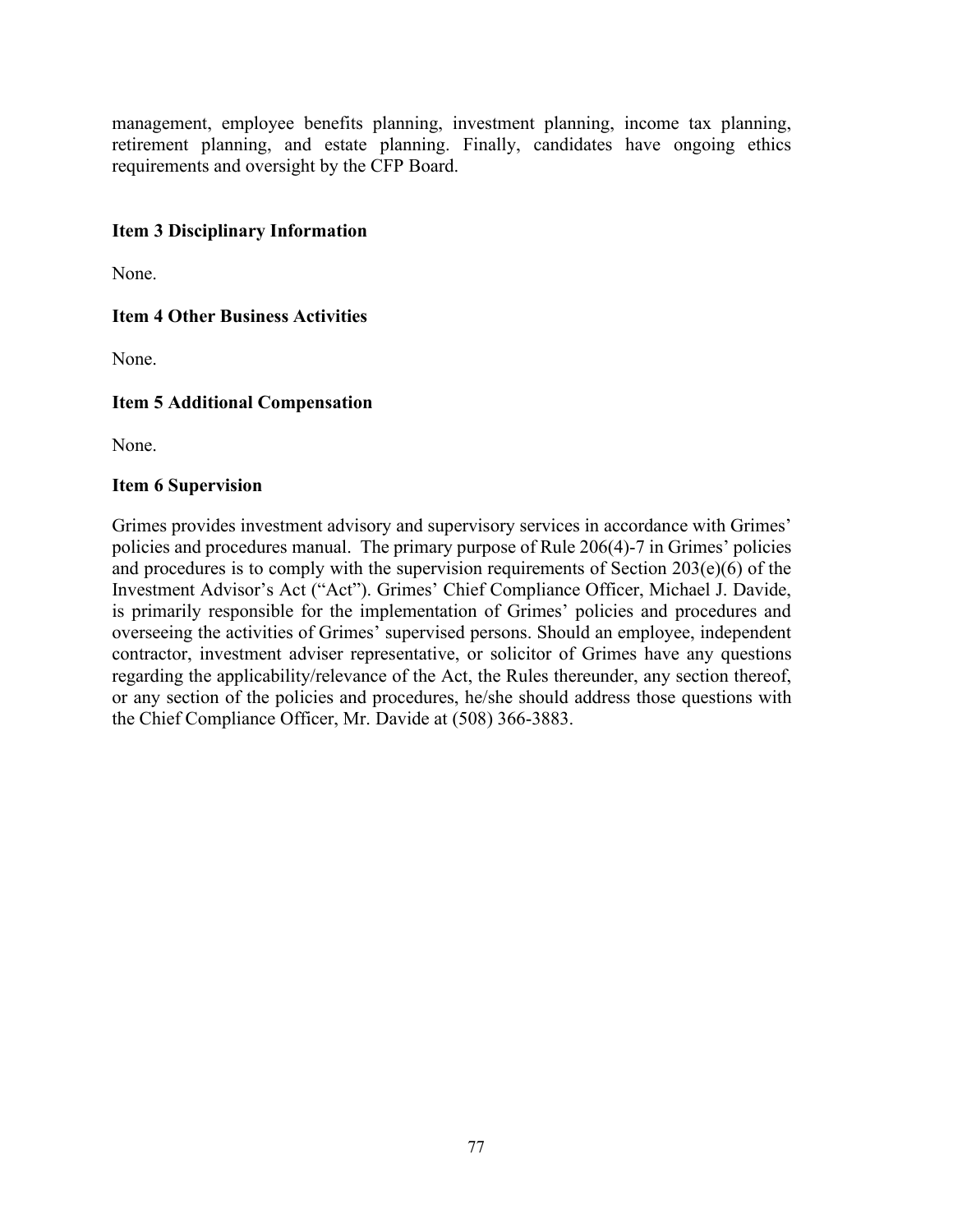management, employee benefits planning, investment planning, income tax planning, retirement planning, and estate planning. Finally, candidates have ongoing ethics requirements and oversight by the CFP Board.

### Item 3 Disciplinary Information

None.

### Item 4 Other Business Activities

None.

### Item 5 Additional Compensation

None.

### Item 6 Supervision

Grimes provides investment advisory and supervisory services in accordance with Grimes' policies and procedures manual. The primary purpose of Rule 206(4)-7 in Grimes' policies and procedures is to comply with the supervision requirements of Section 203(e)(6) of the Investment Advisor's Act ("Act"). Grimes' Chief Compliance Officer, Michael J. Davide, is primarily responsible for the implementation of Grimes' policies and procedures and overseeing the activities of Grimes' supervised persons. Should an employee, independent contractor, investment adviser representative, or solicitor of Grimes have any questions regarding the applicability/relevance of the Act, the Rules thereunder, any section thereof, or any section of the policies and procedures, he/she should address those questions with the Chief Compliance Officer, Mr. Davide at (508) 366-3883.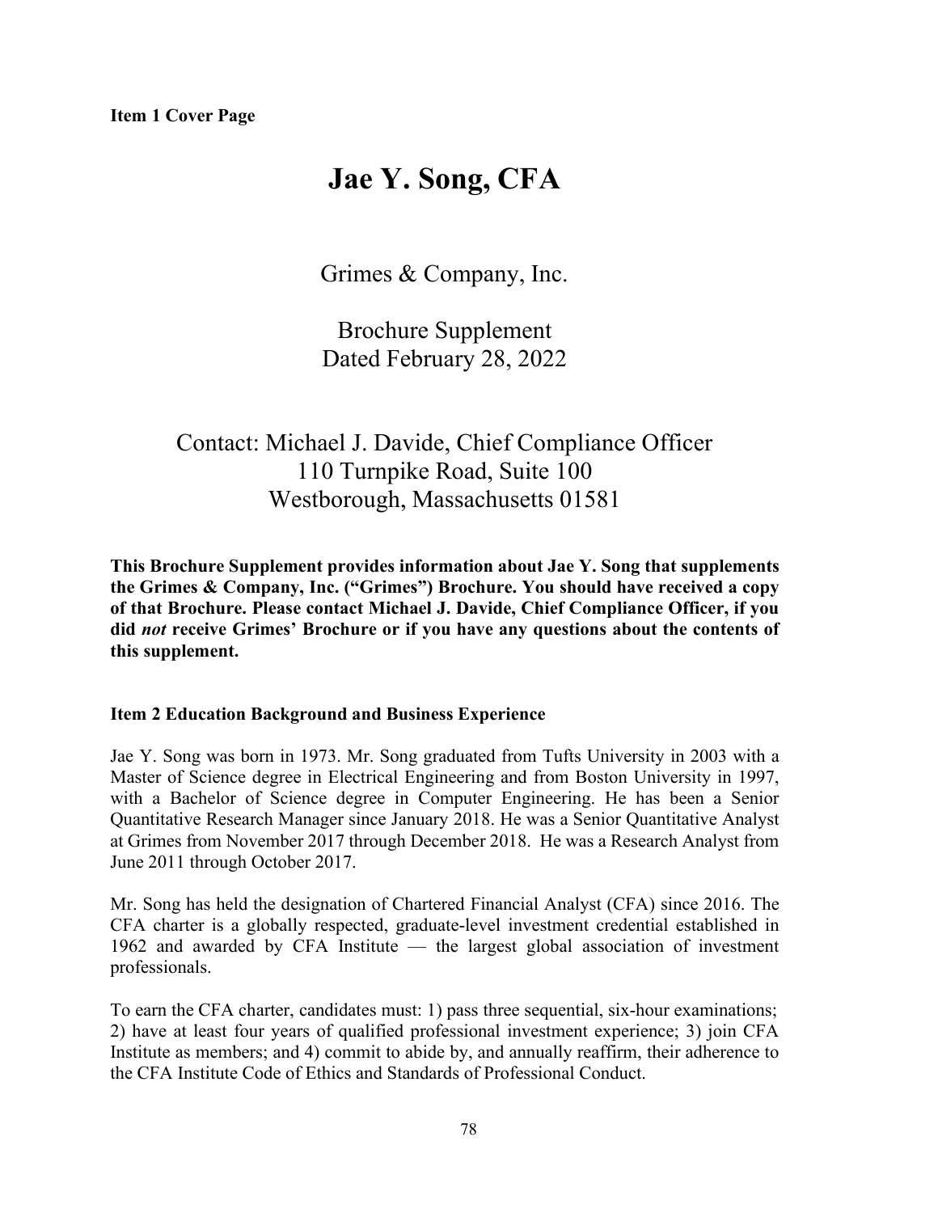**Item 1 Cover Page**

# Jae Y. Song, CFA

Grimes & Company, Inc.

Brochure Supplement
Dated February 28, 2022

Contact: Michael J. Davide, Chief Compliance Officer
110 Turnpike Road, Suite 100
Westborough, Massachusetts 01581

**This Brochure Supplement provides information about Jae Y. Song that supplements the Grimes & Company, Inc. ("Grimes") Brochure. You should have received a copy of that Brochure. Please contact Michael J. Davide, Chief Compliance Officer, if you did *not* receive Grimes' Brochure or if you have any questions about the contents of this supplement.**

**Item 2 Education Background and Business Experience**

Jae Y. Song was born in 1973. Mr. Song graduated from Tufts University in 2003 with a Master of Science degree in Electrical Engineering and from Boston University in 1997, with a Bachelor of Science degree in Computer Engineering. He has been a Senior Quantitative Research Manager since January 2018. He was a Senior Quantitative Analyst at Grimes from November 2017 through December 2018. He was a Research Analyst from June 2011 through October 2017.

Mr. Song has held the designation of Chartered Financial Analyst (CFA) since 2016. The CFA charter is a globally respected, graduate-level investment credential established in 1962 and awarded by CFA Institute — the largest global association of investment professionals.

To earn the CFA charter, candidates must: 1) pass three sequential, six-hour examinations; 2) have at least four years of qualified professional investment experience; 3) join CFA Institute as members; and 4) commit to abide by, and annually reaffirm, their adherence to the CFA Institute Code of Ethics and Standards of Professional Conduct.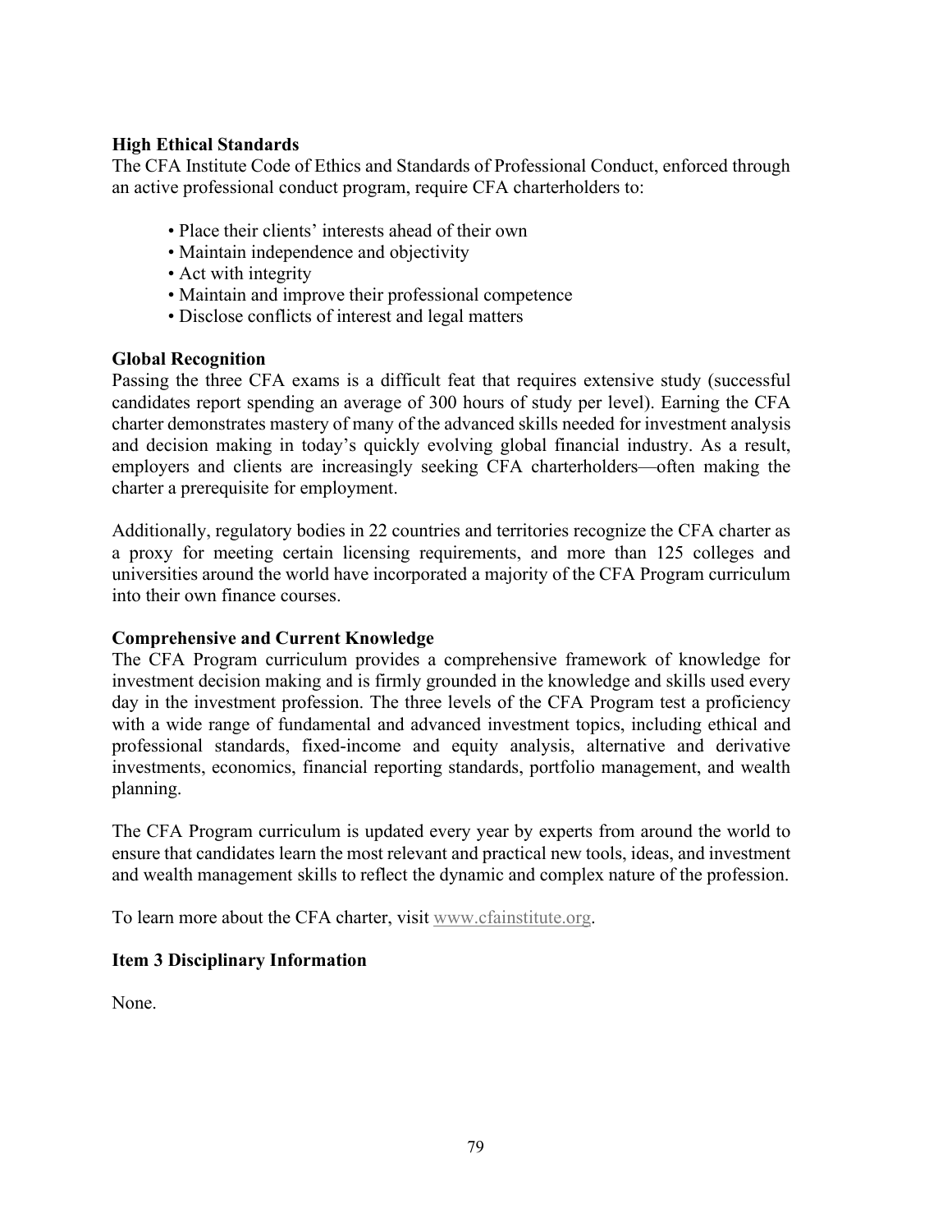**High Ethical Standards**

The CFA Institute Code of Ethics and Standards of Professional Conduct, enforced through an active professional conduct program, require CFA charterholders to:

- Place their clients' interests ahead of their own
- Maintain independence and objectivity
- Act with integrity
- Maintain and improve their professional competence
- Disclose conflicts of interest and legal matters

**Global Recognition**

Passing the three CFA exams is a difficult feat that requires extensive study (successful candidates report spending an average of 300 hours of study per level). Earning the CFA charter demonstrates mastery of many of the advanced skills needed for investment analysis and decision making in today's quickly evolving global financial industry. As a result, employers and clients are increasingly seeking CFA charterholders—often making the charter a prerequisite for employment.

Additionally, regulatory bodies in 22 countries and territories recognize the CFA charter as a proxy for meeting certain licensing requirements, and more than 125 colleges and universities around the world have incorporated a majority of the CFA Program curriculum into their own finance courses.

**Comprehensive and Current Knowledge**

The CFA Program curriculum provides a comprehensive framework of knowledge for investment decision making and is firmly grounded in the knowledge and skills used every day in the investment profession. The three levels of the CFA Program test a proficiency with a wide range of fundamental and advanced investment topics, including ethical and professional standards, fixed-income and equity analysis, alternative and derivative investments, economics, financial reporting standards, portfolio management, and wealth planning.

The CFA Program curriculum is updated every year by experts from around the world to ensure that candidates learn the most relevant and practical new tools, ideas, and investment and wealth management skills to reflect the dynamic and complex nature of the profession.

To learn more about the CFA charter, visit www.cfainstitute.org.

**Item 3 Disciplinary Information**

None.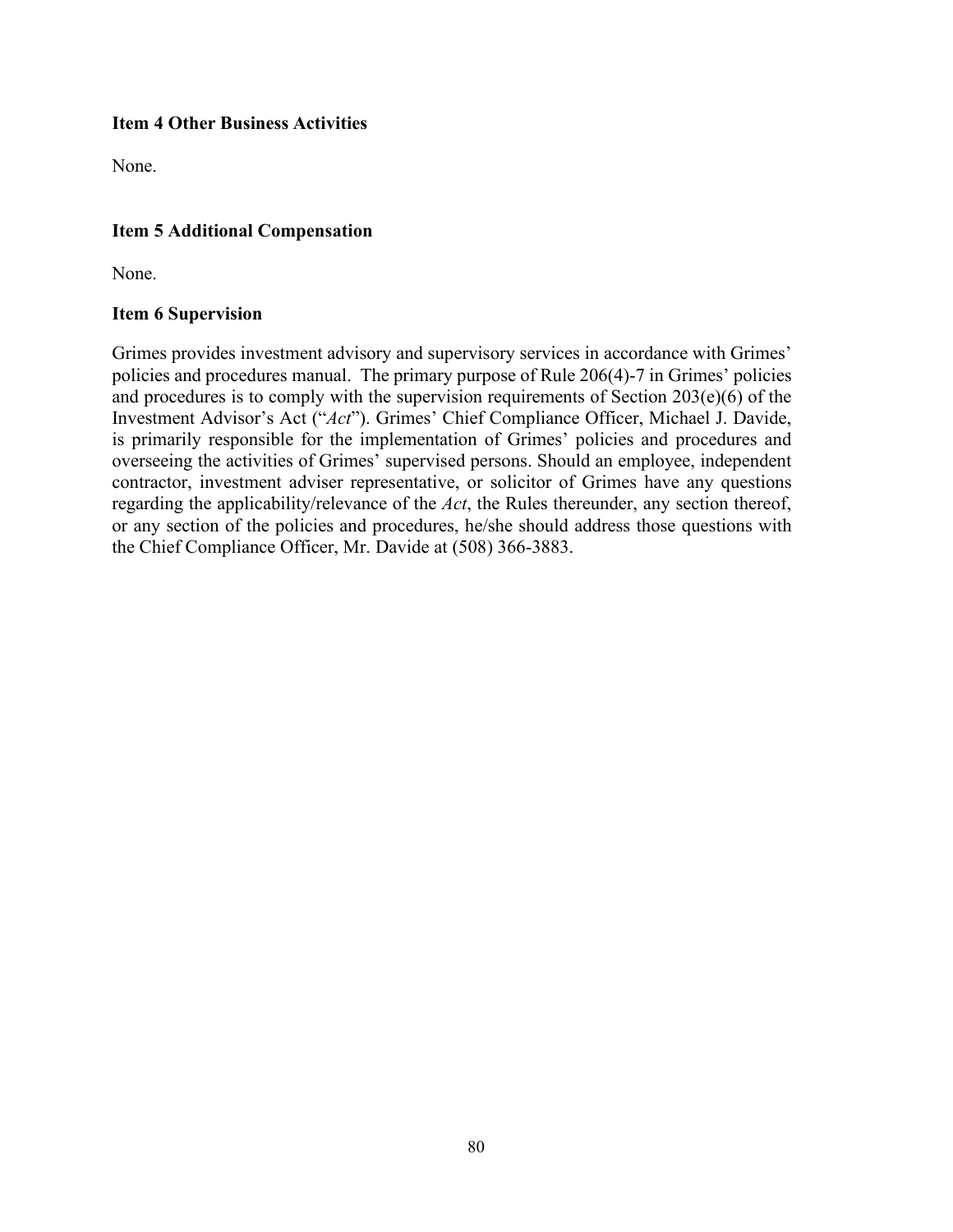**Item 4 Other Business Activities**

None.

**Item 5 Additional Compensation**

None.

**Item 6 Supervision**

Grimes provides investment advisory and supervisory services in accordance with Grimes' policies and procedures manual. The primary purpose of Rule 206(4)-7 in Grimes' policies and procedures is to comply with the supervision requirements of Section 203(e)(6) of the Investment Advisor's Act ("*Act*"). Grimes' Chief Compliance Officer, Michael J. Davide, is primarily responsible for the implementation of Grimes' policies and procedures and overseeing the activities of Grimes' supervised persons. Should an employee, independent contractor, investment adviser representative, or solicitor of Grimes have any questions regarding the applicability/relevance of the *Act*, the Rules thereunder, any section thereof, or any section of the policies and procedures, he/she should address those questions with the Chief Compliance Officer, Mr. Davide at (508) 366-3883.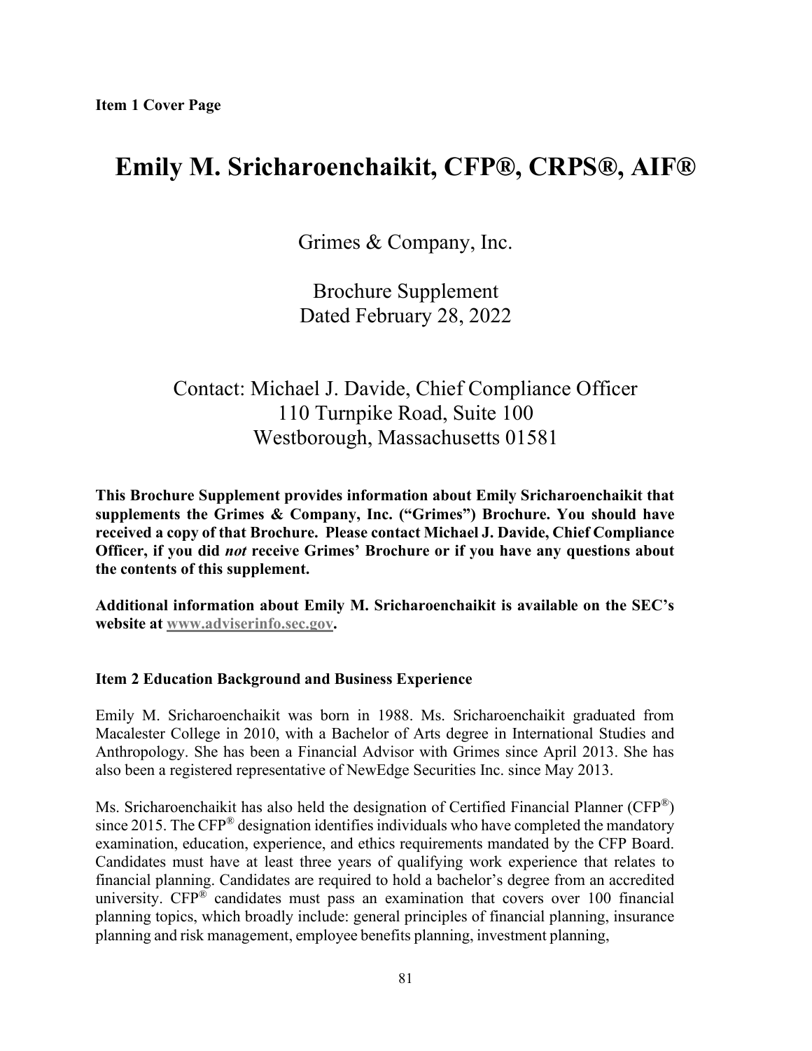**Item 1 Cover Page**

# Emily M. Sricharoenchaikit, CFP®, CRPS®, AIF®

Grimes & Company, Inc.

Brochure Supplement
Dated February 28, 2022

Contact: Michael J. Davide, Chief Compliance Officer
110 Turnpike Road, Suite 100
Westborough, Massachusetts 01581

**This Brochure Supplement provides information about Emily Sricharoenchaikit that supplements the Grimes & Company, Inc. ("Grimes") Brochure. You should have received a copy of that Brochure. Please contact Michael J. Davide, Chief Compliance Officer, if you did *not* receive Grimes' Brochure or if you have any questions about the contents of this supplement.**

**Additional information about Emily M. Sricharoenchaikit is available on the SEC's website at www.adviserinfo.sec.gov.**

**Item 2 Education Background and Business Experience**

Emily M. Sricharoenchaikit was born in 1988. Ms. Sricharoenchaikit graduated from Macalester College in 2010, with a Bachelor of Arts degree in International Studies and Anthropology. She has been a Financial Advisor with Grimes since April 2013. She has also been a registered representative of NewEdge Securities Inc. since May 2013.

Ms. Sricharoenchaikit has also held the designation of Certified Financial Planner (CFP®) since 2015. The CFP® designation identifies individuals who have completed the mandatory examination, education, experience, and ethics requirements mandated by the CFP Board. Candidates must have at least three years of qualifying work experience that relates to financial planning. Candidates are required to hold a bachelor's degree from an accredited university. CFP® candidates must pass an examination that covers over 100 financial planning topics, which broadly include: general principles of financial planning, insurance planning and risk management, employee benefits planning, investment planning,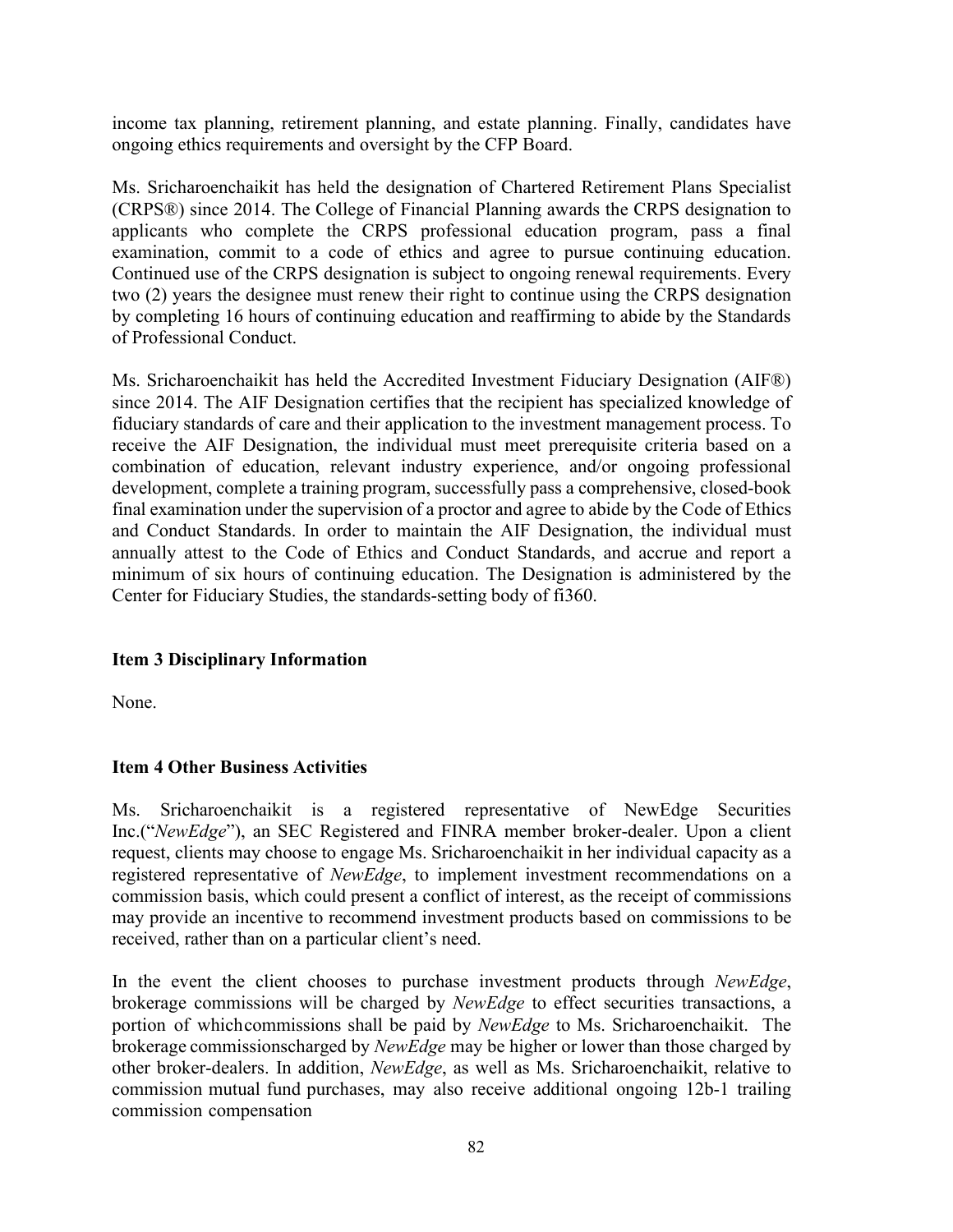income tax planning, retirement planning, and estate planning. Finally, candidates have ongoing ethics requirements and oversight by the CFP Board.

Ms. Sricharoenchaikit has held the designation of Chartered Retirement Plans Specialist (CRPS®) since 2014. The College of Financial Planning awards the CRPS designation to applicants who complete the CRPS professional education program, pass a final examination, commit to a code of ethics and agree to pursue continuing education. Continued use of the CRPS designation is subject to ongoing renewal requirements. Every two (2) years the designee must renew their right to continue using the CRPS designation by completing 16 hours of continuing education and reaffirming to abide by the Standards of Professional Conduct.

Ms. Sricharoenchaikit has held the Accredited Investment Fiduciary Designation (AIF®) since 2014. The AIF Designation certifies that the recipient has specialized knowledge of fiduciary standards of care and their application to the investment management process. To receive the AIF Designation, the individual must meet prerequisite criteria based on a combination of education, relevant industry experience, and/or ongoing professional development, complete a training program, successfully pass a comprehensive, closed-book final examination under the supervision of a proctor and agree to abide by the Code of Ethics and Conduct Standards. In order to maintain the AIF Designation, the individual must annually attest to the Code of Ethics and Conduct Standards, and accrue and report a minimum of six hours of continuing education. The Designation is administered by the Center for Fiduciary Studies, the standards-setting body of fi360.

**Item 3 Disciplinary Information**

None.

**Item 4 Other Business Activities**

Ms. Sricharoenchaikit is a registered representative of NewEdge Securities Inc.(“*NewEdge*”), an SEC Registered and FINRA member broker-dealer. Upon a client request, clients may choose to engage Ms. Sricharoenchaikit in her individual capacity as a registered representative of *NewEdge*, to implement investment recommendations on a commission basis, which could present a conflict of interest, as the receipt of commissions may provide an incentive to recommend investment products based on commissions to be received, rather than on a particular client’s need.

In the event the client chooses to purchase investment products through *NewEdge*, brokerage commissions will be charged by *NewEdge* to effect securities transactions, a portion of whichcommissions shall be paid by *NewEdge* to Ms. Sricharoenchaikit. The brokerage commissionscharged by *NewEdge* may be higher or lower than those charged by other broker-dealers. In addition, *NewEdge*, as well as Ms. Sricharoenchaikit, relative to commission mutual fund purchases, may also receive additional ongoing 12b-1 trailing commission compensation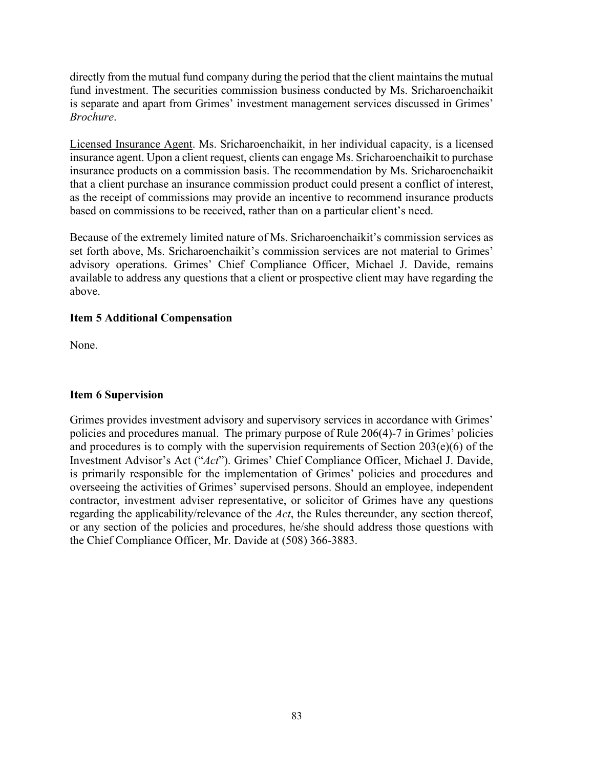directly from the mutual fund company during the period that the client maintains the mutual fund investment. The securities commission business conducted by Ms. Sricharoenchaikit is separate and apart from Grimes' investment management services discussed in Grimes' *Brochure*.

Licensed Insurance Agent. Ms. Sricharoenchaikit, in her individual capacity, is a licensed insurance agent. Upon a client request, clients can engage Ms. Sricharoenchaikit to purchase insurance products on a commission basis. The recommendation by Ms. Sricharoenchaikit that a client purchase an insurance commission product could present a conflict of interest, as the receipt of commissions may provide an incentive to recommend insurance products based on commissions to be received, rather than on a particular client's need.

Because of the extremely limited nature of Ms. Sricharoenchaikit's commission services as set forth above, Ms. Sricharoenchaikit's commission services are not material to Grimes' advisory operations. Grimes' Chief Compliance Officer, Michael J. Davide, remains available to address any questions that a client or prospective client may have regarding the above.

**Item 5 Additional Compensation**

None.

**Item 6 Supervision**

Grimes provides investment advisory and supervisory services in accordance with Grimes' policies and procedures manual. The primary purpose of Rule 206(4)-7 in Grimes' policies and procedures is to comply with the supervision requirements of Section 203(e)(6) of the Investment Advisor's Act ("*Act*"). Grimes' Chief Compliance Officer, Michael J. Davide, is primarily responsible for the implementation of Grimes' policies and procedures and overseeing the activities of Grimes' supervised persons. Should an employee, independent contractor, investment adviser representative, or solicitor of Grimes have any questions regarding the applicability/relevance of the *Act*, the Rules thereunder, any section thereof, or any section of the policies and procedures, he/she should address those questions with the Chief Compliance Officer, Mr. Davide at (508) 366-3883.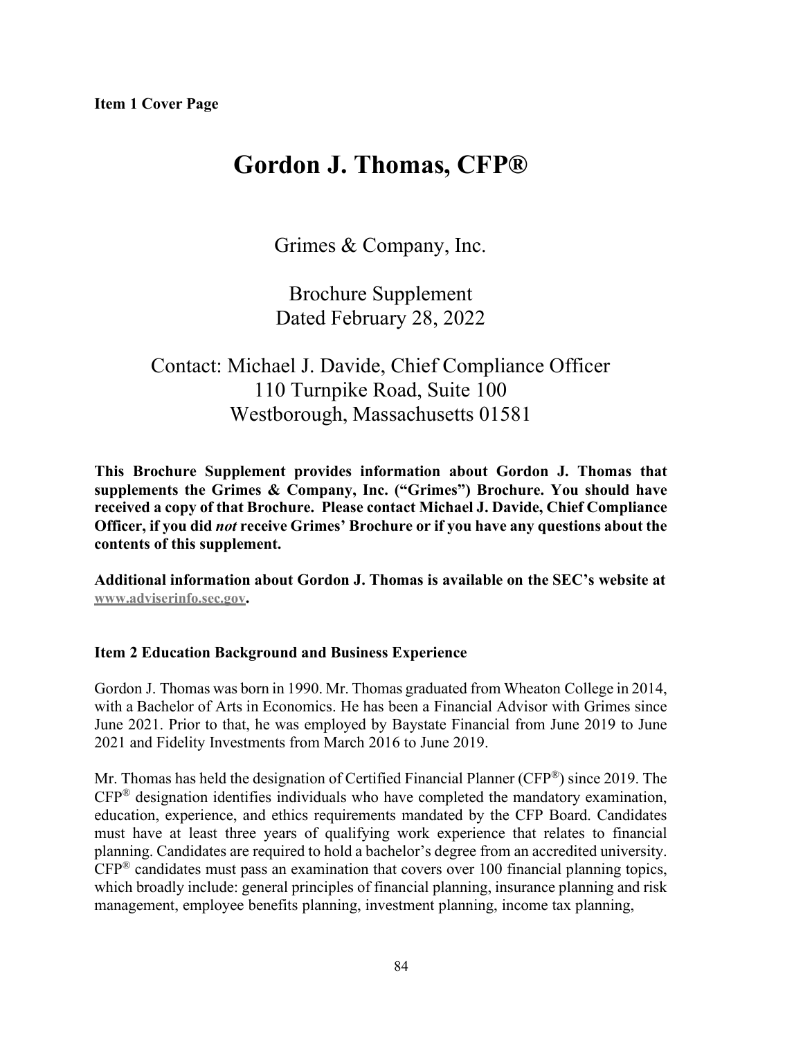**Item 1 Cover Page**

# Gordon J. Thomas, CFP®

Grimes & Company, Inc.

Brochure Supplement
Dated February 28, 2022

Contact: Michael J. Davide, Chief Compliance Officer
110 Turnpike Road, Suite 100
Westborough, Massachusetts 01581

**This Brochure Supplement provides information about Gordon J. Thomas that supplements the Grimes & Company, Inc. ("Grimes") Brochure. You should have received a copy of that Brochure. Please contact Michael J. Davide, Chief Compliance Officer, if you did *not* receive Grimes' Brochure or if you have any questions about the contents of this supplement.**

**Additional information about Gordon J. Thomas is available on the SEC's website at www.adviserinfo.sec.gov.**

**Item 2 Education Background and Business Experience**

Gordon J. Thomas was born in 1990. Mr. Thomas graduated from Wheaton College in 2014, with a Bachelor of Arts in Economics. He has been a Financial Advisor with Grimes since June 2021. Prior to that, he was employed by Baystate Financial from June 2019 to June 2021 and Fidelity Investments from March 2016 to June 2019.

Mr. Thomas has held the designation of Certified Financial Planner (CFP®) since 2019. The CFP® designation identifies individuals who have completed the mandatory examination, education, experience, and ethics requirements mandated by the CFP Board. Candidates must have at least three years of qualifying work experience that relates to financial planning. Candidates are required to hold a bachelor's degree from an accredited university. CFP® candidates must pass an examination that covers over 100 financial planning topics, which broadly include: general principles of financial planning, insurance planning and risk management, employee benefits planning, investment planning, income tax planning,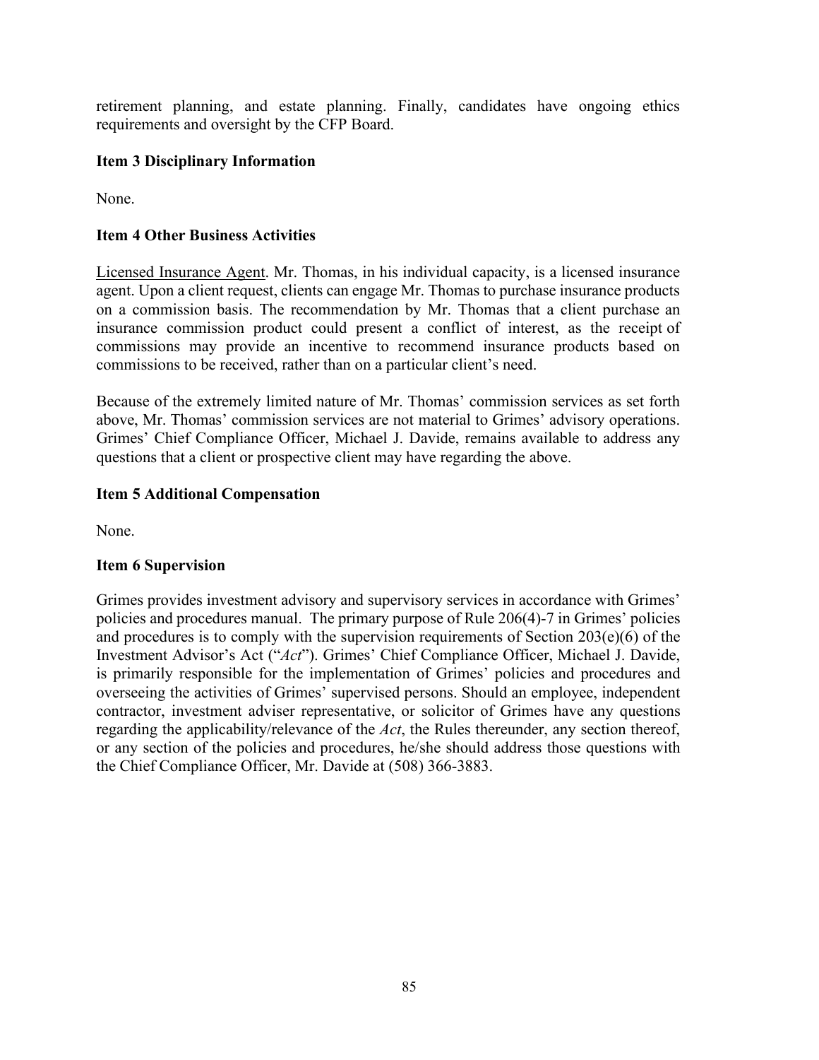retirement planning, and estate planning. Finally, candidates have ongoing ethics requirements and oversight by the CFP Board.

### Item 3 Disciplinary Information

None.

### Item 4 Other Business Activities

Licensed Insurance Agent. Mr. Thomas, in his individual capacity, is a licensed insurance agent. Upon a client request, clients can engage Mr. Thomas to purchase insurance products on a commission basis. The recommendation by Mr. Thomas that a client purchase an insurance commission product could present a conflict of interest, as the receipt of commissions may provide an incentive to recommend insurance products based on commissions to be received, rather than on a particular client's need.

Because of the extremely limited nature of Mr. Thomas' commission services as set forth above, Mr. Thomas' commission services are not material to Grimes' advisory operations. Grimes' Chief Compliance Officer, Michael J. Davide, remains available to address any questions that a client or prospective client may have regarding the above.

### Item 5 Additional Compensation

None.

### Item 6 Supervision

Grimes provides investment advisory and supervisory services in accordance with Grimes' policies and procedures manual. The primary purpose of Rule 206(4)-7 in Grimes' policies and procedures is to comply with the supervision requirements of Section 203(e)(6) of the Investment Advisor's Act ("*Act*"). Grimes' Chief Compliance Officer, Michael J. Davide, is primarily responsible for the implementation of Grimes' policies and procedures and overseeing the activities of Grimes' supervised persons. Should an employee, independent contractor, investment adviser representative, or solicitor of Grimes have any questions regarding the applicability/relevance of the *Act*, the Rules thereunder, any section thereof, or any section of the policies and procedures, he/she should address those questions with the Chief Compliance Officer, Mr. Davide at (508) 366-3883.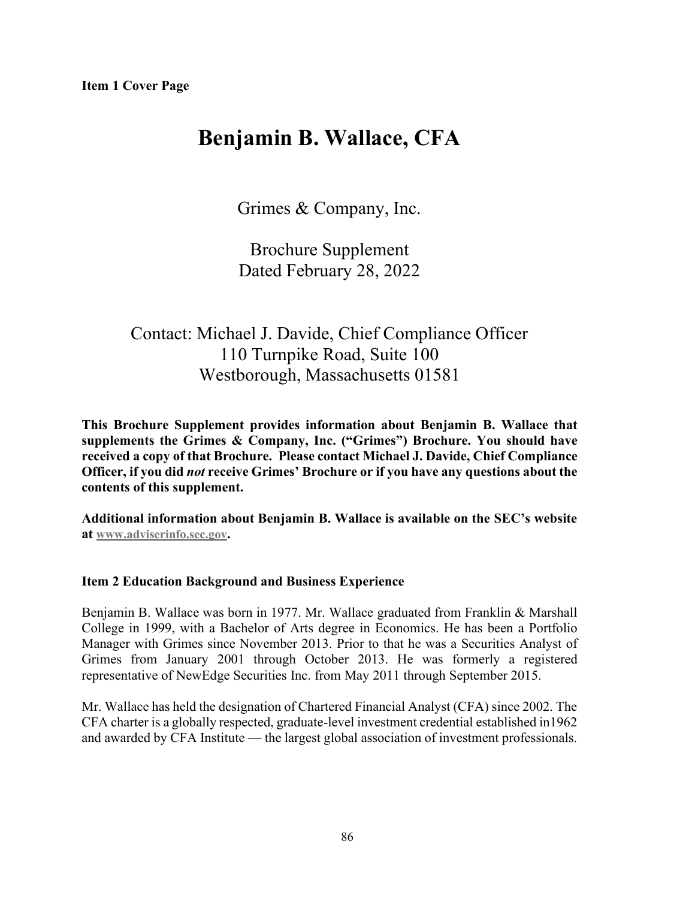**Item 1 Cover Page**

# Benjamin B. Wallace, CFA

Grimes & Company, Inc.

Brochure Supplement
Dated February 28, 2022

Contact: Michael J. Davide, Chief Compliance Officer
110 Turnpike Road, Suite 100
Westborough, Massachusetts 01581

**This Brochure Supplement provides information about Benjamin B. Wallace that supplements the Grimes & Company, Inc. ("Grimes") Brochure. You should have received a copy of that Brochure. Please contact Michael J. Davide, Chief Compliance Officer, if you did *not* receive Grimes' Brochure or if you have any questions about the contents of this supplement.**

**Additional information about Benjamin B. Wallace is available on the SEC's website at www.adviserinfo.sec.gov.**

**Item 2 Education Background and Business Experience**

Benjamin B. Wallace was born in 1977. Mr. Wallace graduated from Franklin & Marshall College in 1999, with a Bachelor of Arts degree in Economics. He has been a Portfolio Manager with Grimes since November 2013. Prior to that he was a Securities Analyst of Grimes from January 2001 through October 2013. He was formerly a registered representative of NewEdge Securities Inc. from May 2011 through September 2015.

Mr. Wallace has held the designation of Chartered Financial Analyst (CFA) since 2002. The CFA charter is a globally respected, graduate-level investment credential established in1962 and awarded by CFA Institute — the largest global association of investment professionals.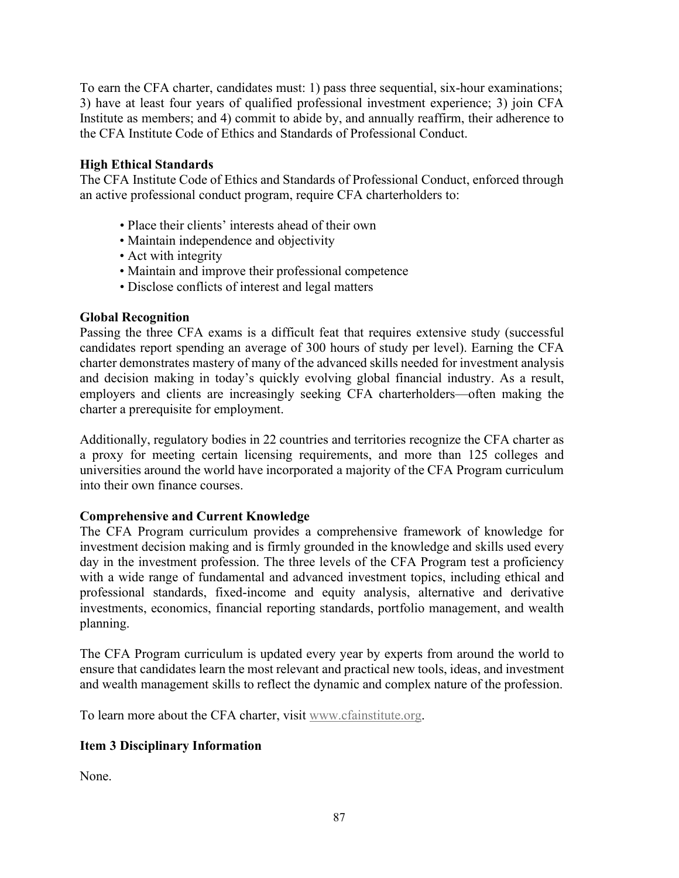To earn the CFA charter, candidates must: 1) pass three sequential, six-hour examinations; 3) have at least four years of qualified professional investment experience; 3) join CFA Institute as members; and 4) commit to abide by, and annually reaffirm, their adherence to the CFA Institute Code of Ethics and Standards of Professional Conduct.

**High Ethical Standards**

The CFA Institute Code of Ethics and Standards of Professional Conduct, enforced through an active professional conduct program, require CFA charterholders to:

- Place their clients' interests ahead of their own
- Maintain independence and objectivity
- Act with integrity
- Maintain and improve their professional competence
- Disclose conflicts of interest and legal matters

**Global Recognition**

Passing the three CFA exams is a difficult feat that requires extensive study (successful candidates report spending an average of 300 hours of study per level). Earning the CFA charter demonstrates mastery of many of the advanced skills needed for investment analysis and decision making in today's quickly evolving global financial industry. As a result, employers and clients are increasingly seeking CFA charterholders—often making the charter a prerequisite for employment.

Additionally, regulatory bodies in 22 countries and territories recognize the CFA charter as a proxy for meeting certain licensing requirements, and more than 125 colleges and universities around the world have incorporated a majority of the CFA Program curriculum into their own finance courses.

**Comprehensive and Current Knowledge**

The CFA Program curriculum provides a comprehensive framework of knowledge for investment decision making and is firmly grounded in the knowledge and skills used every day in the investment profession. The three levels of the CFA Program test a proficiency with a wide range of fundamental and advanced investment topics, including ethical and professional standards, fixed-income and equity analysis, alternative and derivative investments, economics, financial reporting standards, portfolio management, and wealth planning.

The CFA Program curriculum is updated every year by experts from around the world to ensure that candidates learn the most relevant and practical new tools, ideas, and investment and wealth management skills to reflect the dynamic and complex nature of the profession.

To learn more about the CFA charter, visit www.cfainstitute.org.

## Item 3 Disciplinary Information

None.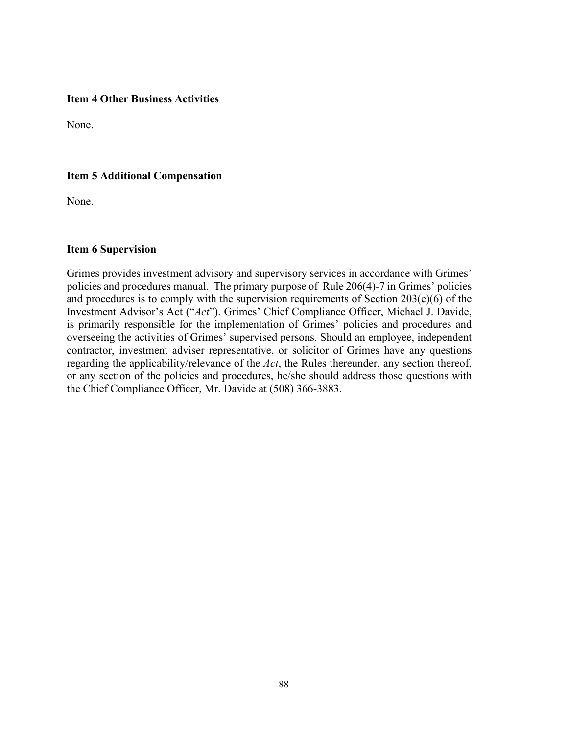**Item 4 Other Business Activities**

None.

**Item 5 Additional Compensation**

None.

**Item 6 Supervision**

Grimes provides investment advisory and supervisory services in accordance with Grimes' policies and procedures manual. The primary purpose of Rule 206(4)-7 in Grimes' policies and procedures is to comply with the supervision requirements of Section 203(e)(6) of the Investment Advisor's Act ("*Act*"). Grimes' Chief Compliance Officer, Michael J. Davide, is primarily responsible for the implementation of Grimes' policies and procedures and overseeing the activities of Grimes' supervised persons. Should an employee, independent contractor, investment adviser representative, or solicitor of Grimes have any questions regarding the applicability/relevance of the *Act*, the Rules thereunder, any section thereof, or any section of the policies and procedures, he/she should address those questions with the Chief Compliance Officer, Mr. Davide at (508) 366-3883.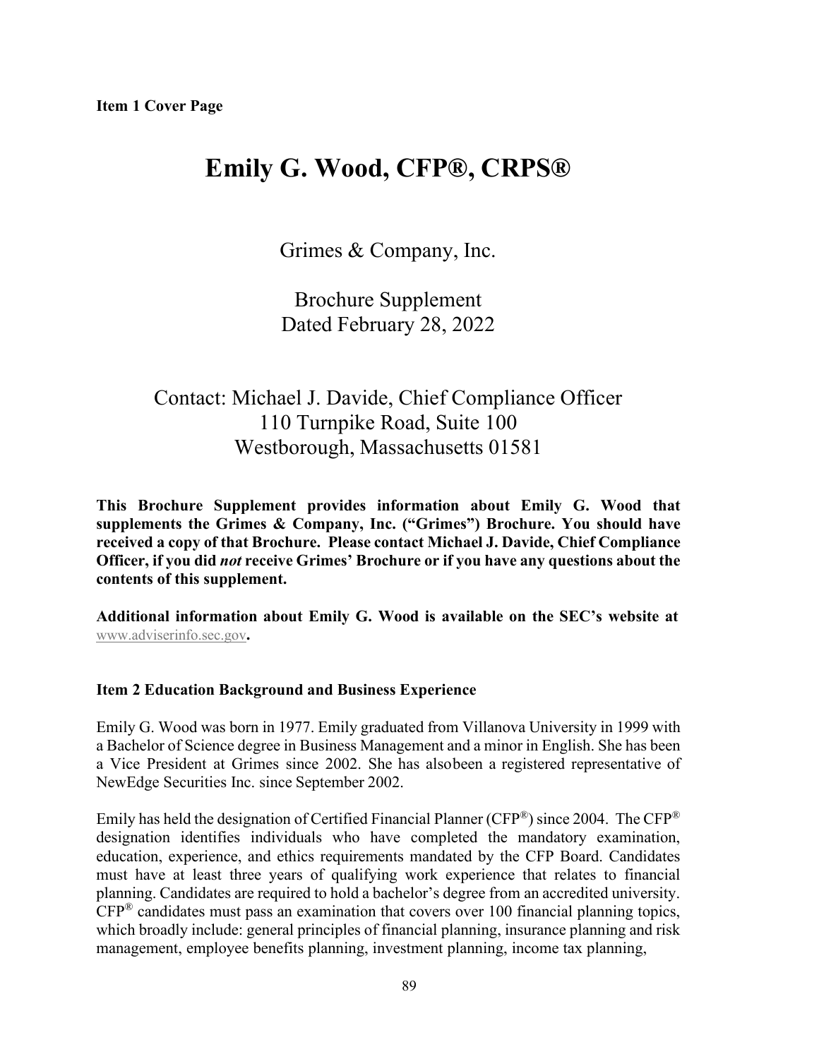**Item 1 Cover Page**

# Emily G. Wood, CFP®, CRPS®

Grimes & Company, Inc.

Brochure Supplement
Dated February 28, 2022

Contact: Michael J. Davide, Chief Compliance Officer
110 Turnpike Road, Suite 100
Westborough, Massachusetts 01581

**This Brochure Supplement provides information about Emily G. Wood that supplements the Grimes & Company, Inc. ("Grimes") Brochure. You should have received a copy of that Brochure. Please contact Michael J. Davide, Chief Compliance Officer, if you did *not* receive Grimes' Brochure or if you have any questions about the contents of this supplement.**

**Additional information about Emily G. Wood is available on the SEC's website at** www.adviserinfo.sec.gov**.**

**Item 2 Education Background and Business Experience**

Emily G. Wood was born in 1977. Emily graduated from Villanova University in 1999 with a Bachelor of Science degree in Business Management and a minor in English. She has been a Vice President at Grimes since 2002. She has alsobeen a registered representative of NewEdge Securities Inc. since September 2002.

Emily has held the designation of Certified Financial Planner (CFP®) since 2004. The CFP® designation identifies individuals who have completed the mandatory examination, education, experience, and ethics requirements mandated by the CFP Board. Candidates must have at least three years of qualifying work experience that relates to financial planning. Candidates are required to hold a bachelor's degree from an accredited university. CFP® candidates must pass an examination that covers over 100 financial planning topics, which broadly include: general principles of financial planning, insurance planning and risk management, employee benefits planning, investment planning, income tax planning,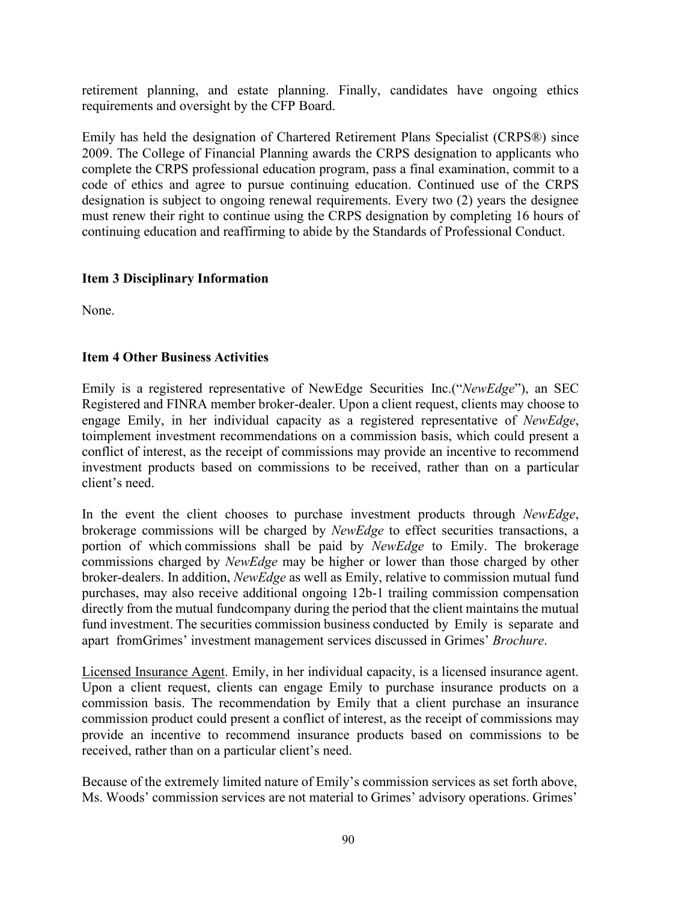retirement planning, and estate planning. Finally, candidates have ongoing ethics requirements and oversight by the CFP Board.

Emily has held the designation of Chartered Retirement Plans Specialist (CRPS®) since 2009. The College of Financial Planning awards the CRPS designation to applicants who complete the CRPS professional education program, pass a final examination, commit to a code of ethics and agree to pursue continuing education. Continued use of the CRPS designation is subject to ongoing renewal requirements. Every two (2) years the designee must renew their right to continue using the CRPS designation by completing 16 hours of continuing education and reaffirming to abide by the Standards of Professional Conduct.

**Item 3 Disciplinary Information**

None.

**Item 4 Other Business Activities**

Emily is a registered representative of NewEdge Securities Inc.("*NewEdge*"), an SEC Registered and FINRA member broker-dealer. Upon a client request, clients may choose to engage Emily, in her individual capacity as a registered representative of *NewEdge*, toimplement investment recommendations on a commission basis, which could present a conflict of interest, as the receipt of commissions may provide an incentive to recommend investment products based on commissions to be received, rather than on a particular client's need.

In the event the client chooses to purchase investment products through *NewEdge*, brokerage commissions will be charged by *NewEdge* to effect securities transactions, a portion of which commissions shall be paid by *NewEdge* to Emily. The brokerage commissions charged by *NewEdge* may be higher or lower than those charged by other broker-dealers. In addition, *NewEdge* as well as Emily, relative to commission mutual fund purchases, may also receive additional ongoing 12b-1 trailing commission compensation directly from the mutual fundcompany during the period that the client maintains the mutual fund investment. The securities commission business conducted by Emily is separate and apart fromGrimes' investment management services discussed in Grimes' *Brochure*.

Licensed Insurance Agent. Emily, in her individual capacity, is a licensed insurance agent. Upon a client request, clients can engage Emily to purchase insurance products on a commission basis. The recommendation by Emily that a client purchase an insurance commission product could present a conflict of interest, as the receipt of commissions may provide an incentive to recommend insurance products based on commissions to be received, rather than on a particular client's need.

Because of the extremely limited nature of Emily's commission services as set forth above, Ms. Woods' commission services are not material to Grimes' advisory operations. Grimes'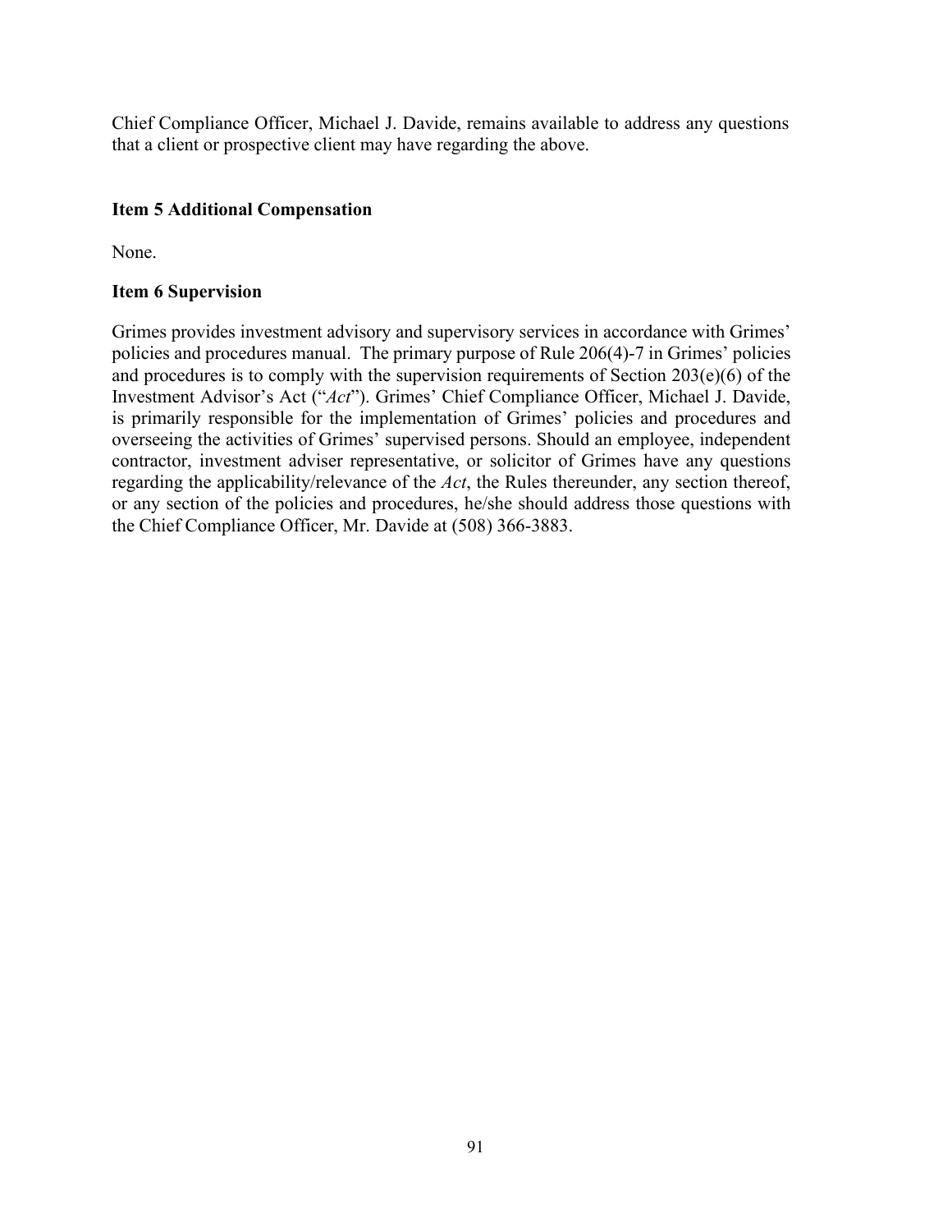Chief Compliance Officer, Michael J. Davide, remains available to address any questions that a client or prospective client may have regarding the above.

### Item 5 Additional Compensation

None.

### Item 6 Supervision

Grimes provides investment advisory and supervisory services in accordance with Grimes' policies and procedures manual. The primary purpose of Rule 206(4)-7 in Grimes' policies and procedures is to comply with the supervision requirements of Section 203(e)(6) of the Investment Advisor's Act ("*Act*"). Grimes' Chief Compliance Officer, Michael J. Davide, is primarily responsible for the implementation of Grimes' policies and procedures and overseeing the activities of Grimes' supervised persons. Should an employee, independent contractor, investment adviser representative, or solicitor of Grimes have any questions regarding the applicability/relevance of the *Act*, the Rules thereunder, any section thereof, or any section of the policies and procedures, he/she should address those questions with the Chief Compliance Officer, Mr. Davide at (508) 366-3883.